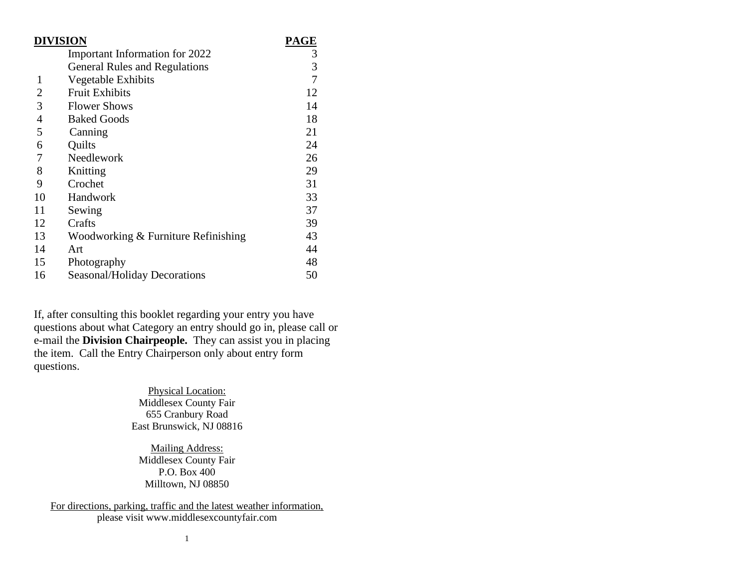| DIVISION | | PAGE |
|---|---|---|
| | Important Information for 2022 | 3 |
| | General Rules and Regulations | 3 |
| 1 | Vegetable Exhibits | 7 |
| 2 | Fruit Exhibits | 12 |
| 3 | Flower Shows | 14 |
| 4 | Baked Goods | 18 |
| 5 | Canning | 21 |
| 6 | Quilts | 24 |
| 7 | Needlework | 26 |
| 8 | Knitting | 29 |
| 9 | Crochet | 31 |
| 10 | Handwork | 33 |
| 11 | Sewing | 37 |
| 12 | Crafts | 39 |
| 13 | Woodworking & Furniture Refinishing | 43 |
| 14 | Art | 44 |
| 15 | Photography | 48 |
| 16 | Seasonal/Holiday Decorations | 50 |

If, after consulting this booklet regarding your entry you have questions about what Category an entry should go in, please call or e-mail the **Division Chairpeople.** They can assist you in placing the item. Call the Entry Chairperson only about entry form questions.

Physical Location:
Middlesex County Fair
655 Cranbury Road
East Brunswick, NJ 08816

Mailing Address:
Middlesex County Fair
P.O. Box 400
Milltown, NJ 08850

For directions, parking, traffic and the latest weather information,
please visit www.middlesexcountyfair.com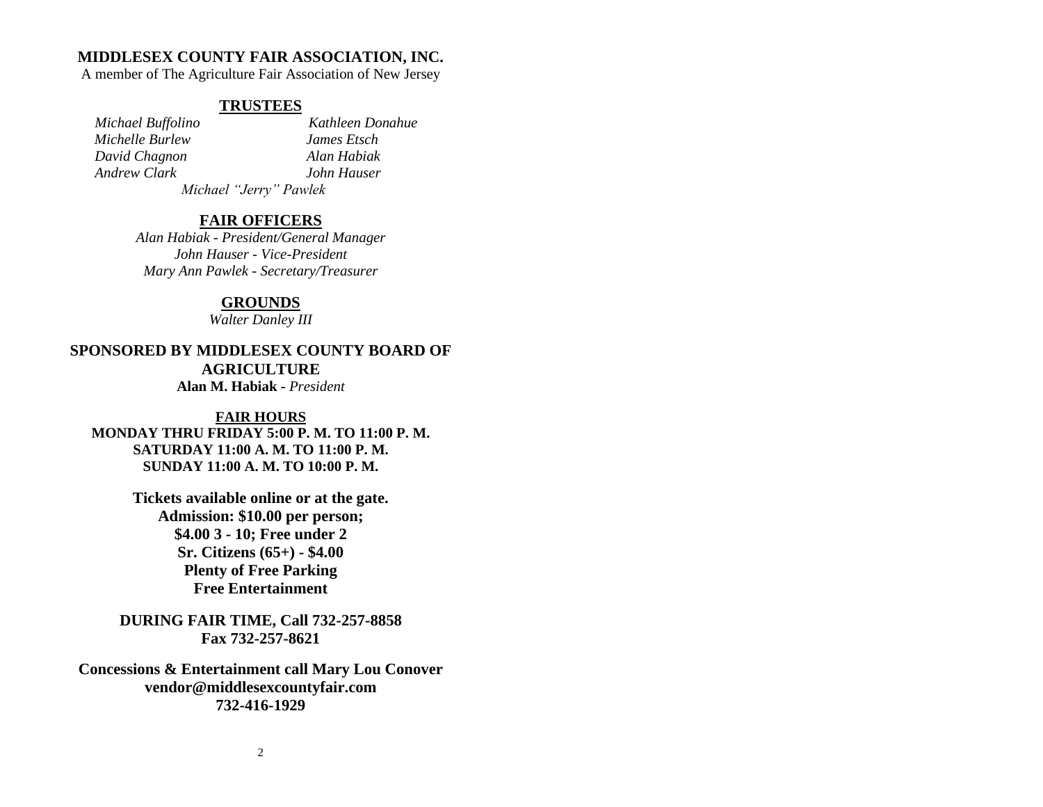**MIDDLESEX COUNTY FAIR ASSOCIATION, INC.**

A member of The Agriculture Fair Association of New Jersey

## TRUSTEES

*Michael Buffolino*
*Kathleen Donahue*
*Michelle Burlew*
*James Etsch*
*David Chagnon*
*Alan Habiak*
*Andrew Clark*
*John Hauser*
*Michael "Jerry" Pawlek*

## FAIR OFFICERS

*Alan Habiak - President/General Manager*
*John Hauser - Vice-President*
*Mary Ann Pawlek - Secretary/Treasurer*

## GROUNDS

*Walter Danley III*

**SPONSORED BY MIDDLESEX COUNTY BOARD OF AGRICULTURE**

**Alan M. Habiak** - *President*

## FAIR HOURS

**MONDAY THRU FRIDAY 5:00 P. M. TO 11:00 P. M.**
**SATURDAY 11:00 A. M. TO 11:00 P. M.**
**SUNDAY 11:00 A. M. TO 10:00 P. M.**

**Tickets available online or at the gate.**
**Admission: $10.00 per person;**
**$4.00 3 - 10; Free under 2**
**Sr. Citizens (65+) - $4.00**
**Plenty of Free Parking**
**Free Entertainment**

**DURING FAIR TIME, Call 732-257-8858**
**Fax 732-257-8621**

**Concessions & Entertainment call Mary Lou Conover**
**vendor@middlesexcountyfair.com**
**732-416-1929**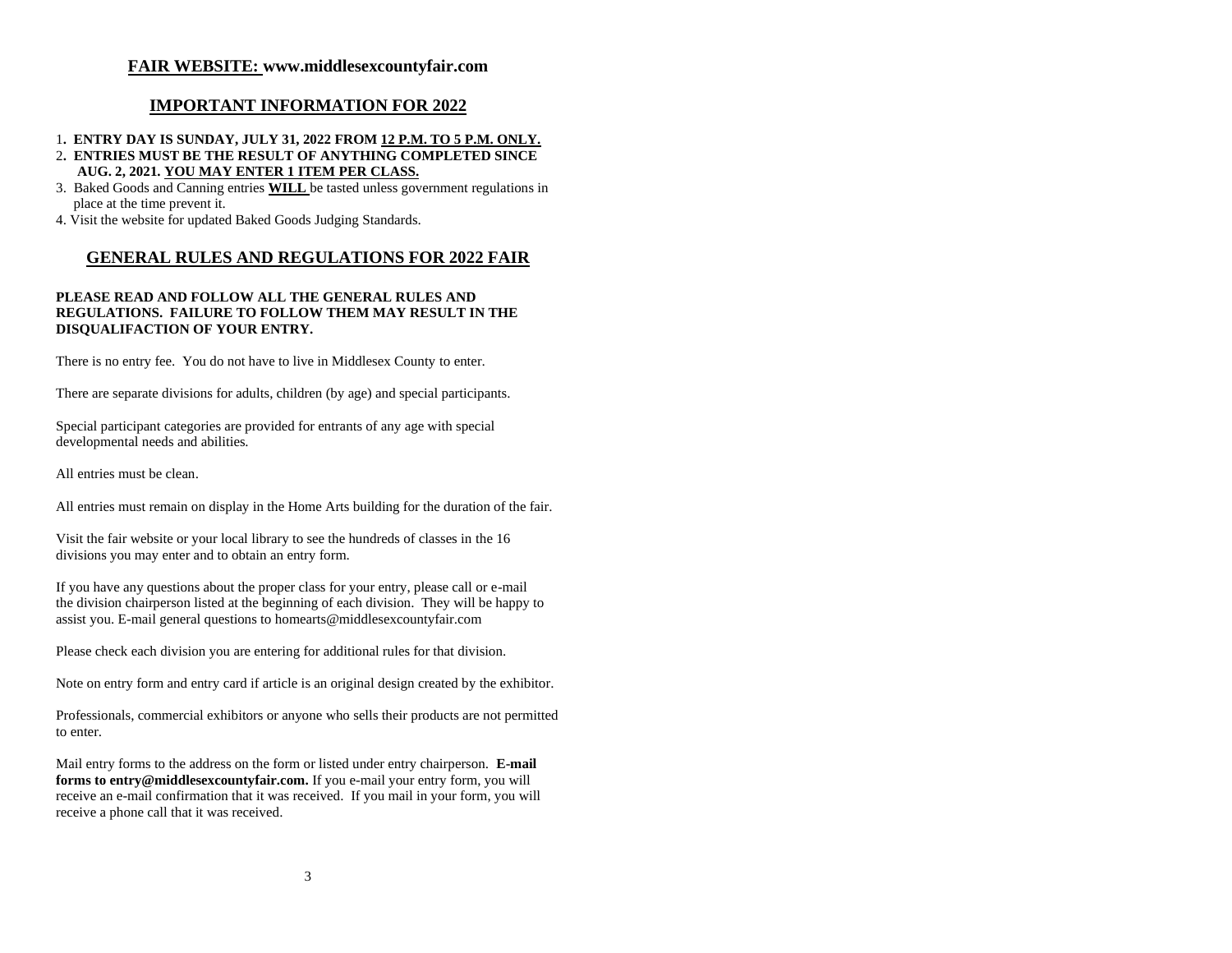## **FAIR WEBSITE:** www.middlesexcountyfair.com

## IMPORTANT INFORMATION FOR 2022

1. **ENTRY DAY IS SUNDAY, JULY 31, 2022 FROM 12 P.M. TO 5 P.M. ONLY.**
2. **ENTRIES MUST BE THE RESULT OF ANYTHING COMPLETED SINCE AUG. 2, 2021. YOU MAY ENTER 1 ITEM PER CLASS.**
3. Baked Goods and Canning entries **WILL** be tasted unless government regulations in place at the time prevent it.
4. Visit the website for updated Baked Goods Judging Standards.

## GENERAL RULES AND REGULATIONS FOR 2022 FAIR

**PLEASE READ AND FOLLOW ALL THE GENERAL RULES AND REGULATIONS. FAILURE TO FOLLOW THEM MAY RESULT IN THE DISQUALIFACTION OF YOUR ENTRY.**

There is no entry fee. You do not have to live in Middlesex County to enter.

There are separate divisions for adults, children (by age) and special participants.

Special participant categories are provided for entrants of any age with special developmental needs and abilities.

All entries must be clean.

All entries must remain on display in the Home Arts building for the duration of the fair.

Visit the fair website or your local library to see the hundreds of classes in the 16 divisions you may enter and to obtain an entry form.

If you have any questions about the proper class for your entry, please call or e-mail the division chairperson listed at the beginning of each division. They will be happy to assist you. E-mail general questions to homearts@middlesexcountyfair.com

Please check each division you are entering for additional rules for that division.

Note on entry form and entry card if article is an original design created by the exhibitor.

Professionals, commercial exhibitors or anyone who sells their products are not permitted to enter.

Mail entry forms to the address on the form or listed under entry chairperson. **E-mail forms to entry@middlesexcountyfair.com.** If you e-mail your entry form, you will receive an e-mail confirmation that it was received. If you mail in your form, you will receive a phone call that it was received.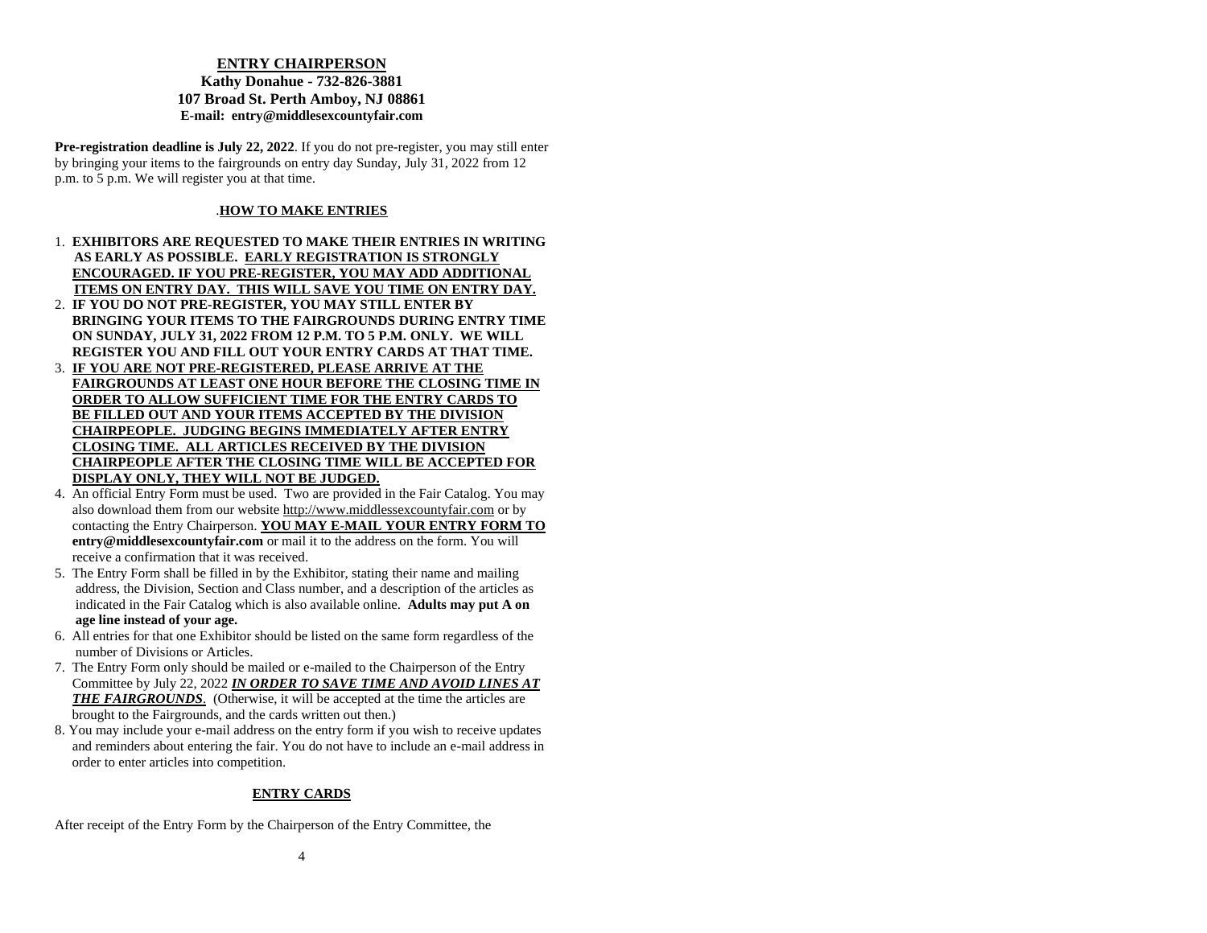**ENTRY CHAIRPERSON**
**Kathy Donahue - 732-826-3881**
**107 Broad St. Perth Amboy, NJ 08861**
**E-mail: entry@middlesexcountyfair.com**

**Pre-registration deadline is July 22, 2022**. If you do not pre-register, you may still enter by bringing your items to the fairgrounds on entry day Sunday, July 31, 2022 from 12 p.m. to 5 p.m. We will register you at that time.

## .HOW TO MAKE ENTRIES

1. **EXHIBITORS ARE REQUESTED TO MAKE THEIR ENTRIES IN WRITING AS EARLY AS POSSIBLE. EARLY REGISTRATION IS STRONGLY ENCOURAGED. IF YOU PRE-REGISTER, YOU MAY ADD ADDITIONAL ITEMS ON ENTRY DAY. THIS WILL SAVE YOU TIME ON ENTRY DAY.**
2. **IF YOU DO NOT PRE-REGISTER, YOU MAY STILL ENTER BY BRINGING YOUR ITEMS TO THE FAIRGROUNDS DURING ENTRY TIME ON SUNDAY, JULY 31, 2022 FROM 12 P.M. TO 5 P.M. ONLY. WE WILL REGISTER YOU AND FILL OUT YOUR ENTRY CARDS AT THAT TIME.**
3. **IF YOU ARE NOT PRE-REGISTERED, PLEASE ARRIVE AT THE FAIRGROUNDS AT LEAST ONE HOUR BEFORE THE CLOSING TIME IN ORDER TO ALLOW SUFFICIENT TIME FOR THE ENTRY CARDS TO BE FILLED OUT AND YOUR ITEMS ACCEPTED BY THE DIVISION CHAIRPEOPLE. JUDGING BEGINS IMMEDIATELY AFTER ENTRY CLOSING TIME. ALL ARTICLES RECEIVED BY THE DIVISION CHAIRPEOPLE AFTER THE CLOSING TIME WILL BE ACCEPTED FOR DISPLAY ONLY, THEY WILL NOT BE JUDGED.**
4. An official Entry Form must be used. Two are provided in the Fair Catalog. You may also download them from our website http://www.middlessexcountyfair.com or by contacting the Entry Chairperson. **YOU MAY E-MAIL YOUR ENTRY FORM TO entry@middlesexcountyfair.com** or mail it to the address on the form. You will receive a confirmation that it was received.
5. The Entry Form shall be filled in by the Exhibitor, stating their name and mailing address, the Division, Section and Class number, and a description of the articles as indicated in the Fair Catalog which is also available online. **Adults may put A on age line instead of your age.**
6. All entries for that one Exhibitor should be listed on the same form regardless of the number of Divisions or Articles.
7. The Entry Form only should be mailed or e-mailed to the Chairperson of the Entry Committee by July 22, 2022 ***IN ORDER TO SAVE TIME AND AVOID LINES AT THE FAIRGROUNDS***. (Otherwise, it will be accepted at the time the articles are brought to the Fairgrounds, and the cards written out then.)
8. You may include your e-mail address on the entry form if you wish to receive updates and reminders about entering the fair. You do not have to include an e-mail address in order to enter articles into competition.

## ENTRY CARDS

After receipt of the Entry Form by the Chairperson of the Entry Committee, the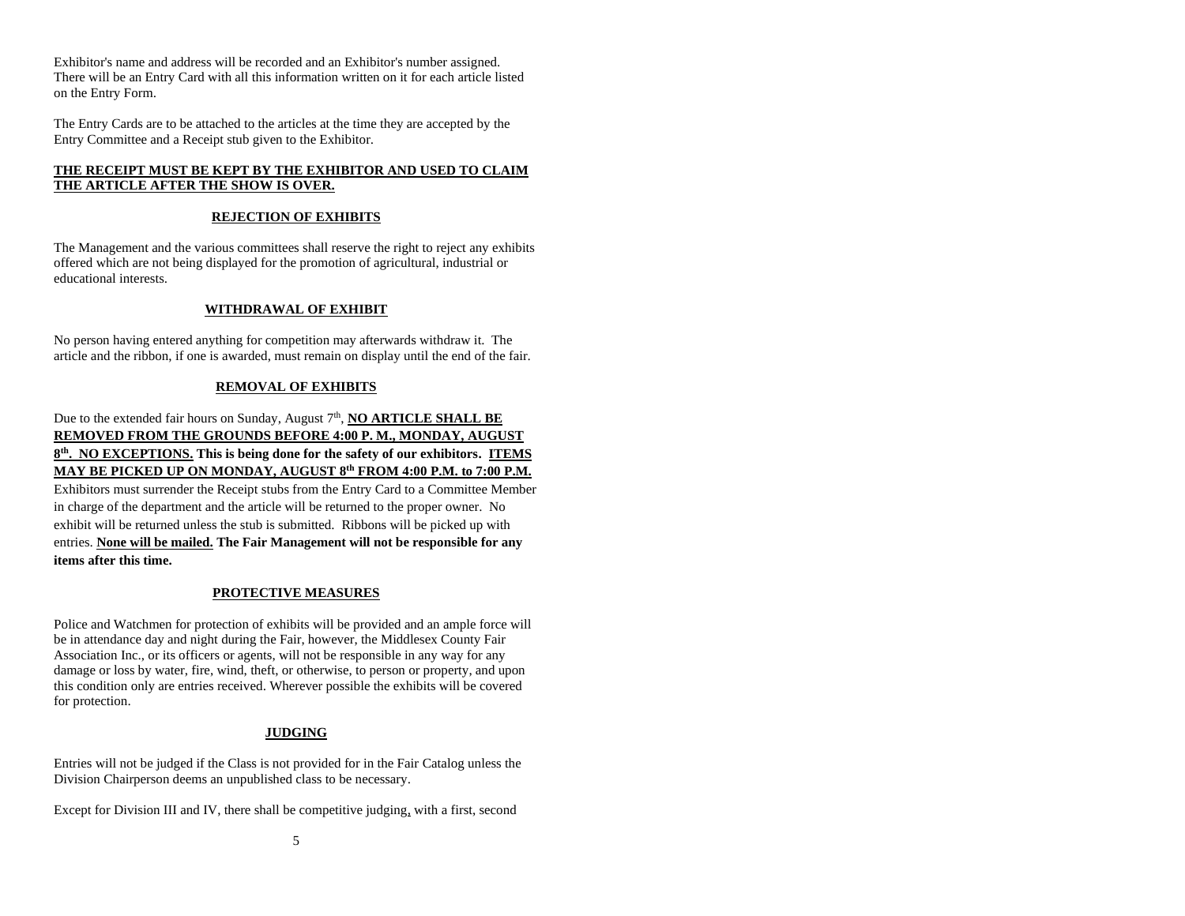Exhibitor's name and address will be recorded and an Exhibitor's number assigned. There will be an Entry Card with all this information written on it for each article listed on the Entry Form.

The Entry Cards are to be attached to the articles at the time they are accepted by the Entry Committee and a Receipt stub given to the Exhibitor.

**THE RECEIPT MUST BE KEPT BY THE EXHIBITOR AND USED TO CLAIM THE ARTICLE AFTER THE SHOW IS OVER.**

## REJECTION OF EXHIBITS

The Management and the various committees shall reserve the right to reject any exhibits offered which are not being displayed for the promotion of agricultural, industrial or educational interests.

## WITHDRAWAL OF EXHIBIT

No person having entered anything for competition may afterwards withdraw it. The article and the ribbon, if one is awarded, must remain on display until the end of the fair.

## REMOVAL OF EXHIBITS

Due to the extended fair hours on Sunday, August 7th, **NO ARTICLE SHALL BE REMOVED FROM THE GROUNDS BEFORE 4:00 P. M., MONDAY, AUGUST 8th. NO EXCEPTIONS. This is being done for the safety of our exhibitors. ITEMS MAY BE PICKED UP ON MONDAY, AUGUST 8th FROM 4:00 P.M. to 7:00 P.M.** Exhibitors must surrender the Receipt stubs from the Entry Card to a Committee Member in charge of the department and the article will be returned to the proper owner. No exhibit will be returned unless the stub is submitted. Ribbons will be picked up with entries. **None will be mailed. The Fair Management will not be responsible for any items after this time.**

## PROTECTIVE MEASURES

Police and Watchmen for protection of exhibits will be provided and an ample force will be in attendance day and night during the Fair, however, the Middlesex County Fair Association Inc., or its officers or agents, will not be responsible in any way for any damage or loss by water, fire, wind, theft, or otherwise, to person or property, and upon this condition only are entries received. Wherever possible the exhibits will be covered for protection.

## JUDGING

Entries will not be judged if the Class is not provided for in the Fair Catalog unless the Division Chairperson deems an unpublished class to be necessary.

Except for Division III and IV, there shall be competitive judging, with a first, second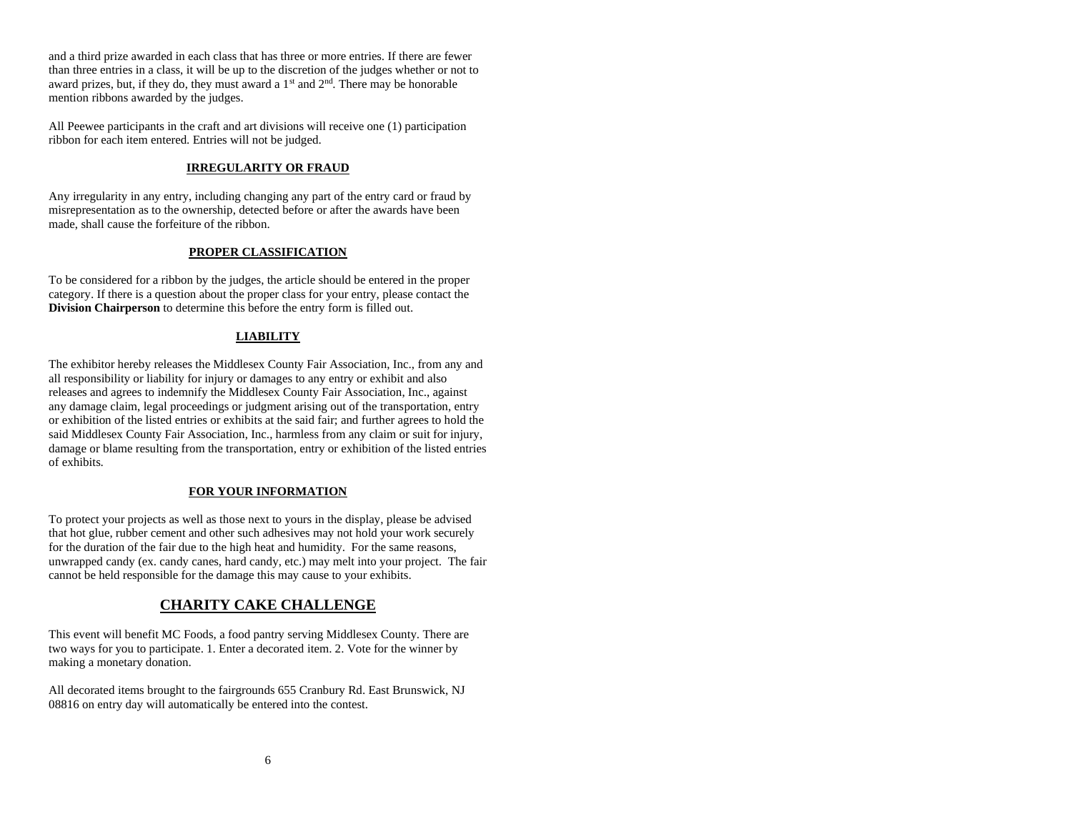and a third prize awarded in each class that has three or more entries. If there are fewer than three entries in a class, it will be up to the discretion of the judges whether or not to award prizes, but, if they do, they must award a 1st and 2nd. There may be honorable mention ribbons awarded by the judges.

All Peewee participants in the craft and art divisions will receive one (1) participation ribbon for each item entered. Entries will not be judged.

### IRREGULARITY OR FRAUD

Any irregularity in any entry, including changing any part of the entry card or fraud by misrepresentation as to the ownership, detected before or after the awards have been made, shall cause the forfeiture of the ribbon.

### PROPER CLASSIFICATION

To be considered for a ribbon by the judges, the article should be entered in the proper category. If there is a question about the proper class for your entry, please contact the **Division Chairperson** to determine this before the entry form is filled out.

### LIABILITY

The exhibitor hereby releases the Middlesex County Fair Association, Inc., from any and all responsibility or liability for injury or damages to any entry or exhibit and also releases and agrees to indemnify the Middlesex County Fair Association, Inc., against any damage claim, legal proceedings or judgment arising out of the transportation, entry or exhibition of the listed entries or exhibits at the said fair; and further agrees to hold the said Middlesex County Fair Association, Inc., harmless from any claim or suit for injury, damage or blame resulting from the transportation, entry or exhibition of the listed entries of exhibits.

### FOR YOUR INFORMATION

To protect your projects as well as those next to yours in the display, please be advised that hot glue, rubber cement and other such adhesives may not hold your work securely for the duration of the fair due to the high heat and humidity. For the same reasons, unwrapped candy (ex. candy canes, hard candy, etc.) may melt into your project. The fair cannot be held responsible for the damage this may cause to your exhibits.

## CHARITY CAKE CHALLENGE

This event will benefit MC Foods, a food pantry serving Middlesex County. There are two ways for you to participate. 1. Enter a decorated item. 2. Vote for the winner by making a monetary donation.

All decorated items brought to the fairgrounds 655 Cranbury Rd. East Brunswick, NJ 08816 on entry day will automatically be entered into the contest.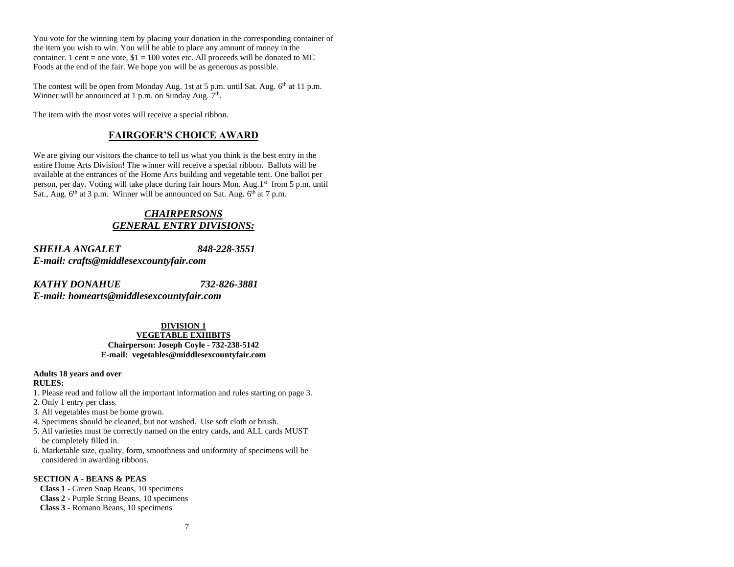You vote for the winning item by placing your donation in the corresponding container of the item you wish to win. You will be able to place any amount of money in the container. 1 cent = one vote, $1 = 100 votes etc. All proceeds will be donated to MC Foods at the end of the fair. We hope you will be as generous as possible.

The contest will be open from Monday Aug. 1st at 5 p.m. until Sat. Aug. 6th at 11 p.m. Winner will be announced at 1 p.m. on Sunday Aug. 7th.

The item with the most votes will receive a special ribbon.

## FAIRGOER'S CHOICE AWARD

We are giving our visitors the chance to tell us what you think is the best entry in the entire Home Arts Division! The winner will receive a special ribbon. Ballots will be available at the entrances of the Home Arts building and vegetable tent. One ballot per person, per day. Voting will take place during fair hours Mon. Aug.1st from 5 p.m. until Sat., Aug. 6th at 3 p.m. Winner will be announced on Sat. Aug. 6th at 7 p.m.

## *CHAIRPERSONS*
## *GENERAL ENTRY DIVISIONS:*

***SHEILA ANGALET 848-228-3551***
***E-mail: crafts@middlesexcountyfair.com***

***KATHY DONAHUE 732-826-3881***
***E-mail: homearts@middlesexcountyfair.com***

## DIVISION 1
## VEGETABLE EXHIBITS

**Chairperson: Joseph Coyle - 732-238-5142**
**E-mail: vegetables@middlesexcountyfair.com**

**Adults 18 years and over**
**RULES:**

1. Please read and follow all the important information and rules starting on page 3.
2. Only 1 entry per class.
3. All vegetables must be home grown.
4. Specimens should be cleaned, but not washed. Use soft cloth or brush.
5. All varieties must be correctly named on the entry cards, and ALL cards MUST be completely filled in.
6. Marketable size, quality, form, smoothness and uniformity of specimens will be considered in awarding ribbons.

**SECTION A - BEANS & PEAS**

**Class 1** - Green Snap Beans, 10 specimens
**Class 2** - Purple String Beans, 10 specimens
**Class 3** - Romano Beans, 10 specimens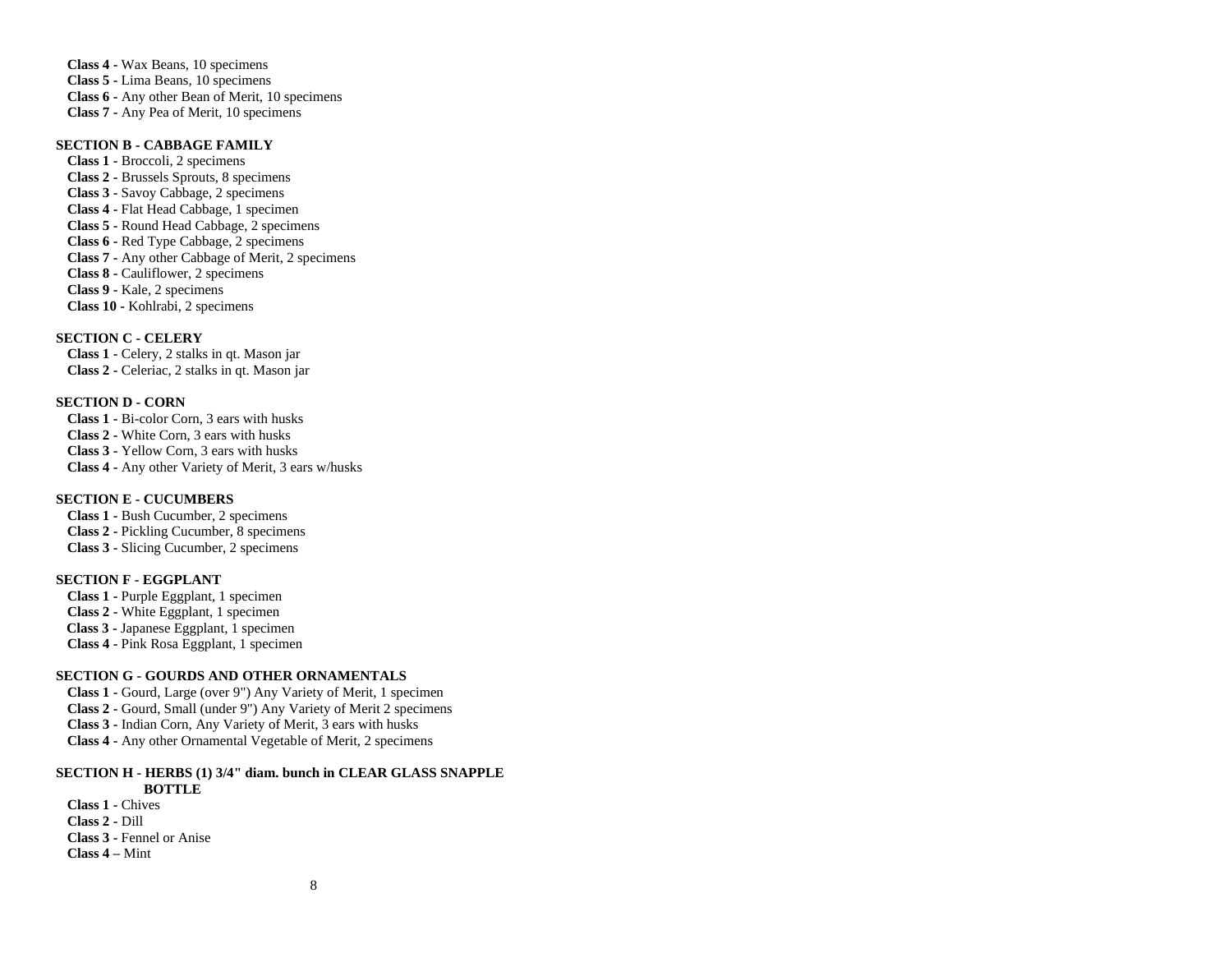**Class 4 -** Wax Beans, 10 specimens
**Class 5 -** Lima Beans, 10 specimens
**Class 6 -** Any other Bean of Merit, 10 specimens
**Class 7 -** Any Pea of Merit, 10 specimens

**SECTION B - CABBAGE FAMILY**

**Class 1 -** Broccoli, 2 specimens
**Class 2 -** Brussels Sprouts, 8 specimens
**Class 3 -** Savoy Cabbage, 2 specimens
**Class 4 -** Flat Head Cabbage, 1 specimen
**Class 5 -** Round Head Cabbage, 2 specimens
**Class 6 -** Red Type Cabbage, 2 specimens
**Class 7 -** Any other Cabbage of Merit, 2 specimens
**Class 8 -** Cauliflower, 2 specimens
**Class 9 -** Kale, 2 specimens
**Class 10 -** Kohlrabi, 2 specimens

**SECTION C - CELERY**

**Class 1 -** Celery, 2 stalks in qt. Mason jar
**Class 2 -** Celeriac, 2 stalks in qt. Mason jar

**SECTION D - CORN**

**Class 1 -** Bi-color Corn, 3 ears with husks
**Class 2 -** White Corn, 3 ears with husks
**Class 3 -** Yellow Corn, 3 ears with husks
**Class 4 -** Any other Variety of Merit, 3 ears w/husks

**SECTION E - CUCUMBERS**

**Class 1 -** Bush Cucumber, 2 specimens
**Class 2 -** Pickling Cucumber, 8 specimens
**Class 3 -** Slicing Cucumber, 2 specimens

**SECTION F - EGGPLANT**

**Class 1 -** Purple Eggplant, 1 specimen
**Class 2 -** White Eggplant, 1 specimen
**Class 3 -** Japanese Eggplant, 1 specimen
**Class 4 -** Pink Rosa Eggplant, 1 specimen

**SECTION G - GOURDS AND OTHER ORNAMENTALS**

**Class 1 -** Gourd, Large (over 9") Any Variety of Merit, 1 specimen
**Class 2 -** Gourd, Small (under 9") Any Variety of Merit 2 specimens
**Class 3 -** Indian Corn, Any Variety of Merit, 3 ears with husks
**Class 4 -** Any other Ornamental Vegetable of Merit, 2 specimens

**SECTION H - HERBS (1) 3/4" diam. bunch in CLEAR GLASS SNAPPLE BOTTLE**

**Class 1 -** Chives
**Class 2 -** Dill
**Class 3 -** Fennel or Anise
**Class 4 –** Mint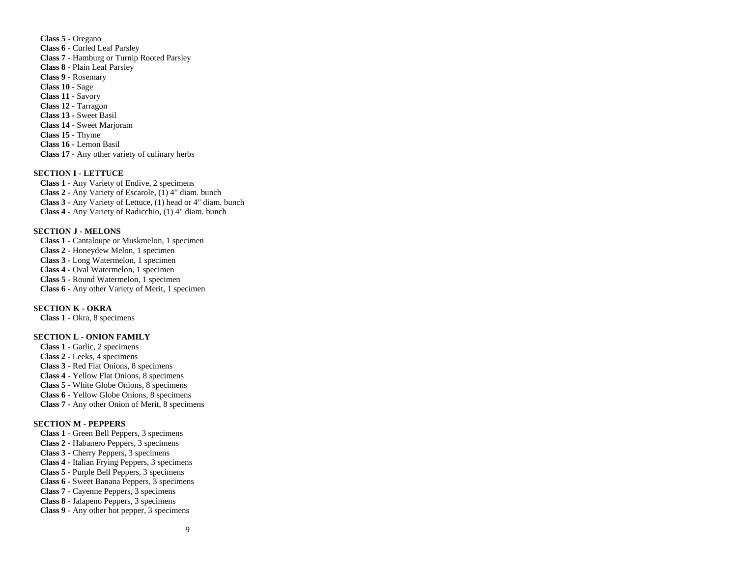**Class 5 -** Oregano
**Class 6 -** Curled Leaf Parsley
**Class 7 -** Hamburg or Turnip Rooted Parsley
**Class 8** - Plain Leaf Parsley
**Class 9** - Rosemary
**Class 10 -** Sage
**Class 11 -** Savory
**Class 12** - Tarragon
**Class 13 -** Sweet Basil
**Class 14 -** Sweet Marjoram
**Class 15** - Thyme
**Class 16 -** Lemon Basil
**Class 17** - Any other variety of culinary herbs

**SECTION I - LETTUCE**

**Class 1 -** Any Variety of Endive, 2 specimens
**Class 2 -** Any Variety of Escarole, (1) 4" diam. bunch
**Class 3 -** Any Variety of Lettuce, (1) head or 4" diam. bunch
**Class 4 -** Any Variety of Radicchio, (1) 4" diam. bunch

**SECTION J - MELONS**

**Class 1 -** Cantaloupe or Muskmelon, 1 specimen
**Class 2 -** Honeydew Melon, 1 specimen
**Class 3 -** Long Watermelon, 1 specimen
**Class 4 -** Oval Watermelon, 1 specimen
**Class 5 -** Round Watermelon, 1 specimen
**Class 6 -** Any other Variety of Merit, 1 specimen

**SECTION K - OKRA**

**Class 1 -** Okra, 8 specimens

**SECTION L - ONION FAMILY**

**Class 1 -** Garlic, 2 specimens
**Class 2 -** Leeks, 4 specimens
**Class 3 -** Red Flat Onions, 8 specimens
**Class 4 -** Yellow Flat Onions, 8 specimens
**Class 5 -** White Globe Onions, 8 specimens
**Class 6 -** Yellow Globe Onions, 8 specimens
**Class 7 -** Any other Onion of Merit, 8 specimens

**SECTION M - PEPPERS**

**Class 1 -** Green Bell Peppers, 3 specimens
**Class 2 -** Habanero Peppers, 3 specimens
**Class 3 -** Cherry Peppers, 3 specimens
**Class 4 -** Italian Frying Peppers, 3 specimens
**Class 5 -** Purple Bell Peppers, 3 specimens
**Class 6 -** Sweet Banana Peppers, 3 specimens
**Class 7 -** Cayenne Peppers, 3 specimens
**Class 8 -** Jalapeno Peppers, 3 specimens
**Class 9** - Any other hot pepper, 3 specimens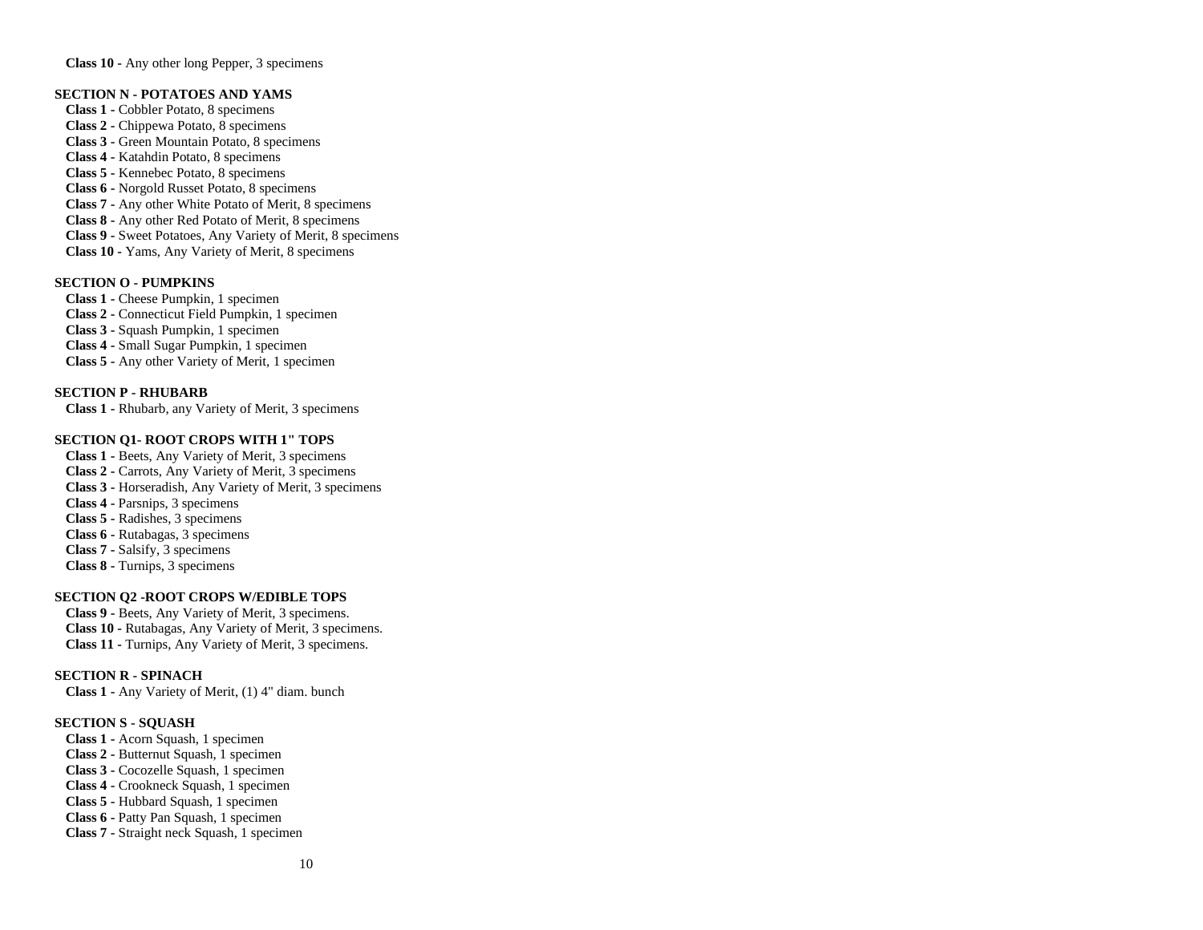**Class 10 -** Any other long Pepper, 3 specimens

**SECTION N - POTATOES AND YAMS**

**Class 1 -** Cobbler Potato, 8 specimens
**Class 2 -** Chippewa Potato, 8 specimens
**Class 3 -** Green Mountain Potato, 8 specimens
**Class 4 -** Katahdin Potato, 8 specimens
**Class 5 -** Kennebec Potato, 8 specimens
**Class 6 -** Norgold Russet Potato, 8 specimens
**Class 7 -** Any other White Potato of Merit, 8 specimens
**Class 8 -** Any other Red Potato of Merit, 8 specimens
**Class 9 -** Sweet Potatoes, Any Variety of Merit, 8 specimens
**Class 10 -** Yams, Any Variety of Merit, 8 specimens

**SECTION O - PUMPKINS**

**Class 1 -** Cheese Pumpkin, 1 specimen
**Class 2 -** Connecticut Field Pumpkin, 1 specimen
**Class 3 -** Squash Pumpkin, 1 specimen
**Class 4 -** Small Sugar Pumpkin, 1 specimen
**Class 5 -** Any other Variety of Merit, 1 specimen

**SECTION P - RHUBARB**

**Class 1 -** Rhubarb, any Variety of Merit, 3 specimens

**SECTION Q1- ROOT CROPS WITH 1" TOPS**

**Class 1 -** Beets, Any Variety of Merit, 3 specimens
**Class 2 -** Carrots, Any Variety of Merit, 3 specimens
**Class 3 -** Horseradish, Any Variety of Merit, 3 specimens
**Class 4 -** Parsnips, 3 specimens
**Class 5 -** Radishes, 3 specimens
**Class 6 -** Rutabagas, 3 specimens
**Class 7 -** Salsify, 3 specimens
**Class 8 -** Turnips, 3 specimens

**SECTION Q2 -ROOT CROPS W/EDIBLE TOPS**

**Class 9 -** Beets, Any Variety of Merit, 3 specimens.
**Class 10 -** Rutabagas, Any Variety of Merit, 3 specimens.
**Class 11 -** Turnips, Any Variety of Merit, 3 specimens.

**SECTION R - SPINACH**

**Class 1 -** Any Variety of Merit, (1) 4" diam. bunch

**SECTION S - SQUASH**

**Class 1 -** Acorn Squash, 1 specimen
**Class 2 -** Butternut Squash, 1 specimen
**Class 3 -** Cocozelle Squash, 1 specimen
**Class 4 -** Crookneck Squash, 1 specimen
**Class 5 -** Hubbard Squash, 1 specimen
**Class 6 -** Patty Pan Squash, 1 specimen
**Class 7 -** Straight neck Squash, 1 specimen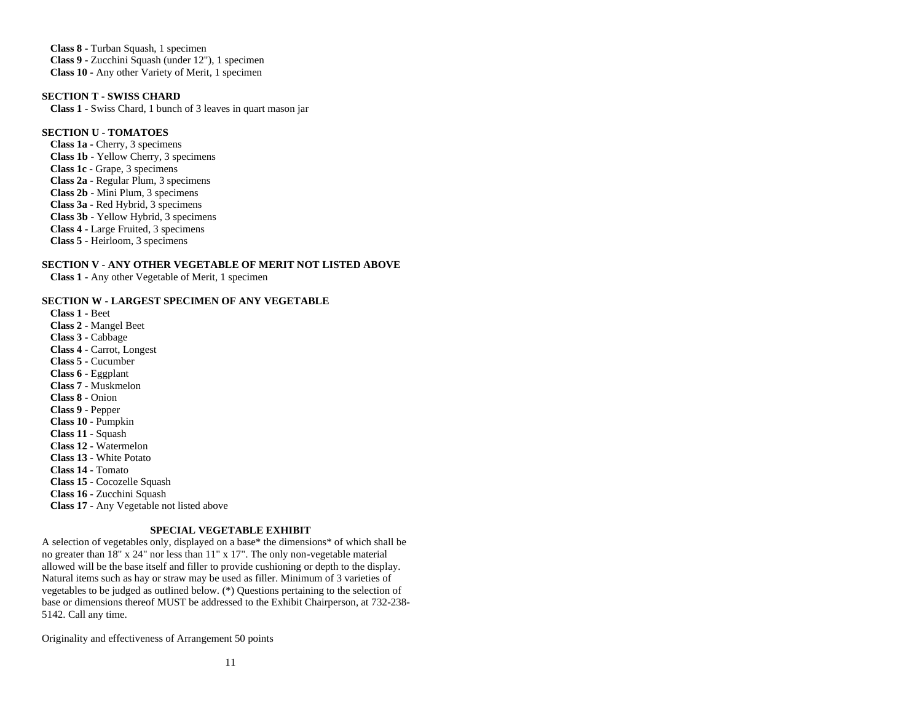**Class 8 -** Turban Squash, 1 specimen
**Class 9 -** Zucchini Squash (under 12"), 1 specimen
**Class 10 -** Any other Variety of Merit, 1 specimen

**SECTION T - SWISS CHARD**

**Class 1 -** Swiss Chard, 1 bunch of 3 leaves in quart mason jar

**SECTION U - TOMATOES**

**Class 1a -** Cherry, 3 specimens
**Class 1b -** Yellow Cherry, 3 specimens
**Class 1c -** Grape, 3 specimens
**Class 2a -** Regular Plum, 3 specimens
**Class 2b -** Mini Plum, 3 specimens
**Class 3a -** Red Hybrid, 3 specimens
**Class 3b -** Yellow Hybrid, 3 specimens
**Class 4 -** Large Fruited, 3 specimens
**Class 5 -** Heirloom, 3 specimens

**SECTION V - ANY OTHER VEGETABLE OF MERIT NOT LISTED ABOVE**

**Class 1 -** Any other Vegetable of Merit, 1 specimen

**SECTION W - LARGEST SPECIMEN OF ANY VEGETABLE**

**Class 1 -** Beet
**Class 2 -** Mangel Beet
**Class 3 -** Cabbage
**Class 4 -** Carrot, Longest
**Class 5 -** Cucumber
**Class 6 -** Eggplant
**Class 7 -** Muskmelon
**Class 8 -** Onion
**Class 9 -** Pepper
**Class 10 -** Pumpkin
**Class 11 -** Squash
**Class 12 -** Watermelon
**Class 13 -** White Potato
**Class 14 -** Tomato
**Class 15 -** Cocozelle Squash
**Class 16 -** Zucchini Squash
**Class 17 -** Any Vegetable not listed above

## SPECIAL VEGETABLE EXHIBIT

A selection of vegetables only, displayed on a base* the dimensions* of which shall be no greater than 18" x 24" nor less than 11" x 17". The only non-vegetable material allowed will be the base itself and filler to provide cushioning or depth to the display. Natural items such as hay or straw may be used as filler. Minimum of 3 varieties of vegetables to be judged as outlined below. (*) Questions pertaining to the selection of base or dimensions thereof MUST be addressed to the Exhibit Chairperson, at 732-238-5142. Call any time.

Originality and effectiveness of Arrangement 50 points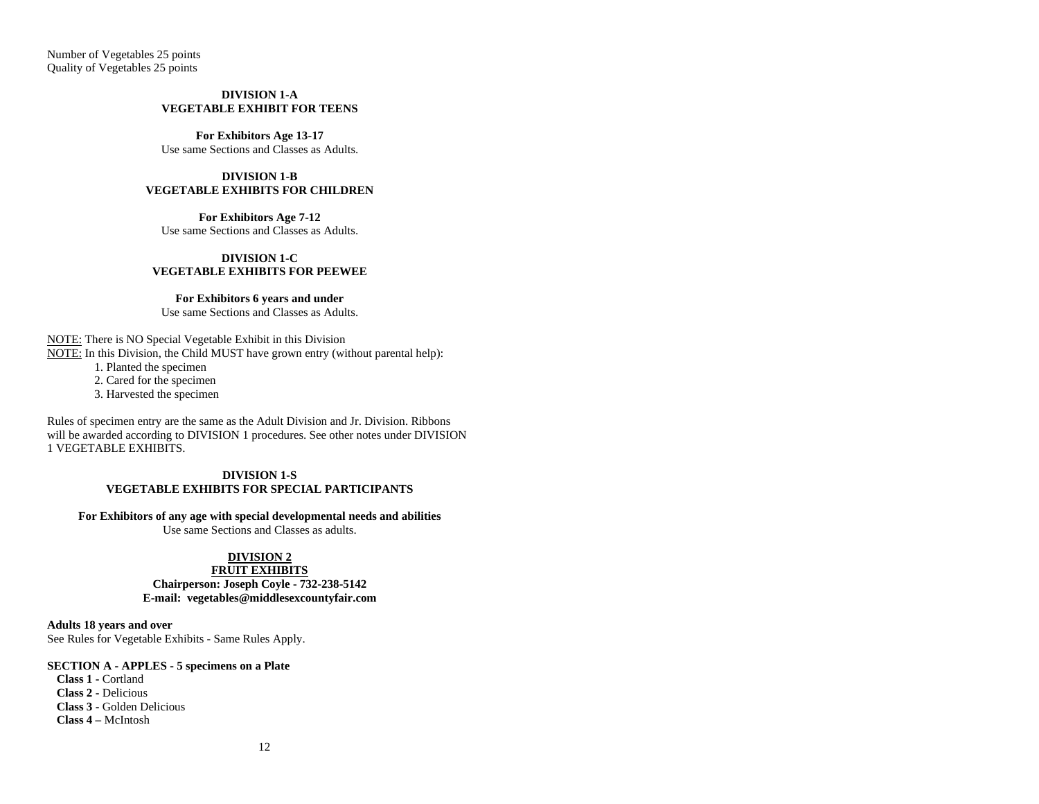Number of Vegetables 25 points
Quality of Vegetables 25 points

## DIVISION 1-A
## VEGETABLE EXHIBIT FOR TEENS

**For Exhibitors Age 13-17**
Use same Sections and Classes as Adults.

## DIVISION 1-B
## VEGETABLE EXHIBITS FOR CHILDREN

**For Exhibitors Age 7-12**
Use same Sections and Classes as Adults.

## DIVISION 1-C
## VEGETABLE EXHIBITS FOR PEEWEE

**For Exhibitors 6 years and under**
Use same Sections and Classes as Adults.

NOTE: There is NO Special Vegetable Exhibit in this Division
NOTE: In this Division, the Child MUST have grown entry (without parental help):

1. Planted the specimen
2. Cared for the specimen
3. Harvested the specimen

Rules of specimen entry are the same as the Adult Division and Jr. Division. Ribbons will be awarded according to DIVISION 1 procedures. See other notes under DIVISION 1 VEGETABLE EXHIBITS.

## DIVISION 1-S
## VEGETABLE EXHIBITS FOR SPECIAL PARTICIPANTS

**For Exhibitors of any age with special developmental needs and abilities**
Use same Sections and Classes as adults.

## DIVISION 2
## FRUIT EXHIBITS

**Chairperson: Joseph Coyle - 732-238-5142**
**E-mail: vegetables@middlesexcountyfair.com**

**Adults 18 years and over**
See Rules for Vegetable Exhibits - Same Rules Apply.

**SECTION A - APPLES - 5 specimens on a Plate**

**Class 1 -** Cortland
**Class 2 -** Delicious
**Class 3 -** Golden Delicious
**Class 4 –** McIntosh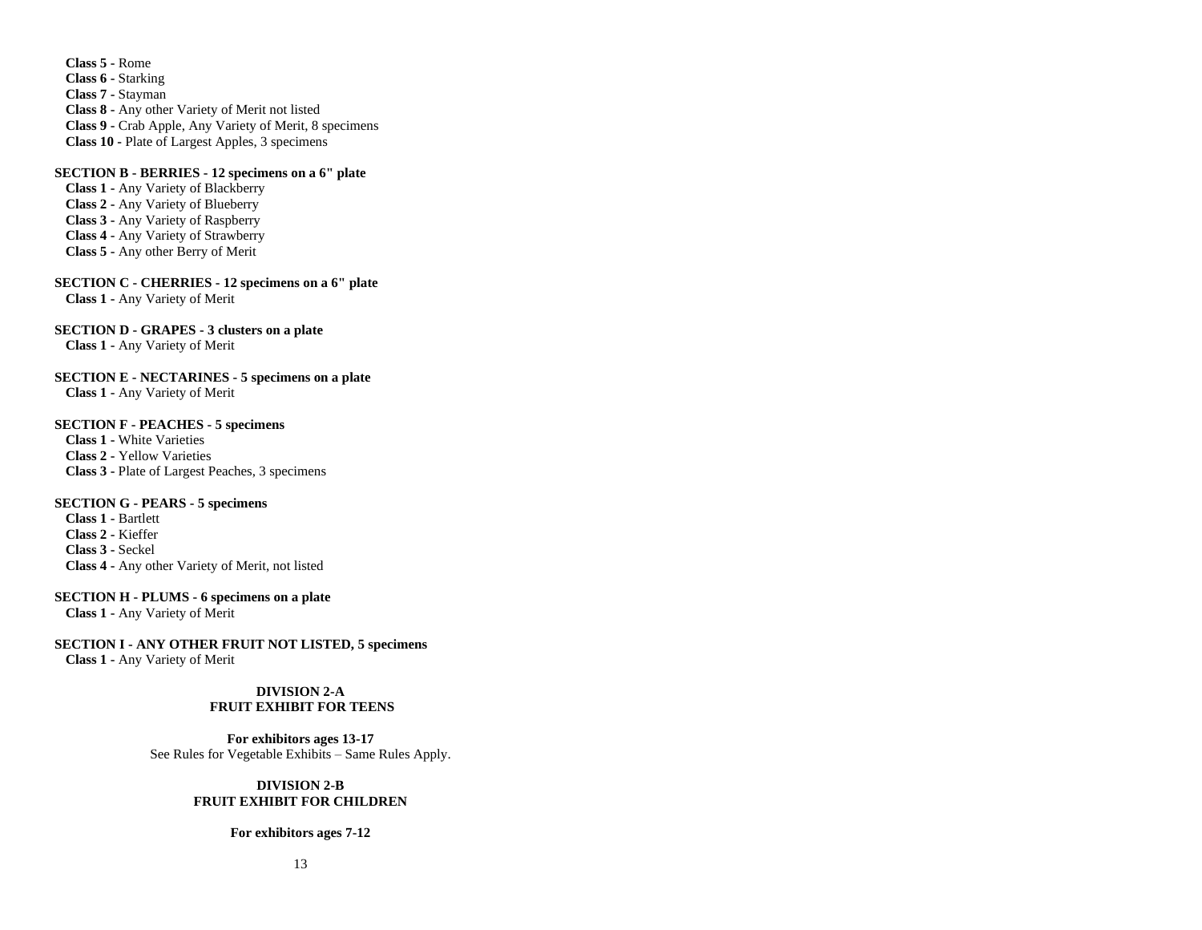**Class 5 -** Rome
**Class 6 -** Starking
**Class 7 -** Stayman
**Class 8 -** Any other Variety of Merit not listed
**Class 9 -** Crab Apple, Any Variety of Merit, 8 specimens
**Class 10 -** Plate of Largest Apples, 3 specimens

**SECTION B - BERRIES - 12 specimens on a 6" plate**
**Class 1 -** Any Variety of Blackberry
**Class 2 -** Any Variety of Blueberry
**Class 3 -** Any Variety of Raspberry
**Class 4 -** Any Variety of Strawberry
**Class 5 -** Any other Berry of Merit

**SECTION C - CHERRIES - 12 specimens on a 6" plate**
**Class 1 -** Any Variety of Merit

**SECTION D - GRAPES - 3 clusters on a plate**
**Class 1 -** Any Variety of Merit

**SECTION E - NECTARINES - 5 specimens on a plate**
**Class 1 -** Any Variety of Merit

**SECTION F - PEACHES - 5 specimens**
**Class 1 -** White Varieties
**Class 2 -** Yellow Varieties
**Class 3 -** Plate of Largest Peaches, 3 specimens

**SECTION G - PEARS - 5 specimens**
**Class 1 -** Bartlett
**Class 2 -** Kieffer
**Class 3 -** Seckel
**Class 4 -** Any other Variety of Merit, not listed

**SECTION H - PLUMS - 6 specimens on a plate**
**Class 1 -** Any Variety of Merit

**SECTION I - ANY OTHER FRUIT NOT LISTED, 5 specimens**
**Class 1 -** Any Variety of Merit

## DIVISION 2-A
## FRUIT EXHIBIT FOR TEENS

**For exhibitors ages 13-17**
See Rules for Vegetable Exhibits – Same Rules Apply.

## DIVISION 2-B
## FRUIT EXHIBIT FOR CHILDREN

**For exhibitors ages 7-12**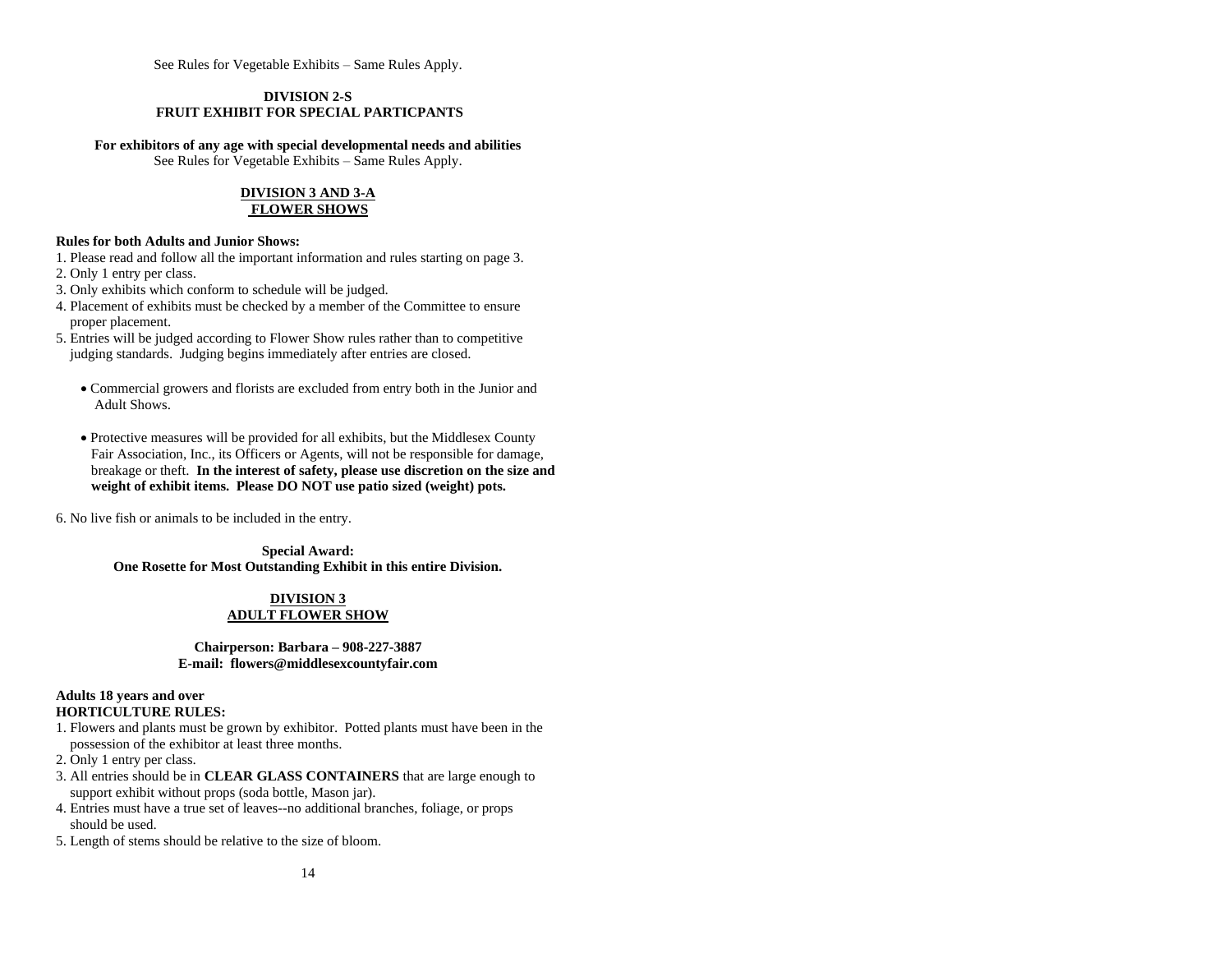See Rules for Vegetable Exhibits – Same Rules Apply.

## DIVISION 2-S
## FRUIT EXHIBIT FOR SPECIAL PARTICPANTS

**For exhibitors of any age with special developmental needs and abilities**
See Rules for Vegetable Exhibits – Same Rules Apply.

## DIVISION 3 AND 3-A
## FLOWER SHOWS

**Rules for both Adults and Junior Shows:**

1. Please read and follow all the important information and rules starting on page 3.
2. Only 1 entry per class.
3. Only exhibits which conform to schedule will be judged.
4. Placement of exhibits must be checked by a member of the Committee to ensure proper placement.
5. Entries will be judged according to Flower Show rules rather than to competitive judging standards. Judging begins immediately after entries are closed.
   - Commercial growers and florists are excluded from entry both in the Junior and Adult Shows.
   - Protective measures will be provided for all exhibits, but the Middlesex County Fair Association, Inc., its Officers or Agents, will not be responsible for damage, breakage or theft. **In the interest of safety, please use discretion on the size and weight of exhibit items. Please DO NOT use patio sized (weight) pots.**
6. No live fish or animals to be included in the entry.

**Special Award:**
**One Rosette for Most Outstanding Exhibit in this entire Division.**

## DIVISION 3
## ADULT FLOWER SHOW

**Chairperson: Barbara – 908-227-3887**
**E-mail: flowers@middlesexcountyfair.com**

**Adults 18 years and over**
**HORTICULTURE RULES:**

1. Flowers and plants must be grown by exhibitor. Potted plants must have been in the possession of the exhibitor at least three months.
2. Only 1 entry per class.
3. All entries should be in **CLEAR GLASS CONTAINERS** that are large enough to support exhibit without props (soda bottle, Mason jar).
4. Entries must have a true set of leaves--no additional branches, foliage, or props should be used.
5. Length of stems should be relative to the size of bloom.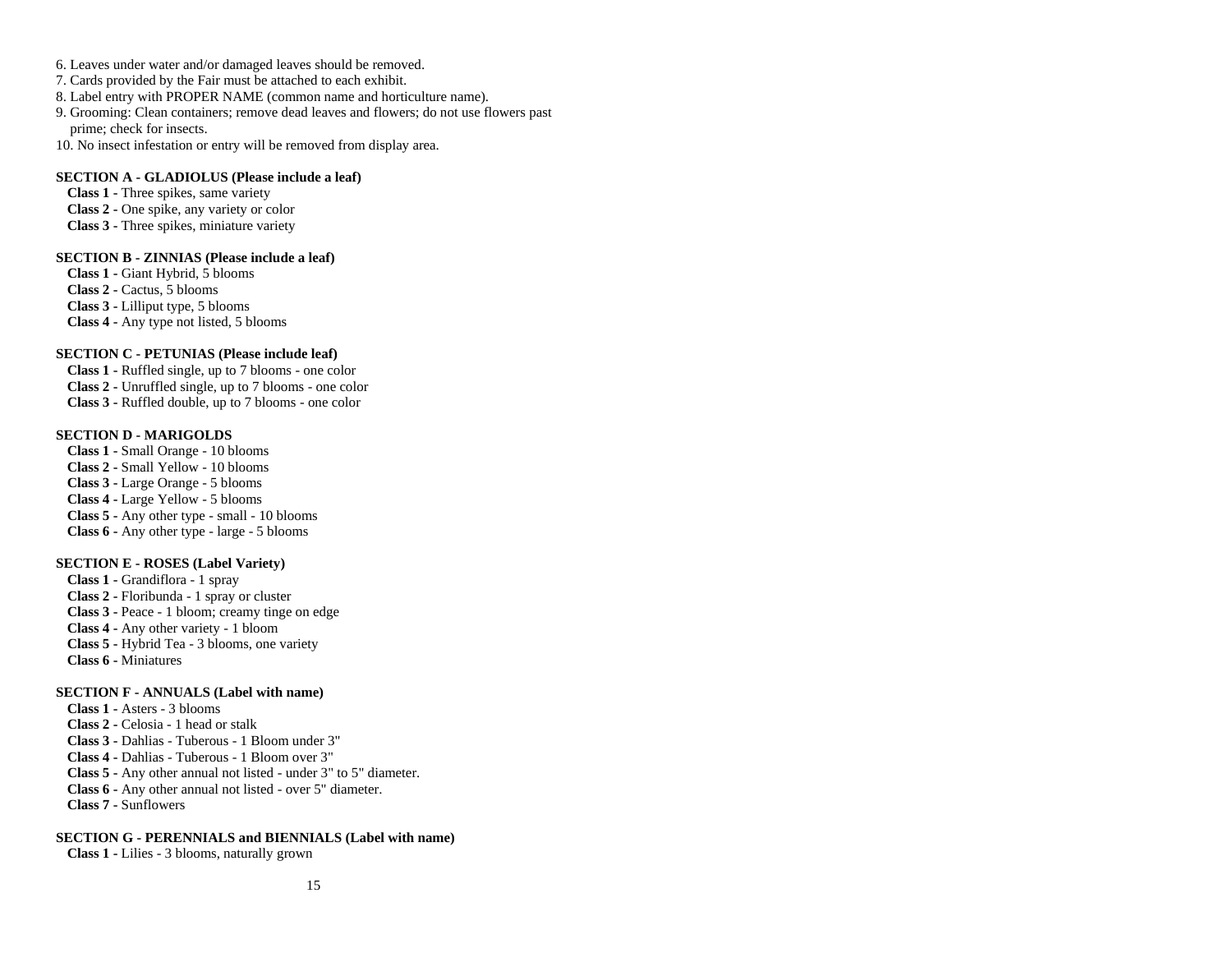6. Leaves under water and/or damaged leaves should be removed.
7. Cards provided by the Fair must be attached to each exhibit.
8. Label entry with PROPER NAME (common name and horticulture name).
9. Grooming: Clean containers; remove dead leaves and flowers; do not use flowers past prime; check for insects.
10. No insect infestation or entry will be removed from display area.

**SECTION A - GLADIOLUS (Please include a leaf)**

**Class 1 -** Three spikes, same variety
**Class 2 -** One spike, any variety or color
**Class 3 -** Three spikes, miniature variety

**SECTION B - ZINNIAS (Please include a leaf)**

**Class 1 -** Giant Hybrid, 5 blooms
**Class 2 -** Cactus, 5 blooms
**Class 3 -** Lilliput type, 5 blooms
**Class 4 -** Any type not listed, 5 blooms

**SECTION C - PETUNIAS (Please include leaf)**

**Class 1 -** Ruffled single, up to 7 blooms - one color
**Class 2 -** Unruffled single, up to 7 blooms - one color
**Class 3 -** Ruffled double, up to 7 blooms - one color

**SECTION D - MARIGOLDS**

**Class 1 -** Small Orange - 10 blooms
**Class 2 -** Small Yellow - 10 blooms
**Class 3 -** Large Orange - 5 blooms
**Class 4 -** Large Yellow - 5 blooms
**Class 5 -** Any other type - small - 10 blooms
**Class 6 -** Any other type - large - 5 blooms

**SECTION E - ROSES (Label Variety)**

**Class 1 -** Grandiflora - 1 spray
**Class 2 -** Floribunda - 1 spray or cluster
**Class 3 -** Peace - 1 bloom; creamy tinge on edge
**Class 4 -** Any other variety - 1 bloom
**Class 5 -** Hybrid Tea - 3 blooms, one variety
**Class 6 -** Miniatures

**SECTION F - ANNUALS (Label with name)**

**Class 1 -** Asters - 3 blooms
**Class 2 -** Celosia - 1 head or stalk
**Class 3 -** Dahlias - Tuberous - 1 Bloom under 3"
**Class 4 -** Dahlias - Tuberous - 1 Bloom over 3"
**Class 5 -** Any other annual not listed - under 3" to 5" diameter.
**Class 6 -** Any other annual not listed - over 5" diameter.
**Class 7 -** Sunflowers

**SECTION G - PERENNIALS and BIENNIALS (Label with name)**

**Class 1 -** Lilies - 3 blooms, naturally grown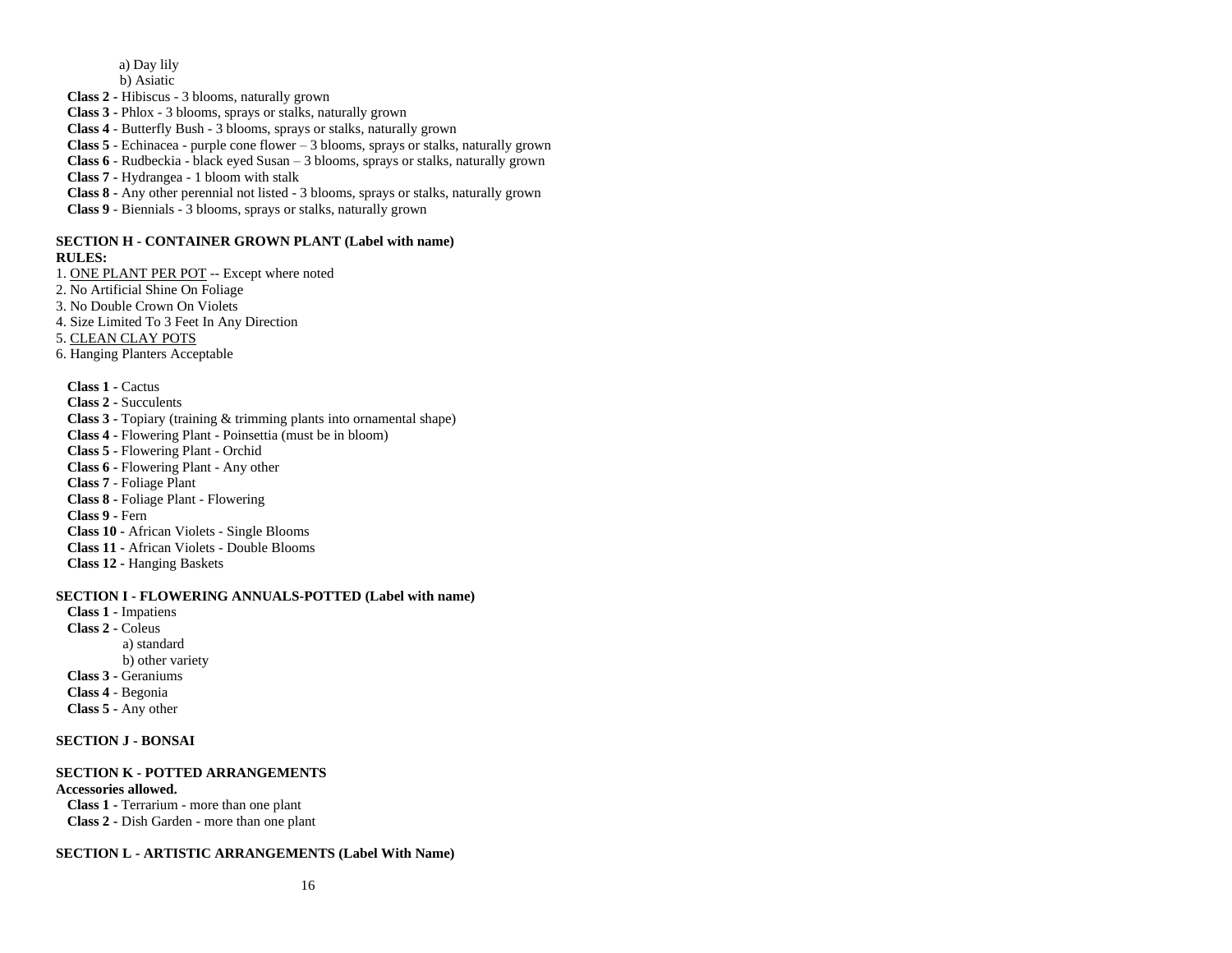a) Day lily
b) Asiatic

**Class 2 -** Hibiscus - 3 blooms, naturally grown
**Class 3 -** Phlox - 3 blooms, sprays or stalks, naturally grown
**Class 4** - Butterfly Bush - 3 blooms, sprays or stalks, naturally grown
**Class 5** - Echinacea - purple cone flower – 3 blooms, sprays or stalks, naturally grown
**Class 6** - Rudbeckia - black eyed Susan – 3 blooms, sprays or stalks, naturally grown
**Class 7 -** Hydrangea - 1 bloom with stalk
**Class 8 -** Any other perennial not listed - 3 blooms, sprays or stalks, naturally grown
**Class 9** - Biennials - 3 blooms, sprays or stalks, naturally grown

**SECTION H - CONTAINER GROWN PLANT (Label with name)**
**RULES:**

1. <u>ONE PLANT PER POT</u> -- Except where noted
2. No Artificial Shine On Foliage
3. No Double Crown On Violets
4. Size Limited To 3 Feet In Any Direction
5. <u>CLEAN CLAY POTS</u>
6. Hanging Planters Acceptable

**Class 1 -** Cactus
**Class 2 -** Succulents
**Class 3 -** Topiary (training & trimming plants into ornamental shape)
**Class 4 -** Flowering Plant - Poinsettia (must be in bloom)
**Class 5 -** Flowering Plant - Orchid
**Class 6 -** Flowering Plant - Any other
**Class 7** - Foliage Plant
**Class 8 -** Foliage Plant - Flowering
**Class 9** - Fern
**Class 10 -** African Violets - Single Blooms
**Class 11 -** African Violets - Double Blooms
**Class 12 -** Hanging Baskets

**SECTION I - FLOWERING ANNUALS-POTTED (Label with name)**

**Class 1** - Impatiens
**Class 2** - Coleus
a) standard
b) other variety
**Class 3** - Geraniums
**Class 4** - Begonia
**Class 5 -** Any other

**SECTION J - BONSAI**

**SECTION K - POTTED ARRANGEMENTS**
**Accessories allowed.**

**Class 1 -** Terrarium - more than one plant
**Class 2 -** Dish Garden - more than one plant

**SECTION L - ARTISTIC ARRANGEMENTS (Label With Name)**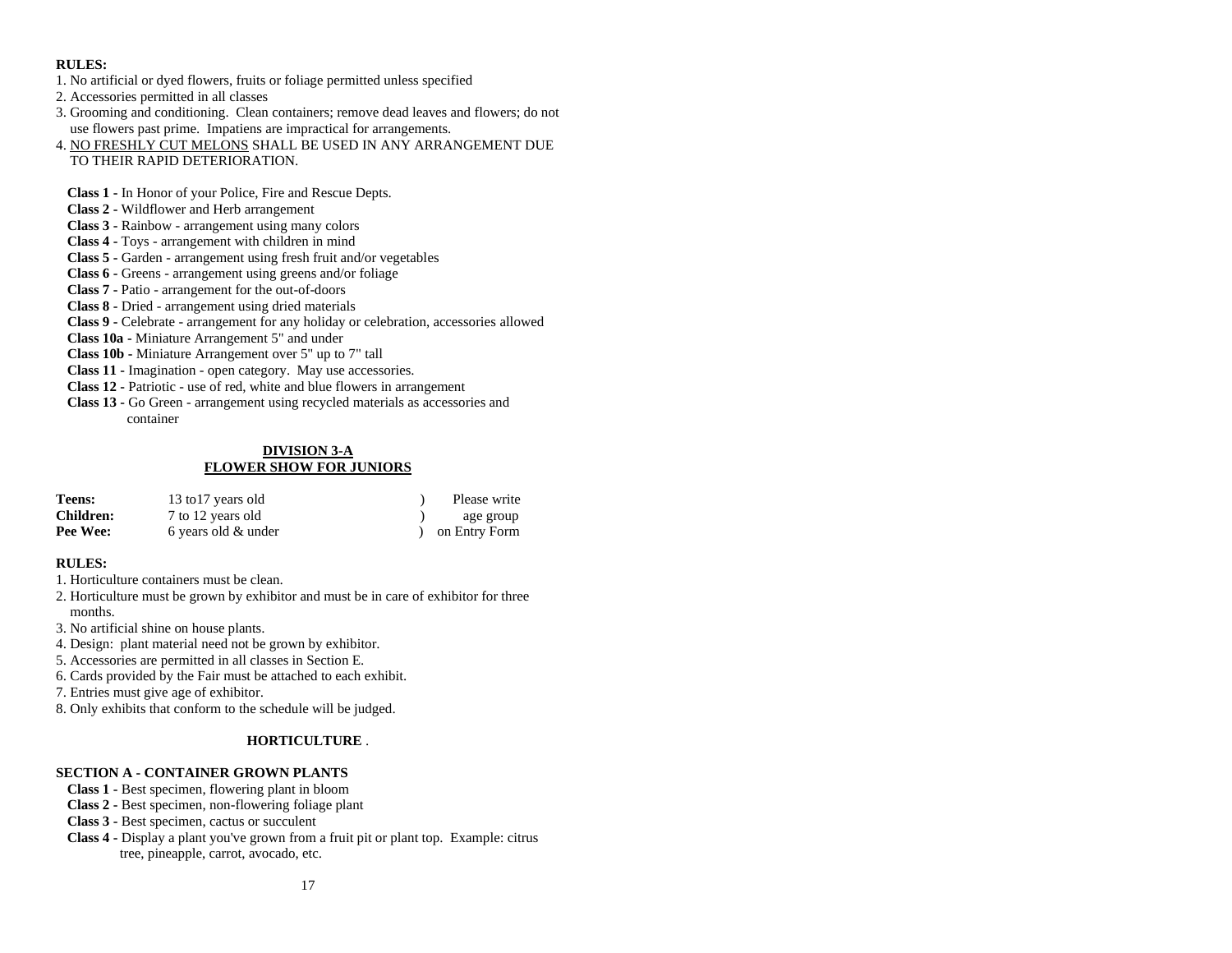**RULES:**

1. No artificial or dyed flowers, fruits or foliage permitted unless specified
2. Accessories permitted in all classes
3. Grooming and conditioning. Clean containers; remove dead leaves and flowers; do not use flowers past prime. Impatiens are impractical for arrangements.
4. NO FRESHLY CUT MELONS SHALL BE USED IN ANY ARRANGEMENT DUE TO THEIR RAPID DETERIORATION.

**Class 1 -** In Honor of your Police, Fire and Rescue Depts.
**Class 2 -** Wildflower and Herb arrangement
**Class 3 -** Rainbow - arrangement using many colors
**Class 4 -** Toys - arrangement with children in mind
**Class 5 -** Garden - arrangement using fresh fruit and/or vegetables
**Class 6 -** Greens - arrangement using greens and/or foliage
**Class 7 -** Patio - arrangement for the out-of-doors
**Class 8 -** Dried - arrangement using dried materials
**Class 9 -** Celebrate - arrangement for any holiday or celebration, accessories allowed
**Class 10a -** Miniature Arrangement 5" and under
**Class 10b -** Miniature Arrangement over 5" up to 7" tall
**Class 11 -** Imagination - open category. May use accessories.
**Class 12 -** Patriotic - use of red, white and blue flowers in arrangement
**Class 13 -** Go Green - arrangement using recycled materials as accessories and container

## DIVISION 3-A
## FLOWER SHOW FOR JUNIORS

| | | |
|---|---|---|
| **Teens:** | 13 to17 years old | ) Please write |
| **Children:** | 7 to 12 years old | ) age group |
| **Pee Wee:** | 6 years old & under | ) on Entry Form |

**RULES:**

1. Horticulture containers must be clean.
2. Horticulture must be grown by exhibitor and must be in care of exhibitor for three months.
3. No artificial shine on house plants.
4. Design: plant material need not be grown by exhibitor.
5. Accessories are permitted in all classes in Section E.
6. Cards provided by the Fair must be attached to each exhibit.
7. Entries must give age of exhibitor.
8. Only exhibits that conform to the schedule will be judged.

### HORTICULTURE

**SECTION A - CONTAINER GROWN PLANTS**

**Class 1 -** Best specimen, flowering plant in bloom
**Class 2 -** Best specimen, non-flowering foliage plant
**Class 3 -** Best specimen, cactus or succulent
**Class 4 -** Display a plant you've grown from a fruit pit or plant top. Example: citrus tree, pineapple, carrot, avocado, etc.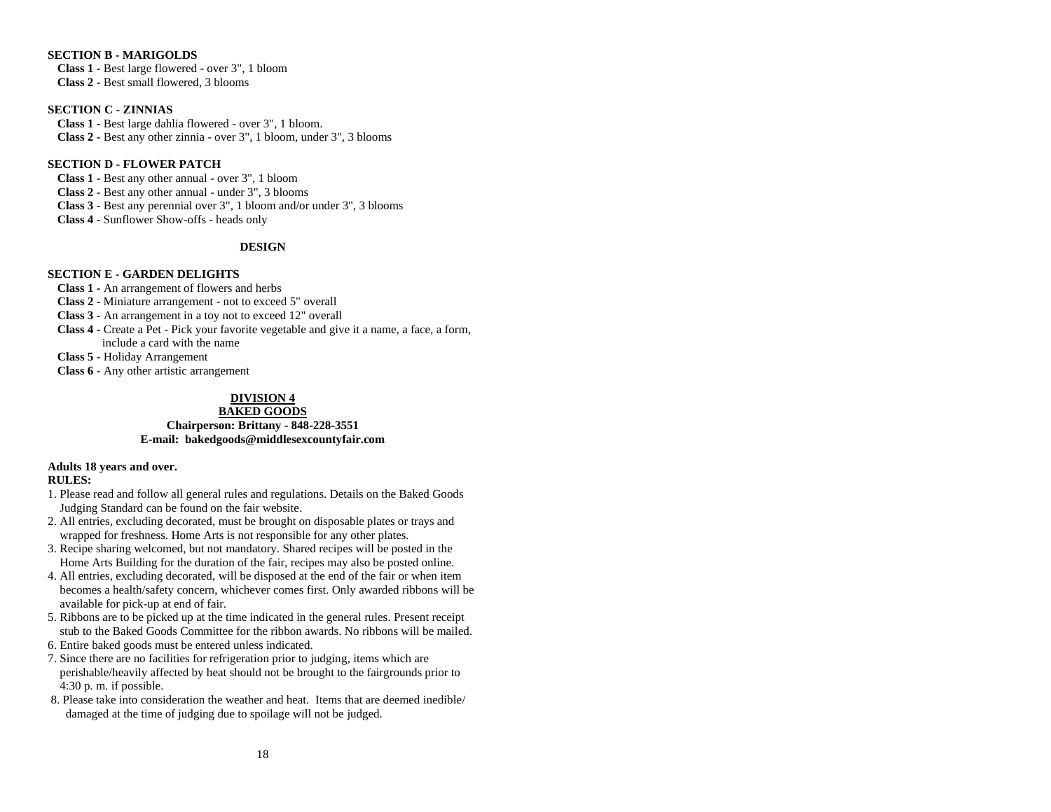**SECTION B - MARIGOLDS**

**Class 1 -** Best large flowered - over 3", 1 bloom
**Class 2 -** Best small flowered, 3 blooms

**SECTION C - ZINNIAS**

**Class 1 -** Best large dahlia flowered - over 3", 1 bloom.
**Class 2 -** Best any other zinnia - over 3", 1 bloom, under 3", 3 blooms

**SECTION D - FLOWER PATCH**

**Class 1 -** Best any other annual - over 3", 1 bloom
**Class 2 -** Best any other annual - under 3", 3 blooms
**Class 3 -** Best any perennial over 3", 1 bloom and/or under 3", 3 blooms
**Class 4 -** Sunflower Show-offs - heads only

**DESIGN**

**SECTION E - GARDEN DELIGHTS**

**Class 1 -** An arrangement of flowers and herbs
**Class 2 -** Miniature arrangement - not to exceed 5" overall
**Class 3 -** An arrangement in a toy not to exceed 12" overall
**Class 4 -** Create a Pet - Pick your favorite vegetable and give it a name, a face, a form, include a card with the name
**Class 5 -** Holiday Arrangement
**Class 6 -** Any other artistic arrangement

## DIVISION 4
## BAKED GOODS

**Chairperson: Brittany - 848-228-3551**
**E-mail: bakedgoods@middlesexcountyfair.com**

**Adults 18 years and over.**
**RULES:**

1. Please read and follow all general rules and regulations. Details on the Baked Goods Judging Standard can be found on the fair website.
2. All entries, excluding decorated, must be brought on disposable plates or trays and wrapped for freshness. Home Arts is not responsible for any other plates.
3. Recipe sharing welcomed, but not mandatory. Shared recipes will be posted in the Home Arts Building for the duration of the fair, recipes may also be posted online.
4. All entries, excluding decorated, will be disposed at the end of the fair or when item becomes a health/safety concern, whichever comes first. Only awarded ribbons will be available for pick-up at end of fair.
5. Ribbons are to be picked up at the time indicated in the general rules. Present receipt stub to the Baked Goods Committee for the ribbon awards. No ribbons will be mailed.
6. Entire baked goods must be entered unless indicated.
7. Since there are no facilities for refrigeration prior to judging, items which are perishable/heavily affected by heat should not be brought to the fairgrounds prior to 4:30 p. m. if possible.
8. Please take into consideration the weather and heat. Items that are deemed inedible/ damaged at the time of judging due to spoilage will not be judged.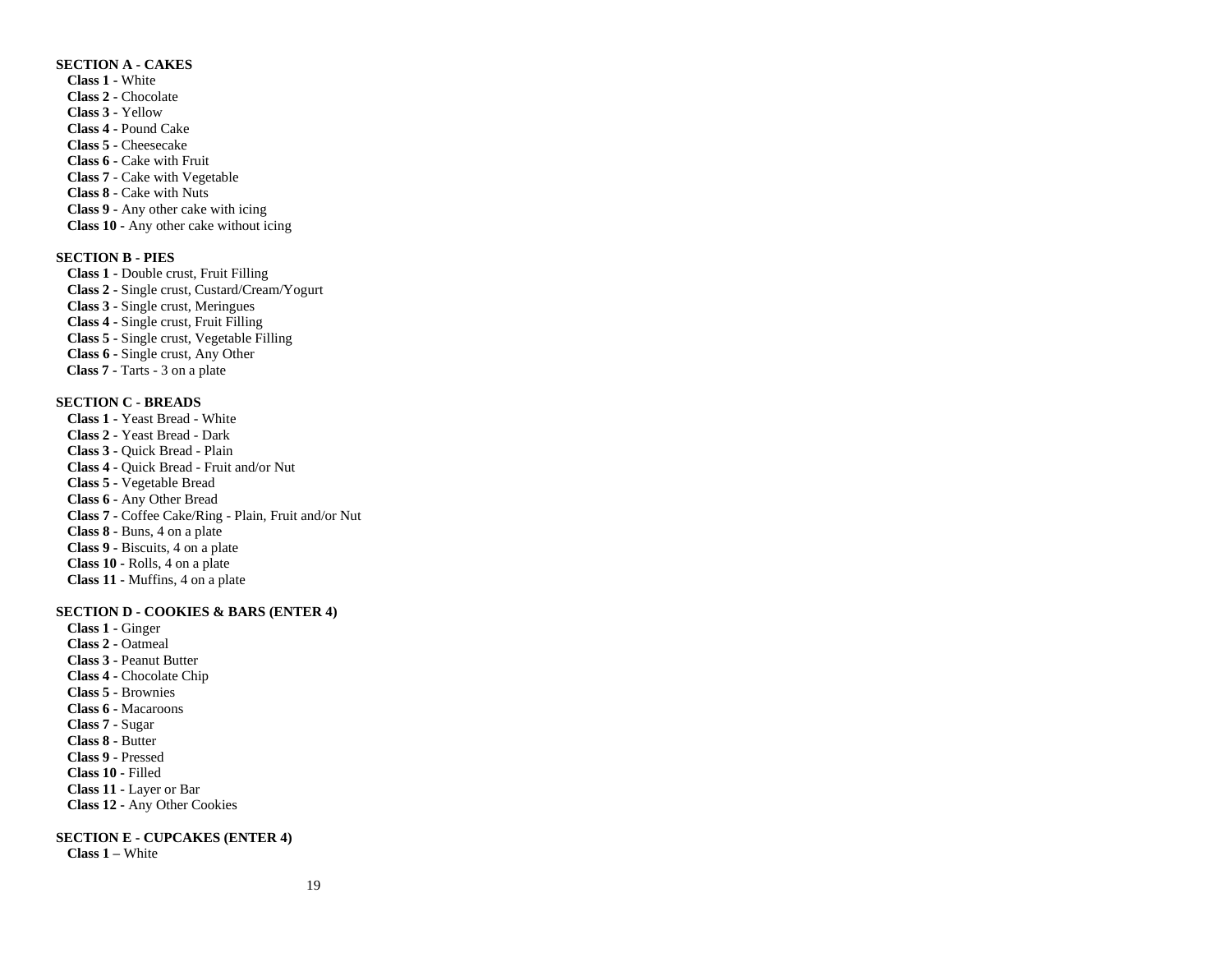**SECTION A - CAKES**

**Class 1** - White
**Class 2** - Chocolate
**Class 3** - Yellow
**Class 4** - Pound Cake
**Class 5** - Cheesecake
**Class 6** - Cake with Fruit
**Class 7** - Cake with Vegetable
**Class 8** - Cake with Nuts
**Class 9** - Any other cake with icing
**Class 10** - Any other cake without icing

**SECTION B - PIES**

**Class 1** - Double crust, Fruit Filling
**Class 2** - Single crust, Custard/Cream/Yogurt
**Class 3** - Single crust, Meringues
**Class 4** - Single crust, Fruit Filling
**Class 5** - Single crust, Vegetable Filling
**Class 6** - Single crust, Any Other
**Class 7** - Tarts - 3 on a plate

**SECTION C - BREADS**

**Class 1** - Yeast Bread - White
**Class 2** - Yeast Bread - Dark
**Class 3** - Quick Bread - Plain
**Class 4** - Quick Bread - Fruit and/or Nut
**Class 5** - Vegetable Bread
**Class 6** - Any Other Bread
**Class 7** - Coffee Cake/Ring - Plain, Fruit and/or Nut
**Class 8** - Buns, 4 on a plate
**Class 9** - Biscuits, 4 on a plate
**Class 10** - Rolls, 4 on a plate
**Class 11** - Muffins, 4 on a plate

**SECTION D - COOKIES & BARS (ENTER 4)**

**Class 1** - Ginger
**Class 2** - Oatmeal
**Class 3** - Peanut Butter
**Class 4** - Chocolate Chip
**Class 5** - Brownies
**Class 6** - Macaroons
**Class 7** - Sugar
**Class 8** - Butter
**Class 9** - Pressed
**Class 10** - Filled
**Class 11** - Layer or Bar
**Class 12** - Any Other Cookies

**SECTION E - CUPCAKES (ENTER 4)**

**Class 1** – White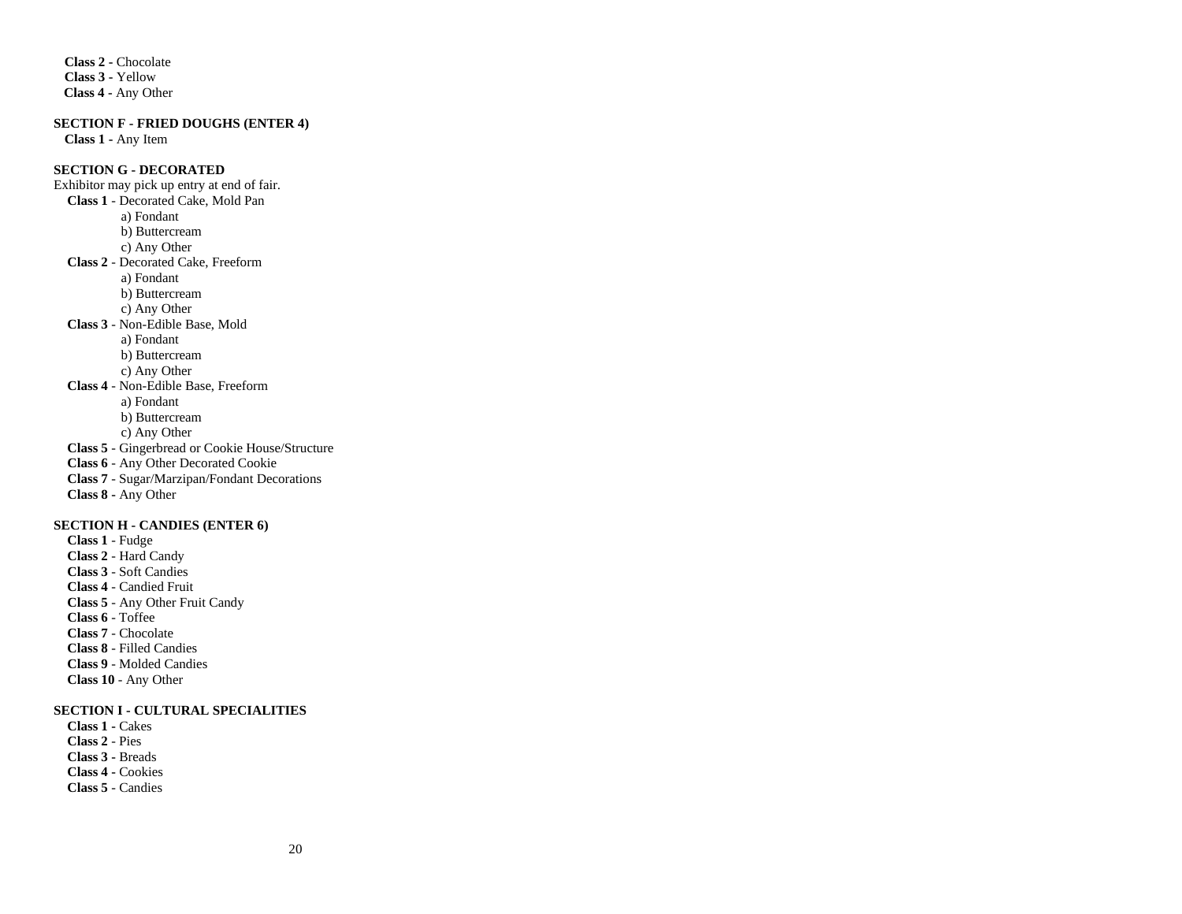**Class 2** - Chocolate
**Class 3** - Yellow
**Class 4** - Any Other

**SECTION F - FRIED DOUGHS (ENTER 4)**

**Class 1** - Any Item

**SECTION G - DECORATED**

Exhibitor may pick up entry at end of fair.

**Class 1** - Decorated Cake, Mold Pan
- a) Fondant
- b) Buttercream
- c) Any Other

**Class 2** - Decorated Cake, Freeform
- a) Fondant
- b) Buttercream
- c) Any Other

**Class 3** - Non-Edible Base, Mold
- a) Fondant
- b) Buttercream
- c) Any Other

**Class 4** - Non-Edible Base, Freeform
- a) Fondant
- b) Buttercream
- c) Any Other

**Class 5** - Gingerbread or Cookie House/Structure
**Class 6** - Any Other Decorated Cookie
**Class 7** - Sugar/Marzipan/Fondant Decorations
**Class 8** - Any Other

**SECTION H - CANDIES (ENTER 6)**

**Class 1** - Fudge
**Class 2** - Hard Candy
**Class 3** - Soft Candies
**Class 4** - Candied Fruit
**Class 5** - Any Other Fruit Candy
**Class 6** - Toffee
**Class 7** - Chocolate
**Class 8** - Filled Candies
**Class 9** - Molded Candies
**Class 10** - Any Other

**SECTION I - CULTURAL SPECIALITIES**

**Class 1** - Cakes
**Class 2** - Pies
**Class 3** - Breads
**Class 4** - Cookies
**Class 5** - Candies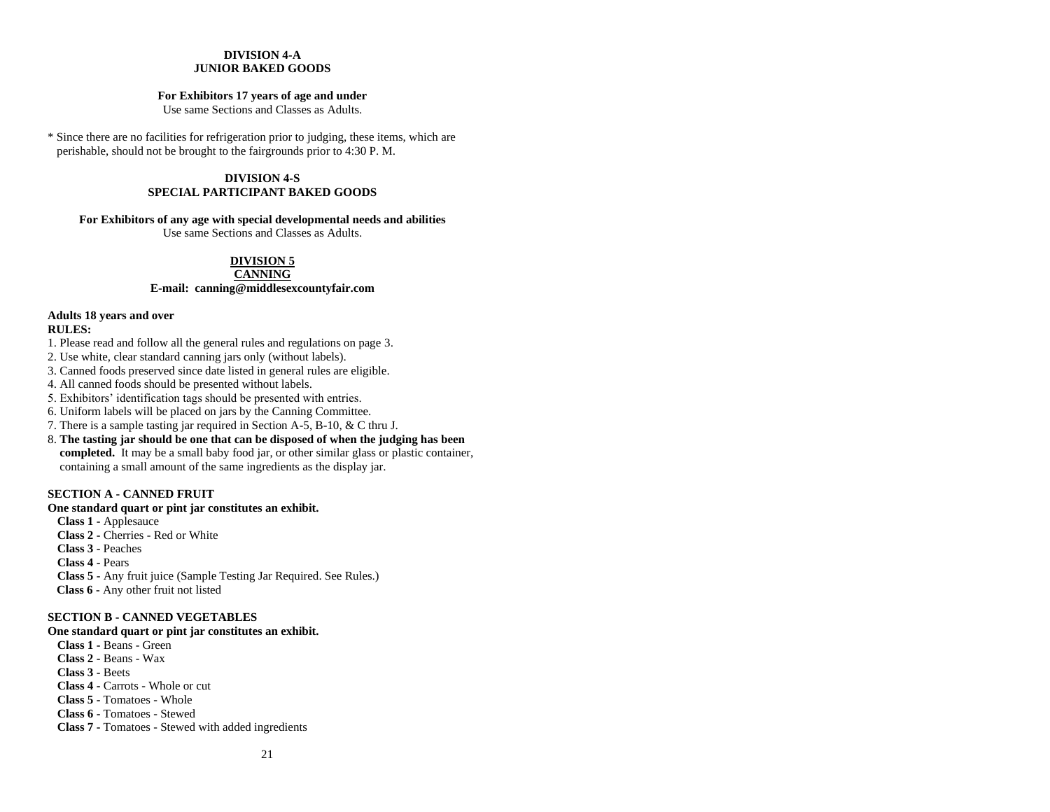## DIVISION 4-A
## JUNIOR BAKED GOODS

**For Exhibitors 17 years of age and under**
Use same Sections and Classes as Adults.

* Since there are no facilities for refrigeration prior to judging, these items, which are perishable, should not be brought to the fairgrounds prior to 4:30 P. M.

## DIVISION 4-S
## SPECIAL PARTICIPANT BAKED GOODS

**For Exhibitors of any age with special developmental needs and abilities**
Use same Sections and Classes as Adults.

## DIVISION 5
## CANNING

**E-mail: canning@middlesexcountyfair.com**

**Adults 18 years and over**

**RULES:**

1. Please read and follow all the general rules and regulations on page 3.
2. Use white, clear standard canning jars only (without labels).
3. Canned foods preserved since date listed in general rules are eligible.
4. All canned foods should be presented without labels.
5. Exhibitors' identification tags should be presented with entries.
6. Uniform labels will be placed on jars by the Canning Committee.
7. There is a sample tasting jar required in Section A-5, B-10, & C thru J.
8. **The tasting jar should be one that can be disposed of when the judging has been completed.** It may be a small baby food jar, or other similar glass or plastic container, containing a small amount of the same ingredients as the display jar.

### SECTION A - CANNED FRUIT

**One standard quart or pint jar constitutes an exhibit.**

- **Class 1 -** Applesauce
- **Class 2 -** Cherries - Red or White
- **Class 3 -** Peaches
- **Class 4 -** Pears
- **Class 5 -** Any fruit juice (Sample Testing Jar Required. See Rules.)
- **Class 6 -** Any other fruit not listed

### SECTION B - CANNED VEGETABLES

**One standard quart or pint jar constitutes an exhibit.**

- **Class 1 -** Beans - Green
- **Class 2 -** Beans - Wax
- **Class 3 -** Beets
- **Class 4 -** Carrots - Whole or cut
- **Class 5 -** Tomatoes - Whole
- **Class 6 -** Tomatoes - Stewed
- **Class 7 -** Tomatoes - Stewed with added ingredients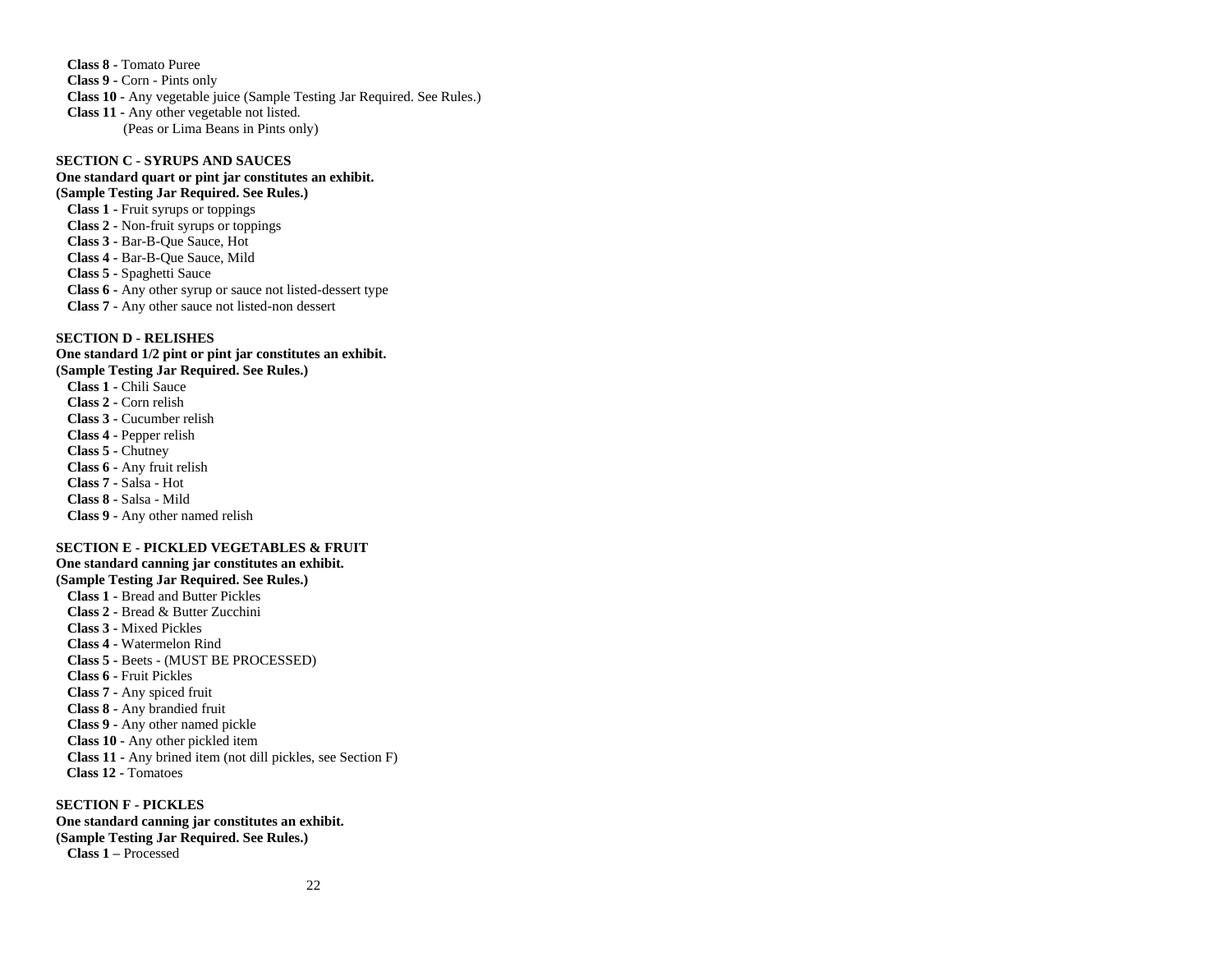**Class 8 -** Tomato Puree
**Class 9 -** Corn - Pints only
**Class 10 -** Any vegetable juice (Sample Testing Jar Required. See Rules.)
**Class 11 -** Any other vegetable not listed.
(Peas or Lima Beans in Pints only)

**SECTION C - SYRUPS AND SAUCES**
**One standard quart or pint jar constitutes an exhibit.**
**(Sample Testing Jar Required. See Rules.)**

**Class 1 -** Fruit syrups or toppings
**Class 2 -** Non-fruit syrups or toppings
**Class 3 -** Bar-B-Que Sauce, Hot
**Class 4 -** Bar-B-Que Sauce, Mild
**Class 5 -** Spaghetti Sauce
**Class 6 -** Any other syrup or sauce not listed-dessert type
**Class 7 -** Any other sauce not listed-non dessert

**SECTION D - RELISHES**
**One standard 1/2 pint or pint jar constitutes an exhibit.**
**(Sample Testing Jar Required. See Rules.)**

**Class 1 -** Chili Sauce
**Class 2 -** Corn relish
**Class 3 -** Cucumber relish
**Class 4 -** Pepper relish
**Class 5 -** Chutney
**Class 6 -** Any fruit relish
**Class 7 -** Salsa - Hot
**Class 8 -** Salsa - Mild
**Class 9 -** Any other named relish

**SECTION E - PICKLED VEGETABLES & FRUIT**
**One standard canning jar constitutes an exhibit.**
**(Sample Testing Jar Required. See Rules.)**

**Class 1 -** Bread and Butter Pickles
**Class 2 -** Bread & Butter Zucchini
**Class 3 -** Mixed Pickles
**Class 4 -** Watermelon Rind
**Class 5 -** Beets - (MUST BE PROCESSED)
**Class 6 -** Fruit Pickles
**Class 7 -** Any spiced fruit
**Class 8 -** Any brandied fruit
**Class 9 -** Any other named pickle
**Class 10 -** Any other pickled item
**Class 11 -** Any brined item (not dill pickles, see Section F)
**Class 12 -** Tomatoes

**SECTION F - PICKLES**
**One standard canning jar constitutes an exhibit.**
**(Sample Testing Jar Required. See Rules.)**

**Class 1 –** Processed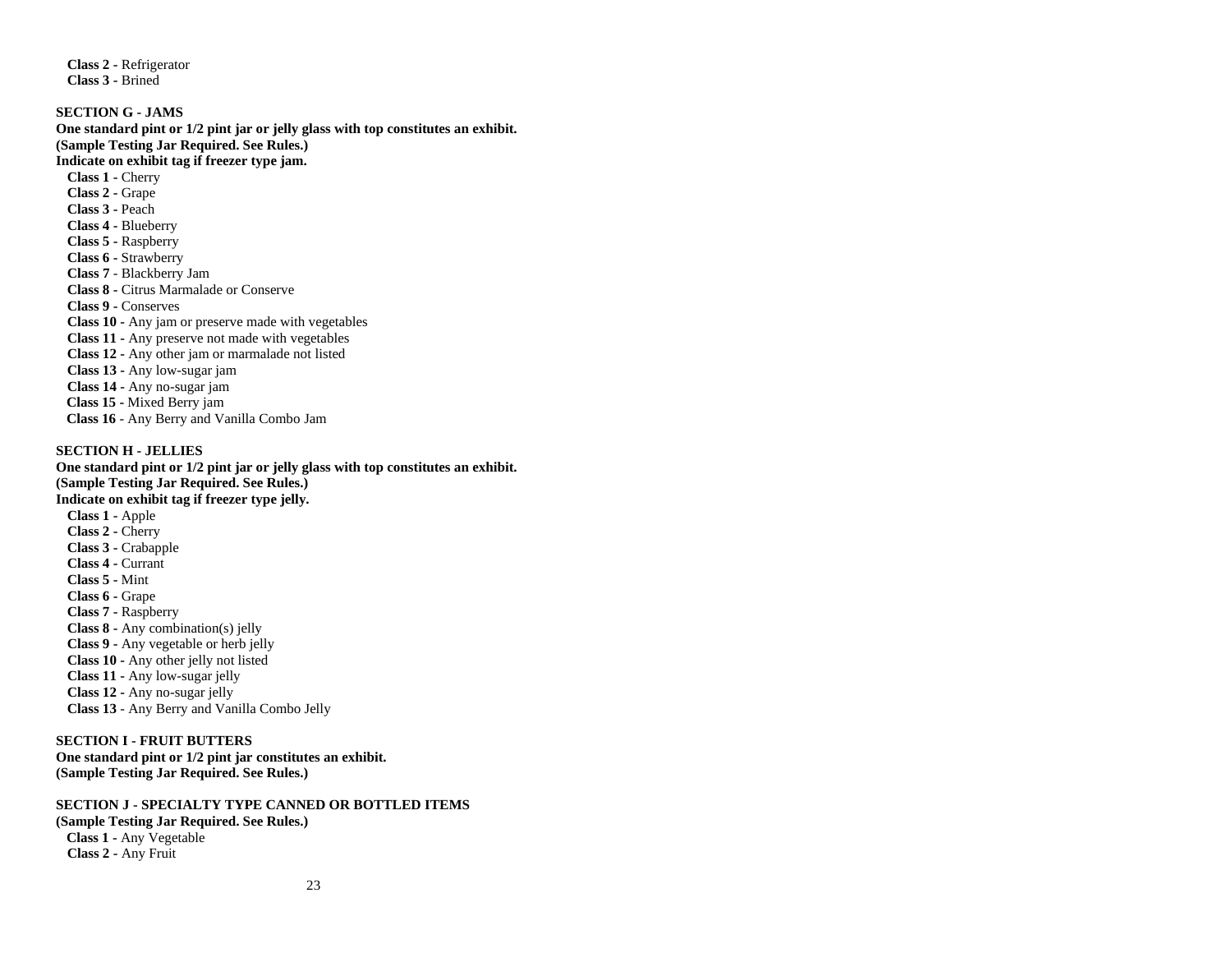**Class 2 -** Refrigerator
**Class 3 -** Brined

**SECTION G - JAMS**
**One standard pint or 1/2 pint jar or jelly glass with top constitutes an exhibit.**
**(Sample Testing Jar Required. See Rules.)**
**Indicate on exhibit tag if freezer type jam.**

**Class 1 -** Cherry
**Class 2 -** Grape
**Class 3 -** Peach
**Class 4 -** Blueberry
**Class 5 -** Raspberry
**Class 6 -** Strawberry
**Class 7** - Blackberry Jam
**Class 8 -** Citrus Marmalade or Conserve
**Class 9 -** Conserves
**Class 10 -** Any jam or preserve made with vegetables
**Class 11 -** Any preserve not made with vegetables
**Class 12 -** Any other jam or marmalade not listed
**Class 13 -** Any low-sugar jam
**Class 14 -** Any no-sugar jam
**Class 15 -** Mixed Berry jam
**Class 16** - Any Berry and Vanilla Combo Jam

**SECTION H - JELLIES**
**One standard pint or 1/2 pint jar or jelly glass with top constitutes an exhibit.**
**(Sample Testing Jar Required. See Rules.)**
**Indicate on exhibit tag if freezer type jelly.**

**Class 1 -** Apple
**Class 2 -** Cherry
**Class 3 -** Crabapple
**Class 4 -** Currant
**Class 5 -** Mint
**Class 6 -** Grape
**Class 7 -** Raspberry
**Class 8 -** Any combination(s) jelly
**Class 9 -** Any vegetable or herb jelly
**Class 10 -** Any other jelly not listed
**Class 11 -** Any low-sugar jelly
**Class 12 -** Any no-sugar jelly
**Class 13** - Any Berry and Vanilla Combo Jelly

**SECTION I - FRUIT BUTTERS**
**One standard pint or 1/2 pint jar constitutes an exhibit.**
**(Sample Testing Jar Required. See Rules.)**

**SECTION J - SPECIALTY TYPE CANNED OR BOTTLED ITEMS**
**(Sample Testing Jar Required. See Rules.)**

**Class 1 -** Any Vegetable
**Class 2 -** Any Fruit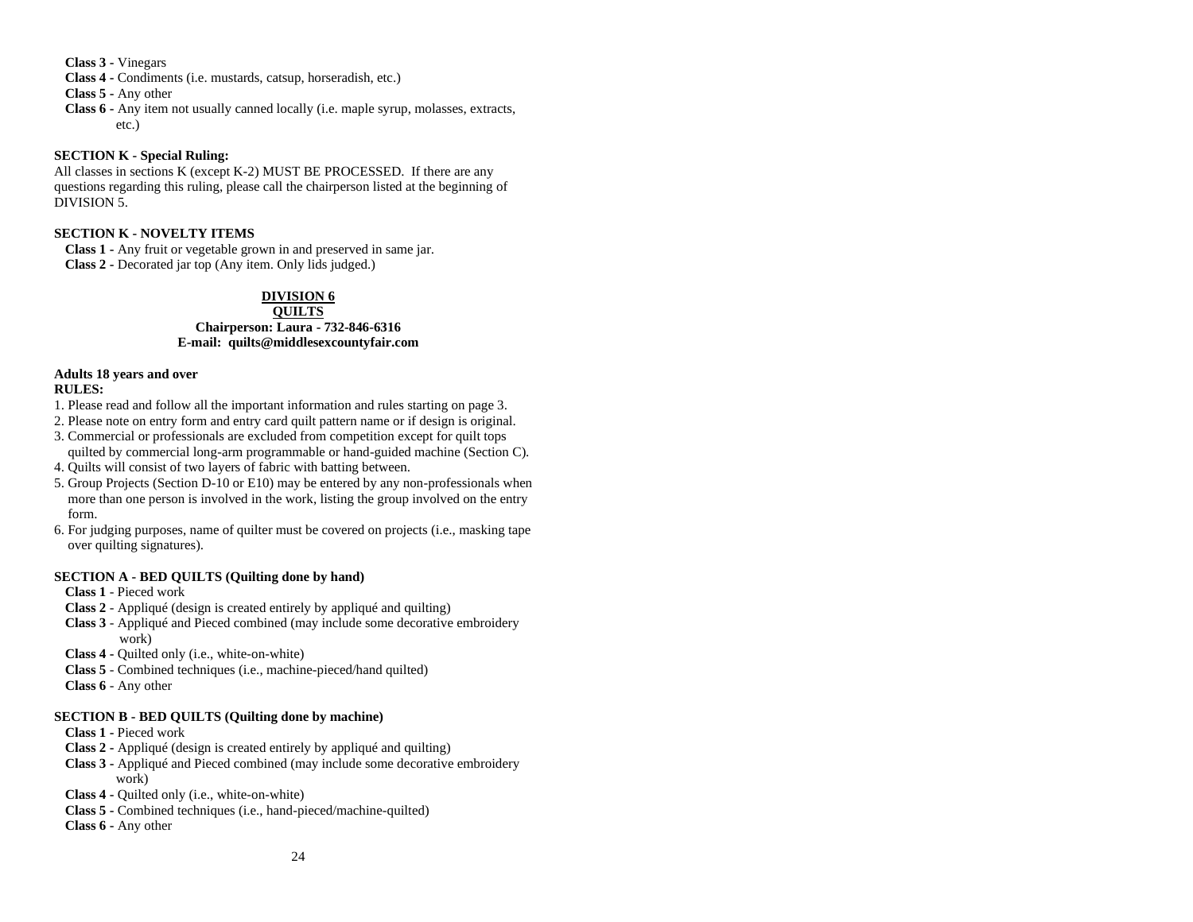**Class 3 -** Vinegars
**Class 4 -** Condiments (i.e. mustards, catsup, horseradish, etc.)
**Class 5 -** Any other
**Class 6 -** Any item not usually canned locally (i.e. maple syrup, molasses, extracts, etc.)

**SECTION K - Special Ruling:**
All classes in sections K (except K-2) MUST BE PROCESSED. If there are any questions regarding this ruling, please call the chairperson listed at the beginning of DIVISION 5.

**SECTION K - NOVELTY ITEMS**
**Class 1 -** Any fruit or vegetable grown in and preserved in same jar.
**Class 2 -** Decorated jar top (Any item. Only lids judged.)

## DIVISION 6
## QUILTS
**Chairperson: Laura - 732-846-6316**
**E-mail: quilts@middlesexcountyfair.com**

**Adults 18 years and over**
**RULES:**

1. Please read and follow all the important information and rules starting on page 3.
2. Please note on entry form and entry card quilt pattern name or if design is original.
3. Commercial or professionals are excluded from competition except for quilt tops quilted by commercial long-arm programmable or hand-guided machine (Section C).
4. Quilts will consist of two layers of fabric with batting between.
5. Group Projects (Section D-10 or E10) may be entered by any non-professionals when more than one person is involved in the work, listing the group involved on the entry form.
6. For judging purposes, name of quilter must be covered on projects (i.e., masking tape over quilting signatures).

**SECTION A - BED QUILTS (Quilting done by hand)**
**Class 1** - Pieced work
**Class 2** - Appliqué (design is created entirely by appliqué and quilting)
**Class 3** - Appliqué and Pieced combined (may include some decorative embroidery work)
**Class 4** - Quilted only (i.e., white-on-white)
**Class 5** - Combined techniques (i.e., machine-pieced/hand quilted)
**Class 6** - Any other

**SECTION B - BED QUILTS (Quilting done by machine)**
**Class 1 -** Pieced work
**Class 2 -** Appliqué (design is created entirely by appliqué and quilting)
**Class 3 -** Appliqué and Pieced combined (may include some decorative embroidery work)
**Class 4 -** Quilted only (i.e., white-on-white)
**Class 5 -** Combined techniques (i.e., hand-pieced/machine-quilted)
**Class 6 -** Any other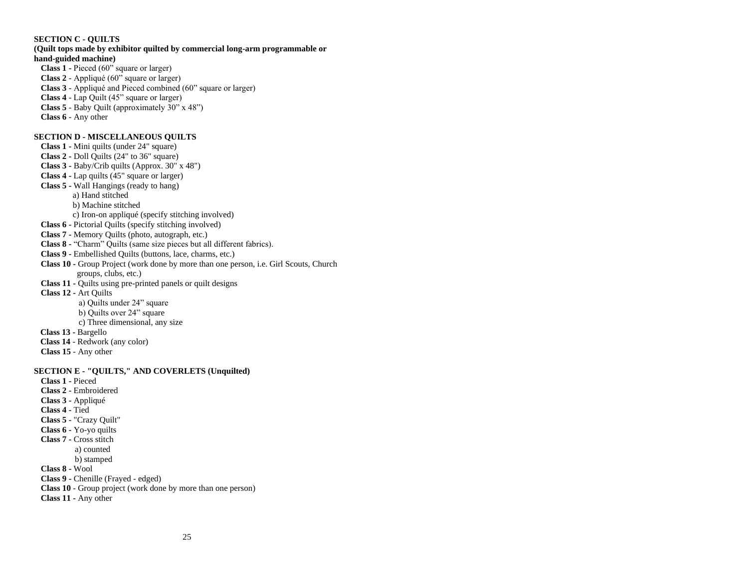**SECTION C - QUILTS**
**(Quilt tops made by exhibitor quilted by commercial long-arm programmable or hand-guided machine)**

- **Class 1** - Pieced (60" square or larger)
- **Class 2** - Appliqué (60" square or larger)
- **Class 3** - Appliqué and Pieced combined (60" square or larger)
- **Class 4** - Lap Quilt (45" square or larger)
- **Class 5** - Baby Quilt (approximately 30" x 48")
- **Class 6** - Any other

**SECTION D - MISCELLANEOUS QUILTS**

- **Class 1** - Mini quilts (under 24" square)
- **Class 2** - Doll Quilts (24" to 36" square)
- **Class 3** - Baby/Crib quilts (Approx. 30" x 48")
- **Class 4** - Lap quilts (45" square or larger)
- **Class 5** - Wall Hangings (ready to hang)
  - a) Hand stitched
  - b) Machine stitched
  - c) Iron-on appliqué (specify stitching involved)
- **Class 6** - Pictorial Quilts (specify stitching involved)
- **Class 7** - Memory Quilts (photo, autograph, etc.)
- **Class 8** - "Charm" Quilts (same size pieces but all different fabrics).
- **Class 9** - Embellished Quilts (buttons, lace, charms, etc.)
- **Class 10** - Group Project (work done by more than one person, i.e. Girl Scouts, Church groups, clubs, etc.)
- **Class 11** - Quilts using pre-printed panels or quilt designs
- **Class 12** - Art Quilts
  - a) Quilts under 24" square
  - b) Quilts over 24" square
  - c) Three dimensional, any size
- **Class 13** - Bargello
- **Class 14** - Redwork (any color)
- **Class 15** - Any other

**SECTION E - "QUILTS," AND COVERLETS (Unquilted)**

- **Class 1** - Pieced
- **Class 2** - Embroidered
- **Class 3** - Appliqué
- **Class 4** - Tied
- **Class 5** - "Crazy Quilt"
- **Class 6** - Yo-yo quilts
- **Class 7** - Cross stitch
  - a) counted
  - b) stamped
- **Class 8** - Wool
- **Class 9** - Chenille (Frayed - edged)
- **Class 10** - Group project (work done by more than one person)
- **Class 11** - Any other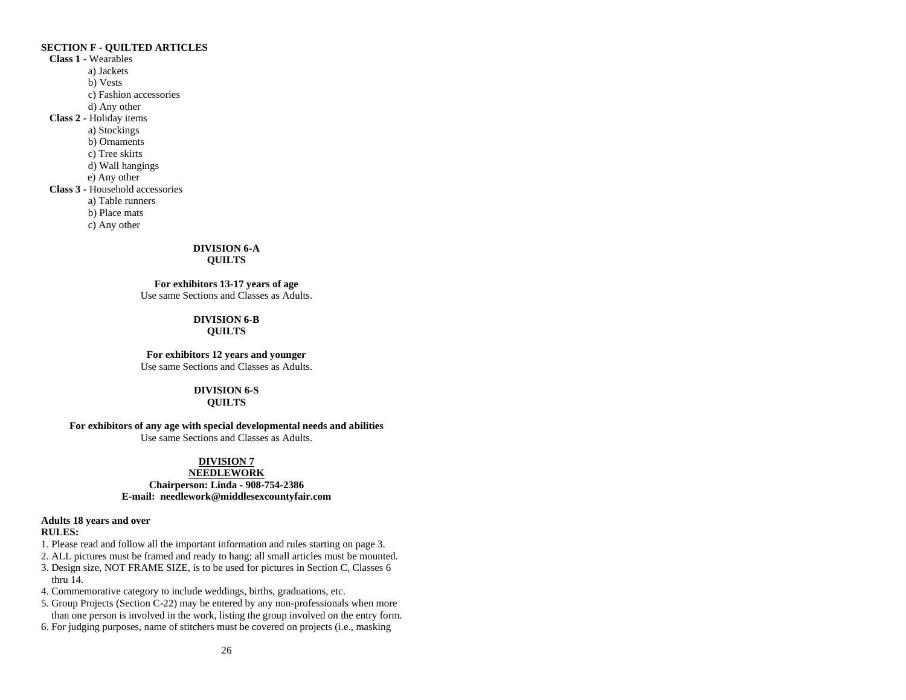**SECTION F - QUILTED ARTICLES**

**Class 1 -** Wearables
- a) Jackets
- b) Vests
- c) Fashion accessories
- d) Any other

**Class 2 -** Holiday items
- a) Stockings
- b) Ornaments
- c) Tree skirts
- d) Wall hangings
- e) Any other

**Class 3 -** Household accessories
- a) Table runners
- b) Place mats
- c) Any other

## DIVISION 6-A
## QUILTS

**For exhibitors 13-17 years of age**
Use same Sections and Classes as Adults.

## DIVISION 6-B
## QUILTS

**For exhibitors 12 years and younger**
Use same Sections and Classes as Adults.

## DIVISION 6-S
## QUILTS

**For exhibitors of any age with special developmental needs and abilities**
Use same Sections and Classes as Adults.

## DIVISION 7
## NEEDLEWORK

**Chairperson: Linda - 908-754-2386**
**E-mail: needlework@middlesexcountyfair.com**

**Adults 18 years and over**
**RULES:**

1. Please read and follow all the important information and rules starting on page 3.
2. ALL pictures must be framed and ready to hang; all small articles must be mounted.
3. Design size, NOT FRAME SIZE, is to be used for pictures in Section C, Classes 6 thru 14.
4. Commemorative category to include weddings, births, graduations, etc.
5. Group Projects (Section C-22) may be entered by any non-professionals when more than one person is involved in the work, listing the group involved on the entry form.
6. For judging purposes, name of stitchers must be covered on projects (i.e., masking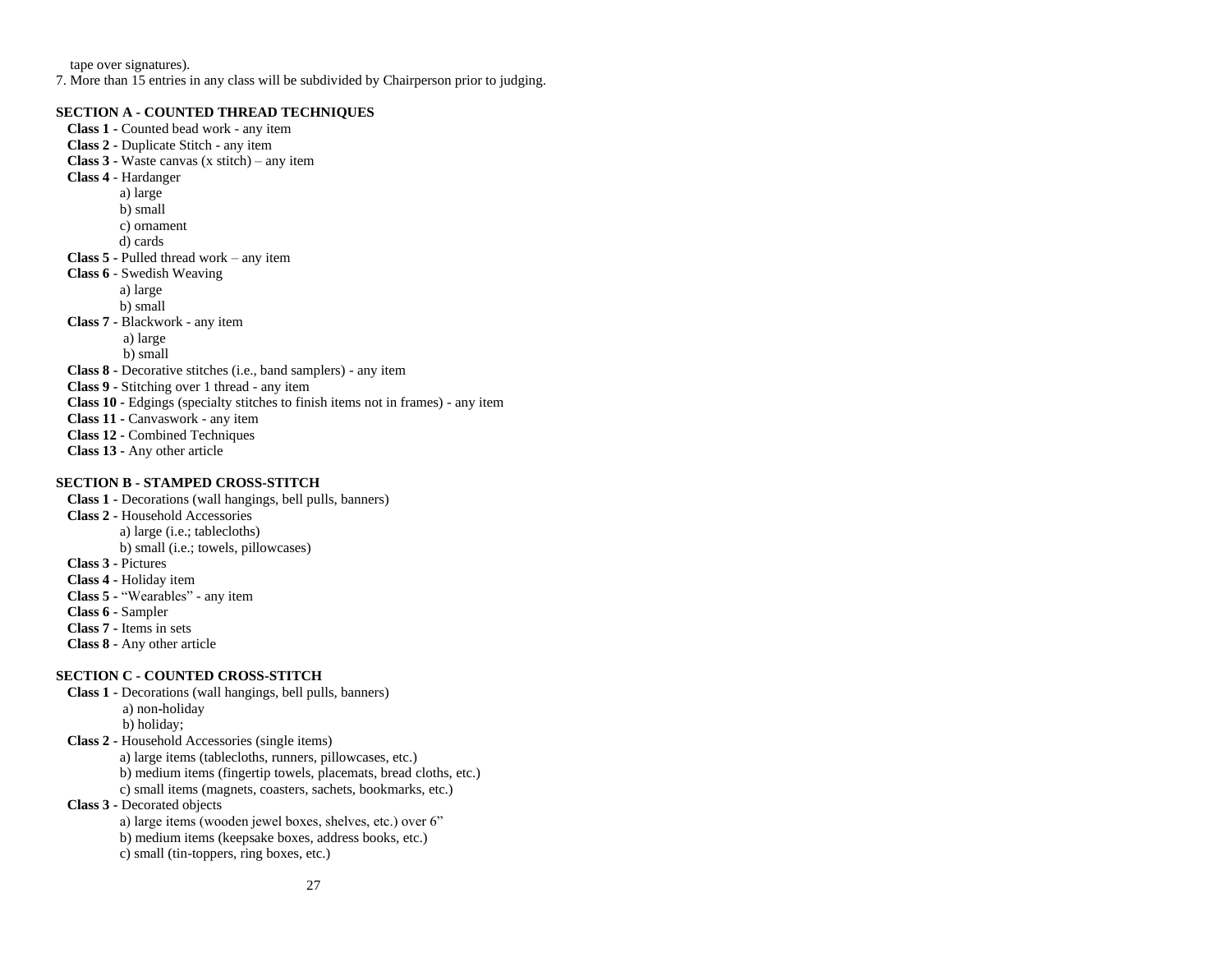tape over signatures).

7. More than 15 entries in any class will be subdivided by Chairperson prior to judging.

**SECTION A - COUNTED THREAD TECHNIQUES**

**Class 1 -** Counted bead work - any item
**Class 2 -** Duplicate Stitch - any item
**Class 3 -** Waste canvas (x stitch) – any item
**Class 4** - Hardanger
- a) large
- b) small
- c) ornament
- d) cards

**Class 5 -** Pulled thread work – any item
**Class 6** - Swedish Weaving
- a) large
- b) small

**Class 7 -** Blackwork - any item
- a) large
- b) small

**Class 8 -** Decorative stitches (i.e., band samplers) - any item
**Class 9 -** Stitching over 1 thread - any item
**Class 10 -** Edgings (specialty stitches to finish items not in frames) - any item
**Class 11 -** Canvaswork - any item
**Class 12 -** Combined Techniques
**Class 13 -** Any other article

**SECTION B - STAMPED CROSS-STITCH**

**Class 1 -** Decorations (wall hangings, bell pulls, banners)
**Class 2 -** Household Accessories
- a) large (i.e.; tablecloths)
- b) small (i.e.; towels, pillowcases)

**Class 3 -** Pictures
**Class 4 -** Holiday item
**Class 5 -** "Wearables" - any item
**Class 6 -** Sampler
**Class 7 -** Items in sets
**Class 8 -** Any other article

**SECTION C - COUNTED CROSS-STITCH**

**Class 1 -** Decorations (wall hangings, bell pulls, banners)
- a) non-holiday
- b) holiday;

**Class 2 -** Household Accessories (single items)
- a) large items (tablecloths, runners, pillowcases, etc.)
- b) medium items (fingertip towels, placemats, bread cloths, etc.)
- c) small items (magnets, coasters, sachets, bookmarks, etc.)

**Class 3 -** Decorated objects
- a) large items (wooden jewel boxes, shelves, etc.) over 6"
- b) medium items (keepsake boxes, address books, etc.)
- c) small (tin-toppers, ring boxes, etc.)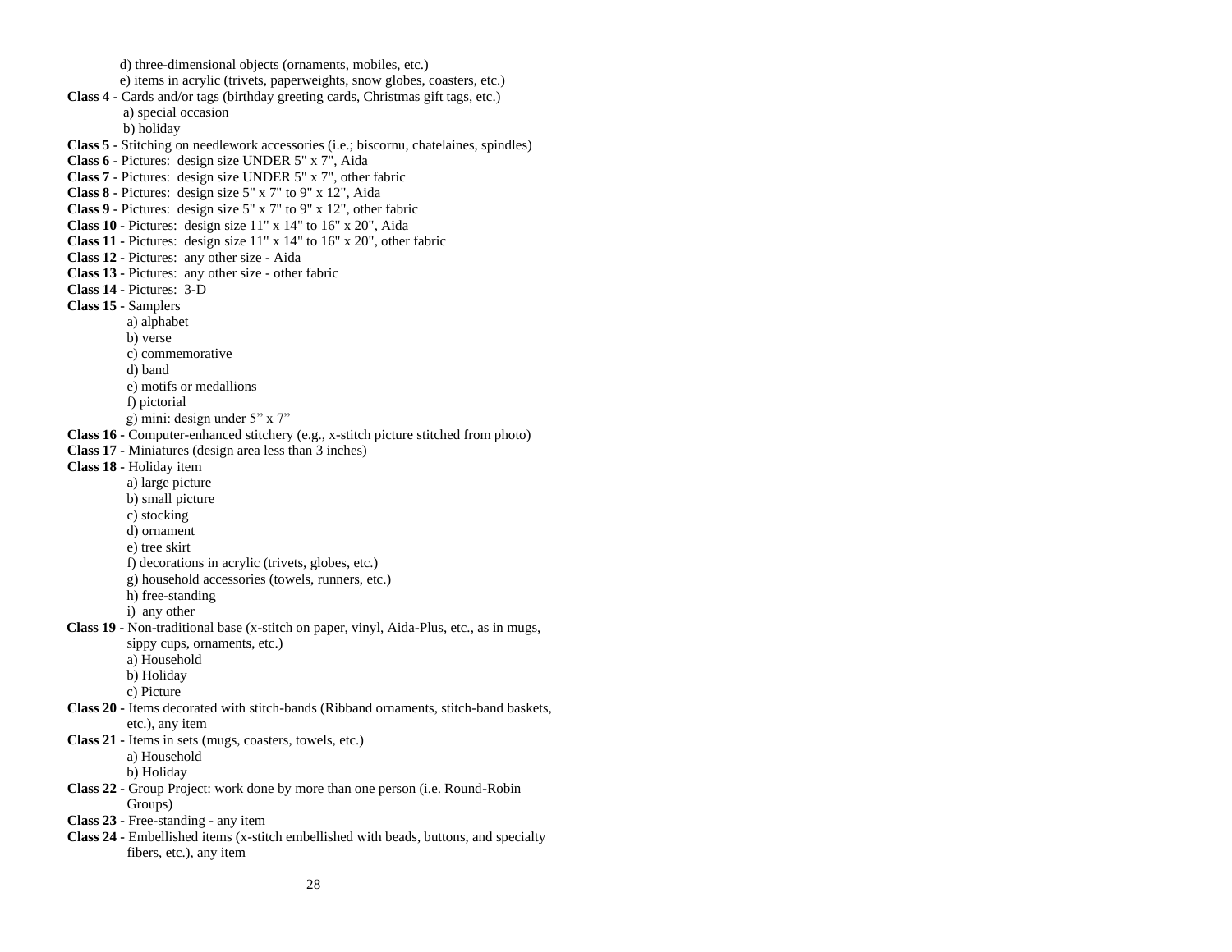d) three-dimensional objects (ornaments, mobiles, etc.)
e) items in acrylic (trivets, paperweights, snow globes, coasters, etc.)

**Class 4 -** Cards and/or tags (birthday greeting cards, Christmas gift tags, etc.)
a) special occasion
b) holiday

**Class 5 -** Stitching on needlework accessories (i.e.; biscornu, chatelaines, spindles)

**Class 6 -** Pictures: design size UNDER 5" x 7", Aida

**Class 7 -** Pictures: design size UNDER 5" x 7", other fabric

**Class 8 -** Pictures: design size 5" x 7" to 9" x 12", Aida

**Class 9 -** Pictures: design size 5" x 7" to 9" x 12", other fabric

**Class 10 -** Pictures: design size 11" x 14" to 16" x 20", Aida

**Class 11 -** Pictures: design size 11" x 14" to 16" x 20", other fabric

**Class 12 -** Pictures: any other size - Aida

**Class 13 -** Pictures: any other size - other fabric

**Class 14 -** Pictures: 3-D

**Class 15 -** Samplers
a) alphabet
b) verse
c) commemorative
d) band
e) motifs or medallions
f) pictorial
g) mini: design under 5" x 7"

**Class 16 -** Computer-enhanced stitchery (e.g., x-stitch picture stitched from photo)

**Class 17 -** Miniatures (design area less than 3 inches)

**Class 18 -** Holiday item
a) large picture
b) small picture
c) stocking
d) ornament
e) tree skirt
f) decorations in acrylic (trivets, globes, etc.)
g) household accessories (towels, runners, etc.)
h) free-standing
i) any other

**Class 19 -** Non-traditional base (x-stitch on paper, vinyl, Aida-Plus, etc., as in mugs, sippy cups, ornaments, etc.)
a) Household
b) Holiday
c) Picture

**Class 20 -** Items decorated with stitch-bands (Ribband ornaments, stitch-band baskets, etc.), any item

**Class 21 -** Items in sets (mugs, coasters, towels, etc.)
a) Household
b) Holiday

**Class 22 -** Group Project: work done by more than one person (i.e. Round-Robin Groups)

**Class 23 -** Free-standing - any item

**Class 24 -** Embellished items (x-stitch embellished with beads, buttons, and specialty fibers, etc.), any item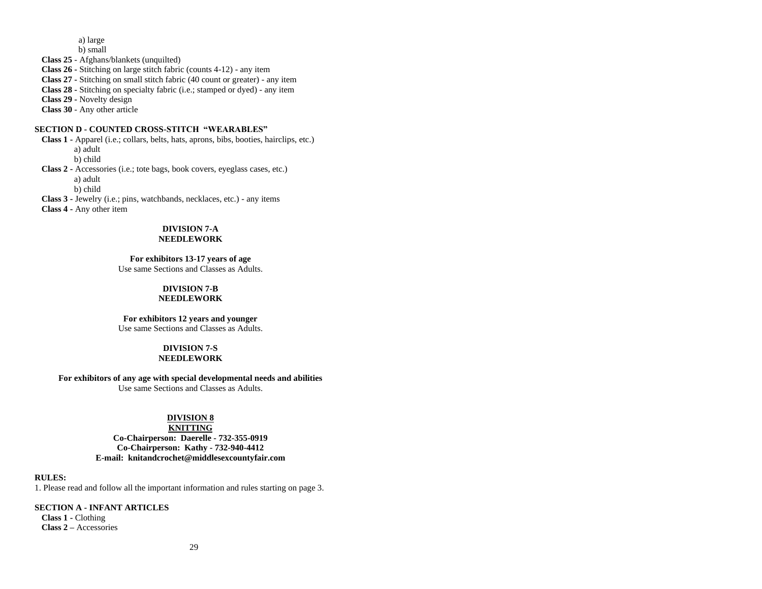a) large
b) small

**Class 25** - Afghans/blankets (unquilted)
**Class 26 -** Stitching on large stitch fabric (counts 4-12) - any item
**Class 27 -** Stitching on small stitch fabric (40 count or greater) - any item
**Class 28 -** Stitching on specialty fabric (i.e.; stamped or dyed) - any item
**Class 29 -** Novelty design
**Class 30** - Any other article

**SECTION D - COUNTED CROSS-STITCH "WEARABLES"**

**Class 1 -** Apparel (i.e.; collars, belts, hats, aprons, bibs, booties, hairclips, etc.)
a) adult
b) child

**Class 2 -** Accessories (i.e.; tote bags, book covers, eyeglass cases, etc.)
a) adult
b) child

**Class 3 -** Jewelry (i.e.; pins, watchbands, necklaces, etc.) - any items
**Class 4 -** Any other item

## DIVISION 7-A
## NEEDLEWORK

**For exhibitors 13-17 years of age**
Use same Sections and Classes as Adults.

## DIVISION 7-B
## NEEDLEWORK

**For exhibitors 12 years and younger**
Use same Sections and Classes as Adults.

## DIVISION 7-S
## NEEDLEWORK

**For exhibitors of any age with special developmental needs and abilities**
Use same Sections and Classes as Adults.

## DIVISION 8
## KNITTING

**Co-Chairperson: Daerelle - 732-355-0919**
**Co-Chairperson: Kathy - 732-940-4412**
**E-mail: knitandcrochet@middlesexcountyfair.com**

**RULES:**

1. Please read and follow all the important information and rules starting on page 3.

**SECTION A - INFANT ARTICLES**

**Class 1 -** Clothing
**Class 2 –** Accessories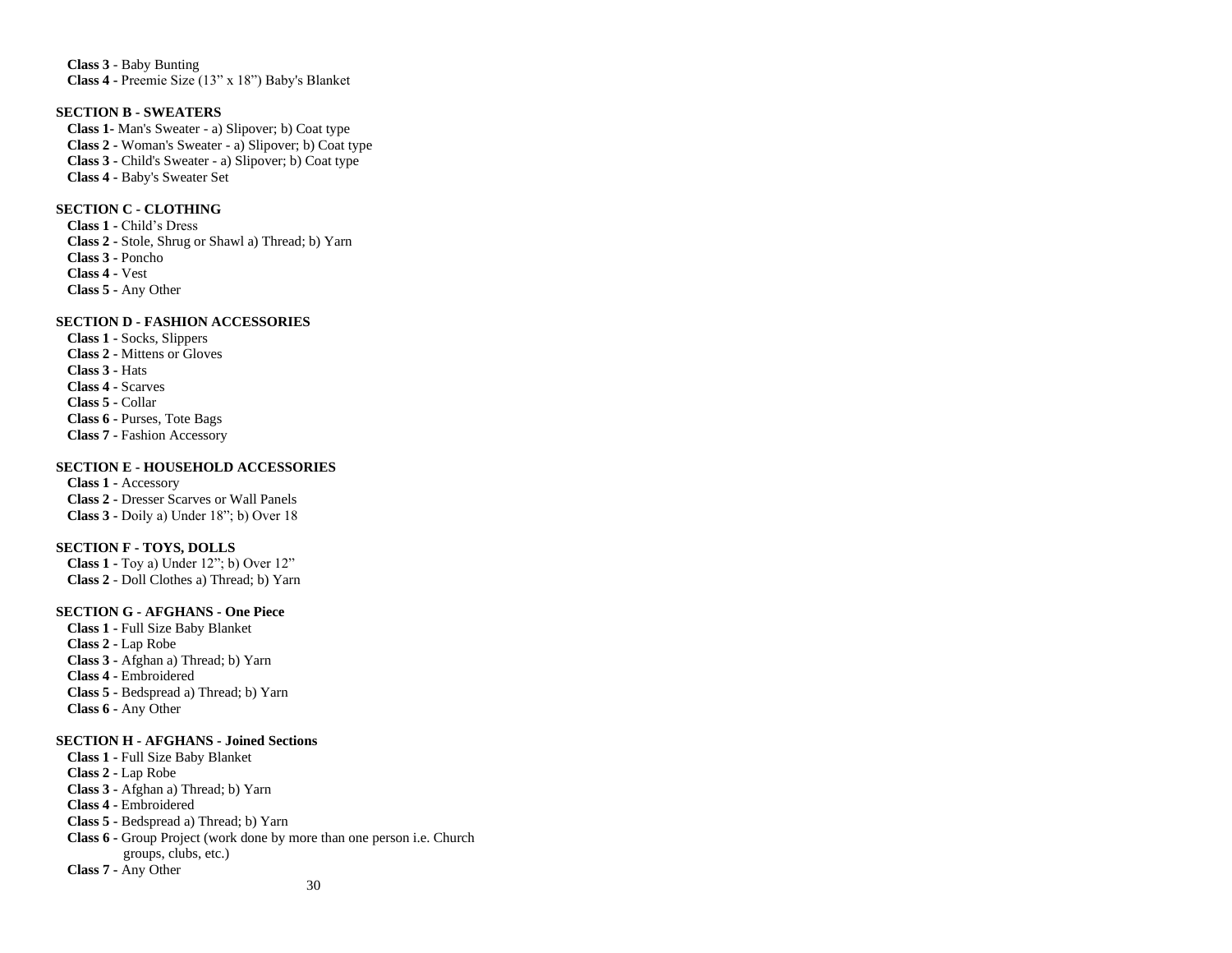**Class 3** - Baby Bunting
**Class 4** - Preemie Size (13" x 18") Baby's Blanket

### SECTION B - SWEATERS

**Class 1**- Man's Sweater - a) Slipover; b) Coat type
**Class 2** - Woman's Sweater - a) Slipover; b) Coat type
**Class 3** - Child's Sweater - a) Slipover; b) Coat type
**Class 4** - Baby's Sweater Set

### SECTION C - CLOTHING

**Class 1** - Child's Dress
**Class 2** - Stole, Shrug or Shawl a) Thread; b) Yarn
**Class 3** - Poncho
**Class 4** - Vest
**Class 5** - Any Other

### SECTION D - FASHION ACCESSORIES

**Class 1** - Socks, Slippers
**Class 2** - Mittens or Gloves
**Class 3** - Hats
**Class 4** - Scarves
**Class 5** - Collar
**Class 6** - Purses, Tote Bags
**Class 7** - Fashion Accessory

### SECTION E - HOUSEHOLD ACCESSORIES

**Class 1** - Accessory
**Class 2** - Dresser Scarves or Wall Panels
**Class 3** - Doily a) Under 18"; b) Over 18

### SECTION F - TOYS, DOLLS

**Class 1** - Toy a) Under 12"; b) Over 12"
**Class 2** - Doll Clothes a) Thread; b) Yarn

### SECTION G - AFGHANS - One Piece

**Class 1** - Full Size Baby Blanket
**Class 2** - Lap Robe
**Class 3** - Afghan a) Thread; b) Yarn
**Class 4** - Embroidered
**Class 5** - Bedspread a) Thread; b) Yarn
**Class 6** - Any Other

### SECTION H - AFGHANS - Joined Sections

**Class 1** - Full Size Baby Blanket
**Class 2** - Lap Robe
**Class 3** - Afghan a) Thread; b) Yarn
**Class 4** - Embroidered
**Class 5** - Bedspread a) Thread; b) Yarn
**Class 6** - Group Project (work done by more than one person i.e. Church groups, clubs, etc.)
**Class 7** - Any Other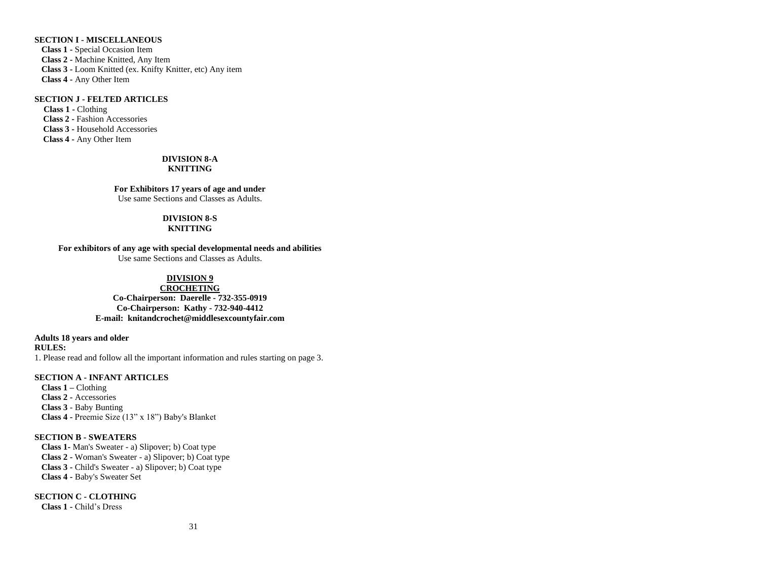**SECTION I - MISCELLANEOUS**

**Class 1 -** Special Occasion Item
**Class 2 -** Machine Knitted, Any Item
**Class 3 -** Loom Knitted (ex. Knifty Knitter, etc) Any item
**Class 4 -** Any Other Item

**SECTION J - FELTED ARTICLES**

**Class 1 -** Clothing
**Class 2 -** Fashion Accessories
**Class 3 -** Household Accessories
**Class 4 -** Any Other Item

## DIVISION 8-A
## KNITTING

**For Exhibitors 17 years of age and under**
Use same Sections and Classes as Adults.

## DIVISION 8-S
## KNITTING

**For exhibitors of any age with special developmental needs and abilities**
Use same Sections and Classes as Adults.

## DIVISION 9
## CROCHETING

**Co-Chairperson: Daerelle - 732-355-0919**
**Co-Chairperson: Kathy - 732-940-4412**
**E-mail: knitandcrochet@middlesexcountyfair.com**

**Adults 18 years and older**
**RULES:**
1. Please read and follow all the important information and rules starting on page 3.

**SECTION A - INFANT ARTICLES**

**Class 1 –** Clothing
**Class 2 -** Accessories
**Class 3 -** Baby Bunting
**Class 4 -** Preemie Size (13” x 18”) Baby's Blanket

**SECTION B - SWEATERS**

**Class 1-** Man's Sweater - a) Slipover; b) Coat type
**Class 2 -** Woman's Sweater - a) Slipover; b) Coat type
**Class 3 -** Child's Sweater - a) Slipover; b) Coat type
**Class 4 -** Baby's Sweater Set

**SECTION C - CLOTHING**

**Class 1 -** Child’s Dress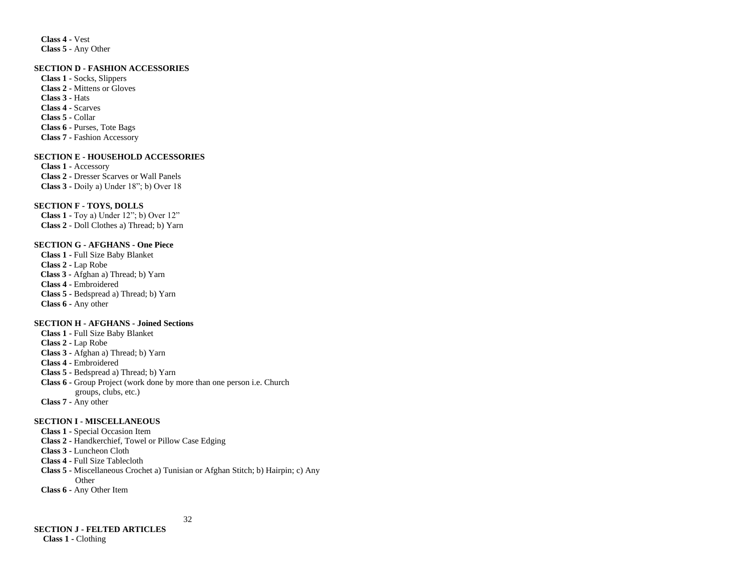**Class 4** - Vest
**Class 5** - Any Other

**SECTION D - FASHION ACCESSORIES**

**Class 1** - Socks, Slippers
**Class 2** - Mittens or Gloves
**Class 3** - Hats
**Class 4** - Scarves
**Class 5** - Collar
**Class 6** - Purses, Tote Bags
**Class 7** - Fashion Accessory

**SECTION E - HOUSEHOLD ACCESSORIES**

**Class 1** - Accessory
**Class 2** - Dresser Scarves or Wall Panels
**Class 3** - Doily a) Under 18"; b) Over 18

**SECTION F - TOYS, DOLLS**

**Class 1** - Toy a) Under 12"; b) Over 12"
**Class 2** - Doll Clothes a) Thread; b) Yarn

**SECTION G - AFGHANS - One Piece**

**Class 1** - Full Size Baby Blanket
**Class 2** - Lap Robe
**Class 3** - Afghan a) Thread; b) Yarn
**Class 4** - Embroidered
**Class 5** - Bedspread a) Thread; b) Yarn
**Class 6** - Any other

**SECTION H - AFGHANS - Joined Sections**

**Class 1** - Full Size Baby Blanket
**Class 2** - Lap Robe
**Class 3** - Afghan a) Thread; b) Yarn
**Class 4** - Embroidered
**Class 5** - Bedspread a) Thread; b) Yarn
**Class 6** - Group Project (work done by more than one person i.e. Church groups, clubs, etc.)
**Class 7** - Any other

**SECTION I - MISCELLANEOUS**

**Class 1** - Special Occasion Item
**Class 2** - Handkerchief, Towel or Pillow Case Edging
**Class 3** - Luncheon Cloth
**Class 4** - Full Size Tablecloth
**Class 5** - Miscellaneous Crochet a) Tunisian or Afghan Stitch; b) Hairpin; c) Any Other
**Class 6** - Any Other Item

**SECTION J - FELTED ARTICLES**

**Class 1** - Clothing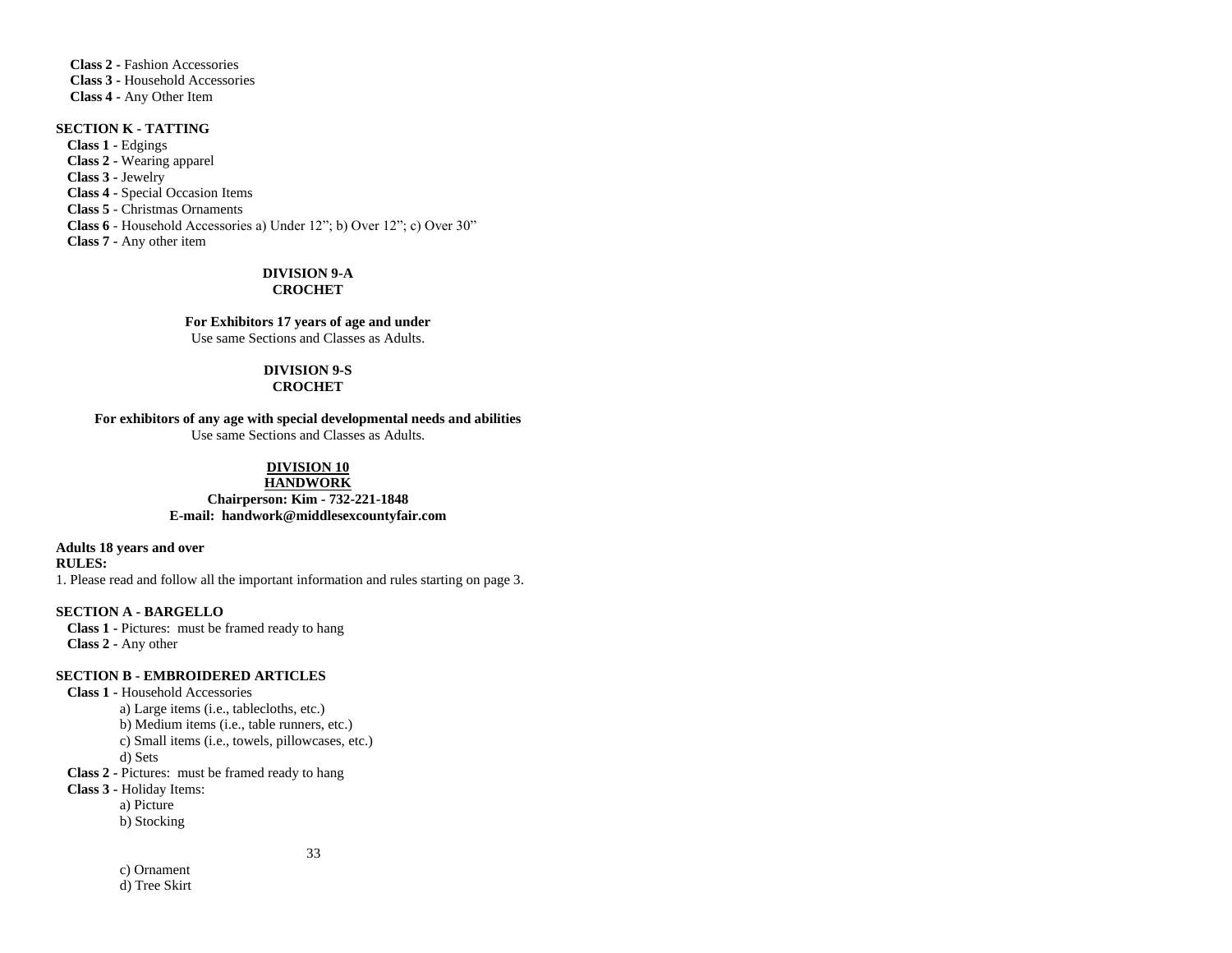**Class 2 -** Fashion Accessories
**Class 3 -** Household Accessories
**Class 4 -** Any Other Item

**SECTION K - TATTING**

**Class 1 -** Edgings
**Class 2 -** Wearing apparel
**Class 3 -** Jewelry
**Class 4 -** Special Occasion Items
**Class 5** - Christmas Ornaments
**Class 6** - Household Accessories a) Under 12"; b) Over 12"; c) Over 30"
**Class 7** - Any other item

## DIVISION 9-A
## CROCHET

**For Exhibitors 17 years of age and under**
Use same Sections and Classes as Adults.

## DIVISION 9-S
## CROCHET

**For exhibitors of any age with special developmental needs and abilities**
Use same Sections and Classes as Adults.

## DIVISION 10
## HANDWORK

**Chairperson: Kim - 732-221-1848**
**E-mail: handwork@middlesexcountyfair.com**

**Adults 18 years and over**

**RULES:**

1. Please read and follow all the important information and rules starting on page 3.

**SECTION A - BARGELLO**

**Class 1 -** Pictures: must be framed ready to hang
**Class 2 -** Any other

**SECTION B - EMBROIDERED ARTICLES**

**Class 1 -** Household Accessories
- a) Large items (i.e., tablecloths, etc.)
- b) Medium items (i.e., table runners, etc.)
- c) Small items (i.e., towels, pillowcases, etc.)
- d) Sets

**Class 2 -** Pictures: must be framed ready to hang
**Class 3 -** Holiday Items:
- a) Picture
- b) Stocking
- c) Ornament
- d) Tree Skirt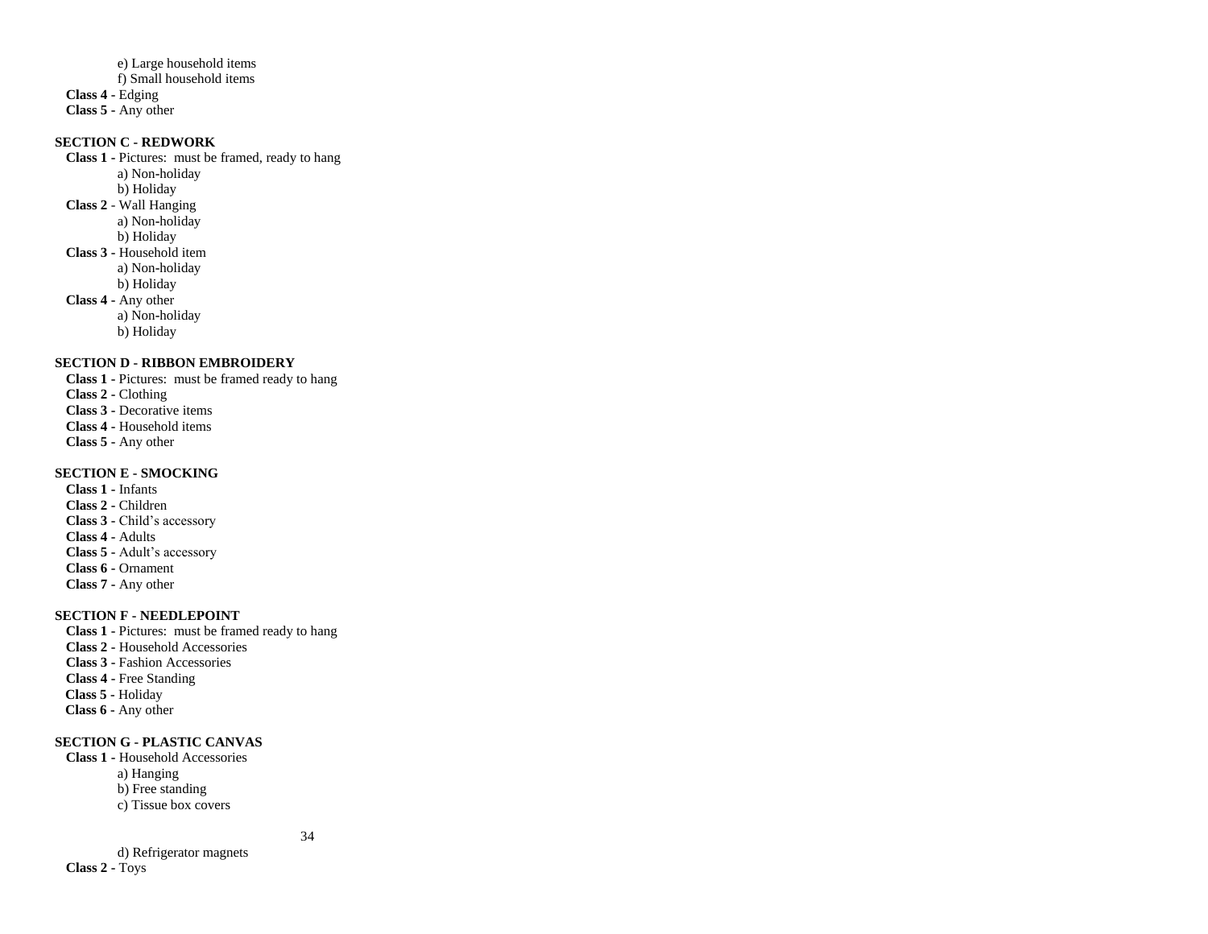e) Large household items
    f) Small household items

**Class 4** - Edging
**Class 5** - Any other

**SECTION C - REDWORK**

**Class 1** - Pictures: must be framed, ready to hang
    a) Non-holiday
    b) Holiday

**Class 2** - Wall Hanging
    a) Non-holiday
    b) Holiday

**Class 3** - Household item
    a) Non-holiday
    b) Holiday

**Class 4** - Any other
    a) Non-holiday
    b) Holiday

**SECTION D - RIBBON EMBROIDERY**

**Class 1** - Pictures: must be framed ready to hang
**Class 2** - Clothing
**Class 3** - Decorative items
**Class 4** - Household items
**Class 5** - Any other

**SECTION E - SMOCKING**

**Class 1** - Infants
**Class 2** - Children
**Class 3** - Child's accessory
**Class 4** - Adults
**Class 5** - Adult's accessory
**Class 6** - Ornament
**Class 7** - Any other

**SECTION F - NEEDLEPOINT**

**Class 1** - Pictures: must be framed ready to hang
**Class 2** - Household Accessories
**Class 3** - Fashion Accessories
**Class 4** - Free Standing
**Class 5** - Holiday
**Class 6** - Any other

**SECTION G - PLASTIC CANVAS**

**Class 1** - Household Accessories
    a) Hanging
    b) Free standing
    c) Tissue box covers
    d) Refrigerator magnets

**Class 2** - Toys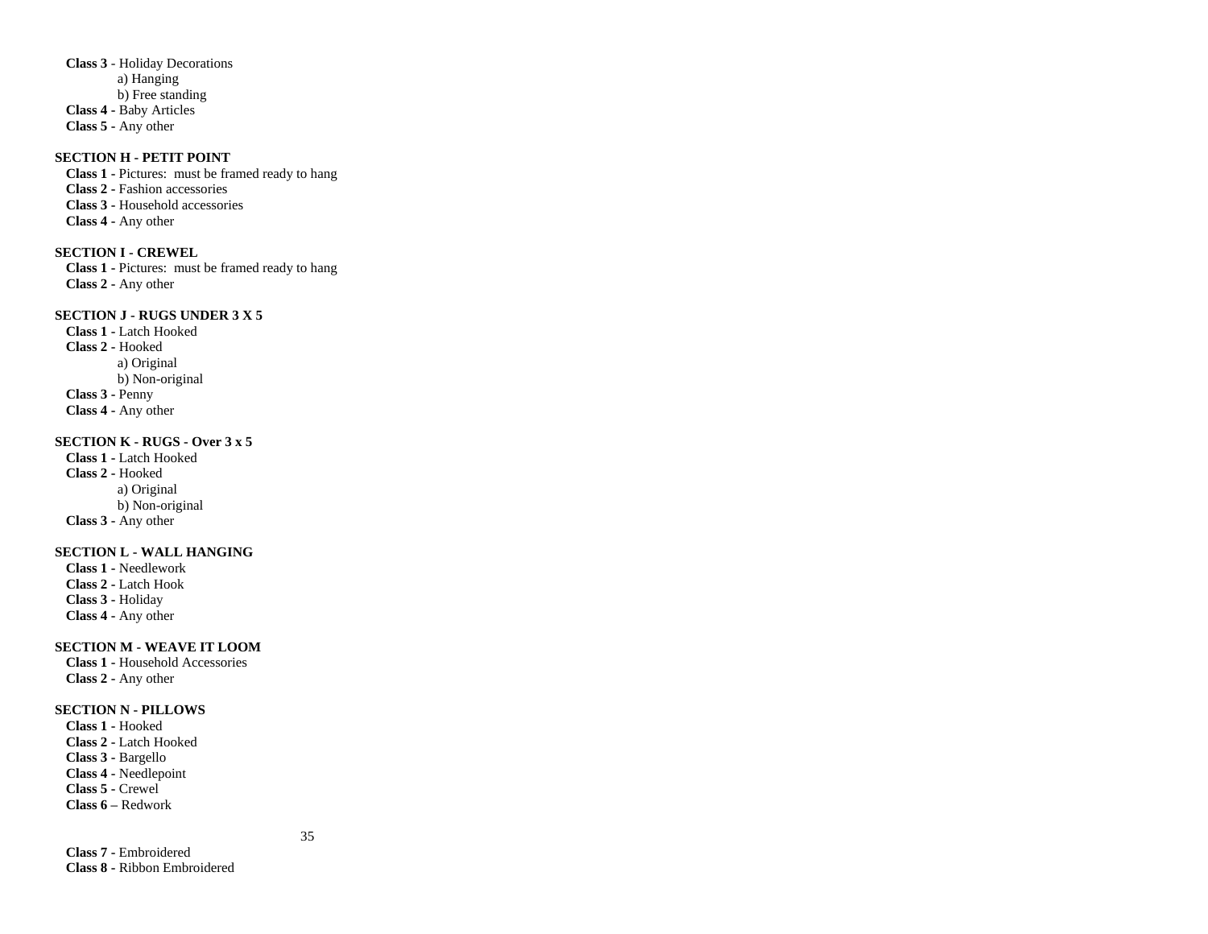**Class 3** - Holiday Decorations
- a) Hanging
- b) Free standing

**Class 4** - Baby Articles
**Class 5** - Any other

**SECTION H - PETIT POINT**

**Class 1** - Pictures: must be framed ready to hang
**Class 2** - Fashion accessories
**Class 3** - Household accessories
**Class 4** - Any other

**SECTION I - CREWEL**

**Class 1** - Pictures: must be framed ready to hang
**Class 2** - Any other

**SECTION J - RUGS UNDER 3 X 5**

**Class 1** - Latch Hooked
**Class 2** - Hooked
- a) Original
- b) Non-original

**Class 3** - Penny
**Class 4** - Any other

**SECTION K - RUGS - Over 3 x 5**

**Class 1** - Latch Hooked
**Class 2** - Hooked
- a) Original
- b) Non-original

**Class 3** - Any other

**SECTION L - WALL HANGING**

**Class 1** - Needlework
**Class 2** - Latch Hook
**Class 3** - Holiday
**Class 4** - Any other

**SECTION M - WEAVE IT LOOM**

**Class 1** - Household Accessories
**Class 2** - Any other

**SECTION N - PILLOWS**

**Class 1** - Hooked
**Class 2** - Latch Hooked
**Class 3** - Bargello
**Class 4** - Needlepoint
**Class 5** - Crewel
**Class 6** – Redwork
**Class 7** - Embroidered
**Class 8** - Ribbon Embroidered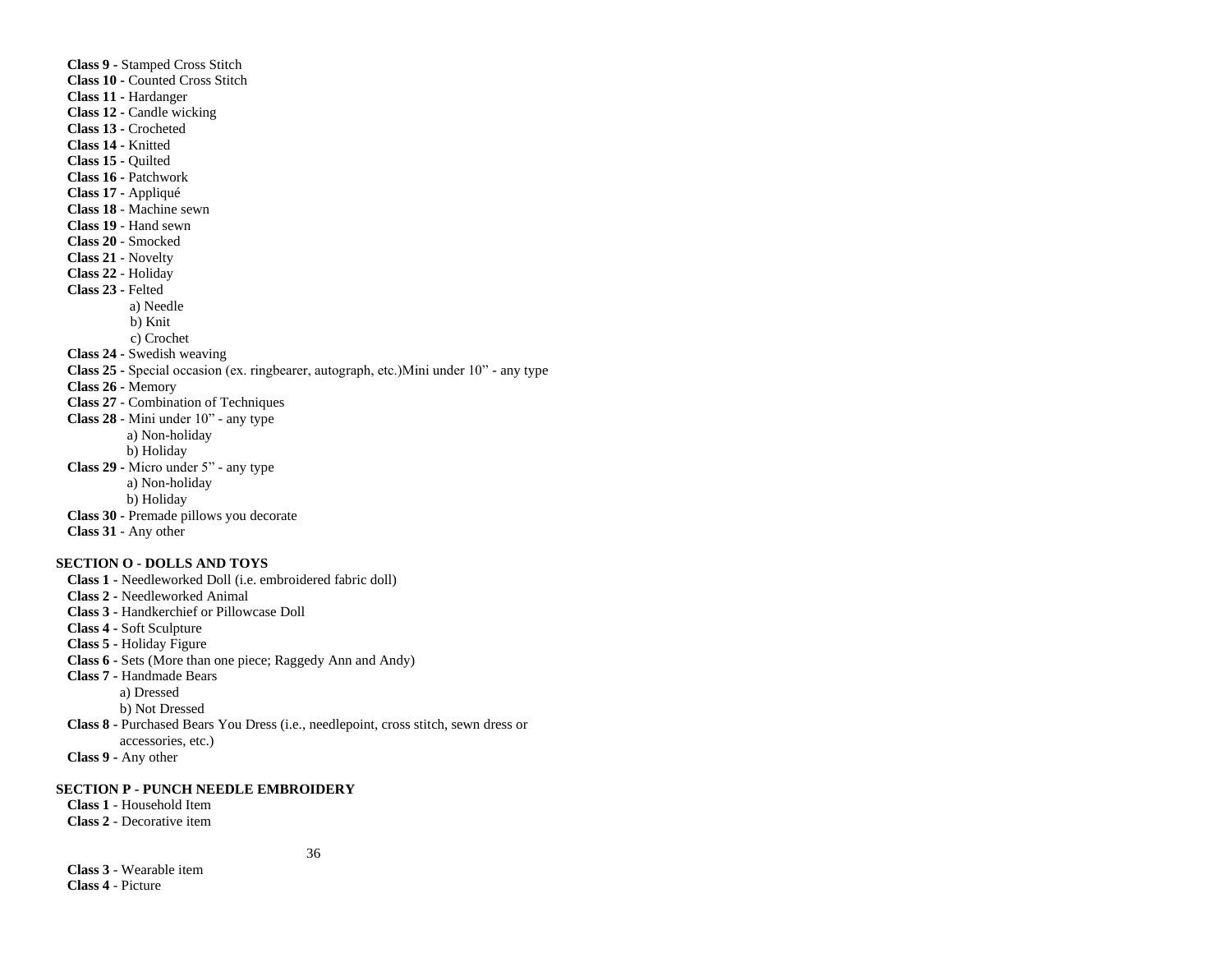**Class 9 -** Stamped Cross Stitch
**Class 10 -** Counted Cross Stitch
**Class 11 -** Hardanger
**Class 12 -** Candle wicking
**Class 13 -** Crocheted
**Class 14 -** Knitted
**Class 15 -** Quilted
**Class 16** - Patchwork
**Class 17 -** Appliqué
**Class 18** - Machine sewn
**Class 19** - Hand sewn
**Class 20** - Smocked
**Class 21** - Novelty
**Class 22** - Holiday
**Class 23 -** Felted
  a) Needle
  b) Knit
  c) Crochet
**Class 24 -** Swedish weaving
**Class 25 -** Special occasion (ex. ringbearer, autograph, etc.)Mini under 10" - any type
**Class 26** - Memory
**Class 27** - Combination of Techniques
**Class 28** - Mini under 10" - any type
  a) Non-holiday
  b) Holiday
**Class 29 -** Micro under 5" - any type
  a) Non-holiday
  b) Holiday
**Class 30 -** Premade pillows you decorate
**Class 31** - Any other

**SECTION O - DOLLS AND TOYS**

**Class 1 -** Needleworked Doll (i.e. embroidered fabric doll)
**Class 2 -** Needleworked Animal
**Class 3 -** Handkerchief or Pillowcase Doll
**Class 4 -** Soft Sculpture
**Class 5 -** Holiday Figure
**Class 6 -** Sets (More than one piece; Raggedy Ann and Andy)
**Class 7 -** Handmade Bears
  a) Dressed
  b) Not Dressed
**Class 8 -** Purchased Bears You Dress (i.e., needlepoint, cross stitch, sewn dress or accessories, etc.)
**Class 9 -** Any other

**SECTION P - PUNCH NEEDLE EMBROIDERY**

**Class 1** - Household Item
**Class 2** - Decorative item
**Class 3** - Wearable item
**Class 4** - Picture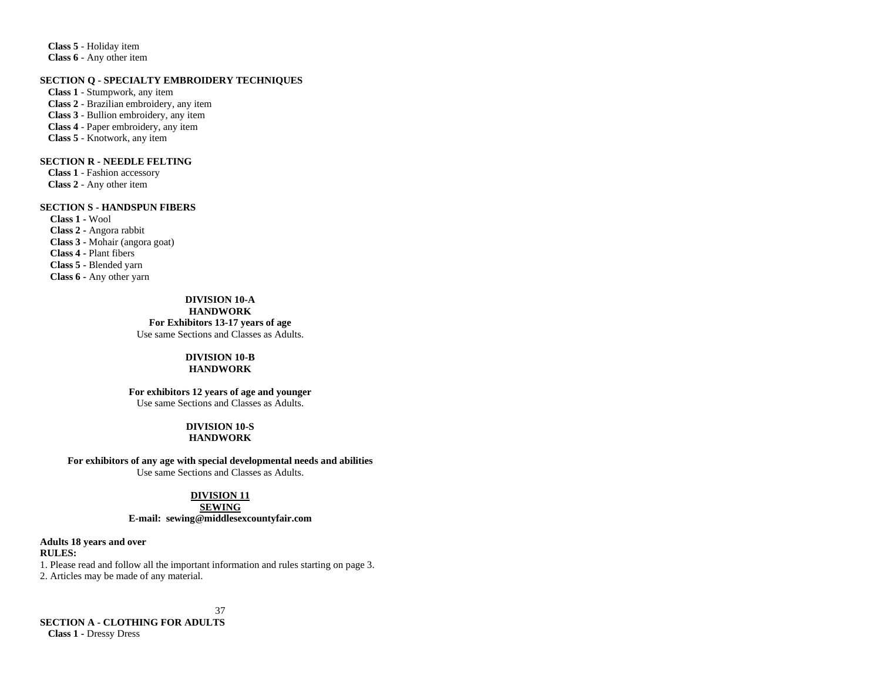**Class 5** - Holiday item
**Class 6** - Any other item

### SECTION Q - SPECIALTY EMBROIDERY TECHNIQUES

**Class 1** - Stumpwork, any item
**Class 2** - Brazilian embroidery, any item
**Class 3** - Bullion embroidery, any item
**Class 4** - Paper embroidery, any item
**Class 5** - Knotwork, any item

### SECTION R - NEEDLE FELTING

**Class 1** - Fashion accessory
**Class 2** - Any other item

### SECTION S - HANDSPUN FIBERS

**Class 1 -** Wool
**Class 2 -** Angora rabbit
**Class 3 -** Mohair (angora goat)
**Class 4 -** Plant fibers
**Class 5 -** Blended yarn
**Class 6 -** Any other yarn

## DIVISION 10-A
## HANDWORK

**For Exhibitors 13-17 years of age**
Use same Sections and Classes as Adults.

## DIVISION 10-B
## HANDWORK

**For exhibitors 12 years of age and younger**
Use same Sections and Classes as Adults.

## DIVISION 10-S
## HANDWORK

**For exhibitors of any age with special developmental needs and abilities**
Use same Sections and Classes as Adults.

## DIVISION 11
## SEWING

**E-mail: sewing@middlesexcountyfair.com**

**Adults 18 years and over**
**RULES:**

1. Please read and follow all the important information and rules starting on page 3.
2. Articles may be made of any material.

### SECTION A - CLOTHING FOR ADULTS

**Class 1** - Dressy Dress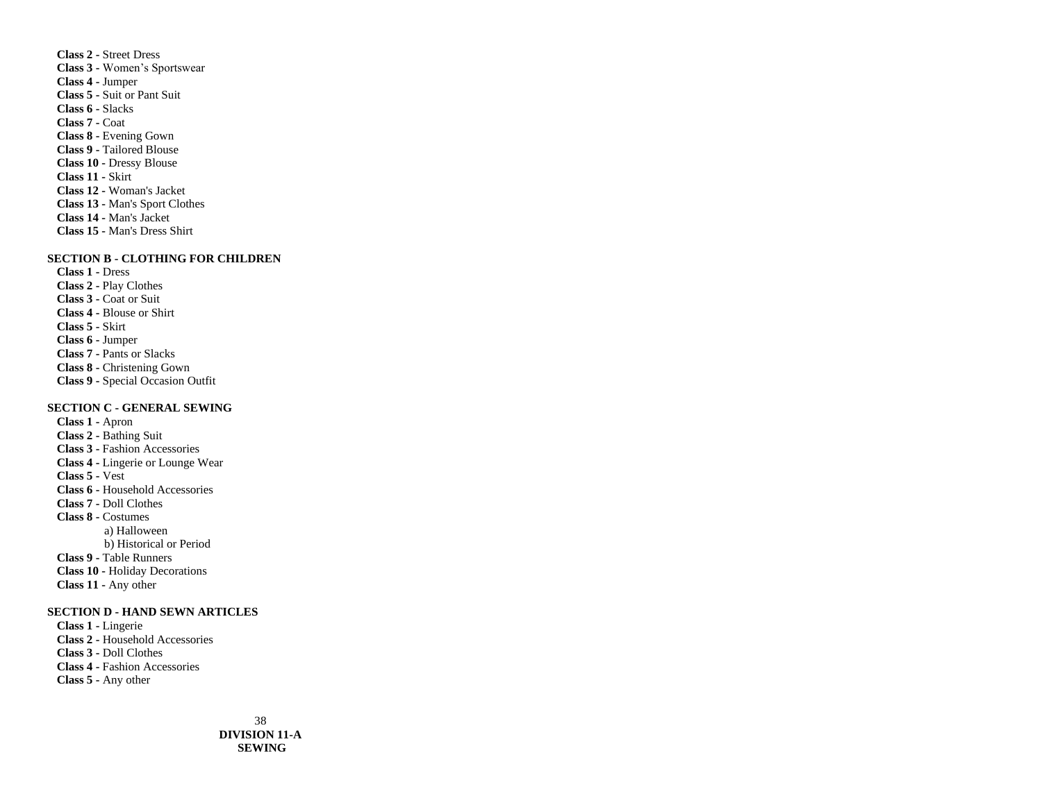**Class 2** - Street Dress
**Class 3** - Women's Sportswear
**Class 4** - Jumper
**Class 5** - Suit or Pant Suit
**Class 6** - Slacks
**Class 7** - Coat
**Class 8** - Evening Gown
**Class 9** - Tailored Blouse
**Class 10** - Dressy Blouse
**Class 11** - Skirt
**Class 12** - Woman's Jacket
**Class 13** - Man's Sport Clothes
**Class 14** - Man's Jacket
**Class 15** - Man's Dress Shirt

**SECTION B - CLOTHING FOR CHILDREN**

**Class 1** - Dress
**Class 2** - Play Clothes
**Class 3** - Coat or Suit
**Class 4** - Blouse or Shirt
**Class 5** - Skirt
**Class 6** - Jumper
**Class 7** - Pants or Slacks
**Class 8** - Christening Gown
**Class 9** - Special Occasion Outfit

**SECTION C - GENERAL SEWING**

**Class 1** - Apron
**Class 2** - Bathing Suit
**Class 3** - Fashion Accessories
**Class 4** - Lingerie or Lounge Wear
**Class 5** - Vest
**Class 6** - Household Accessories
**Class 7** - Doll Clothes
**Class 8** - Costumes
  a) Halloween
  b) Historical or Period
**Class 9** - Table Runners
**Class 10** - Holiday Decorations
**Class 11** - Any other

**SECTION D - HAND SEWN ARTICLES**

**Class 1** - Lingerie
**Class 2** - Household Accessories
**Class 3** - Doll Clothes
**Class 4** - Fashion Accessories
**Class 5** - Any other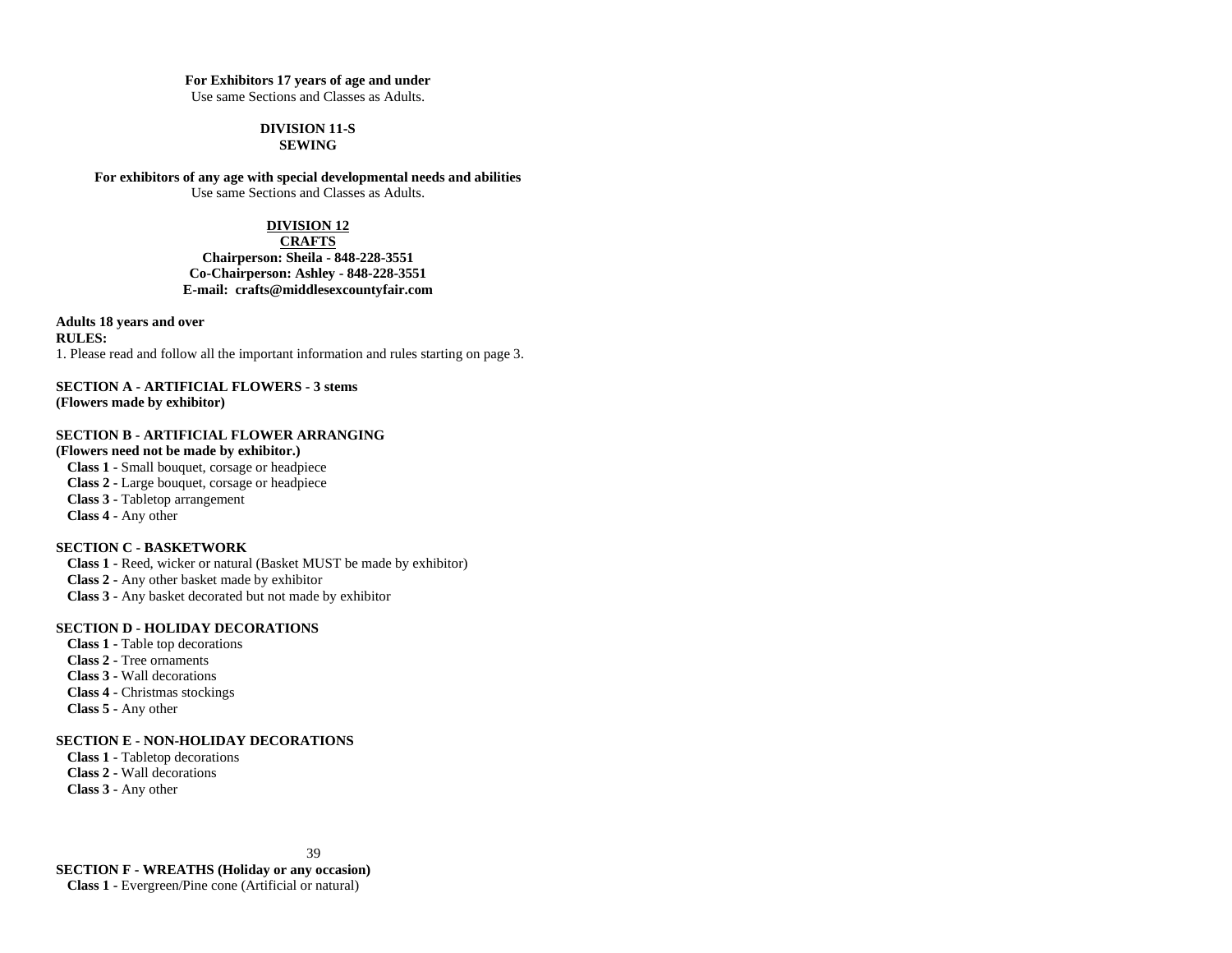**For Exhibitors 17 years of age and under**
Use same Sections and Classes as Adults.

**DIVISION 11-S**
**SEWING**

**For exhibitors of any age with special developmental needs and abilities**
Use same Sections and Classes as Adults.

## DIVISION 12
## CRAFTS

**Chairperson: Sheila - 848-228-3551**
**Co-Chairperson: Ashley - 848-228-3551**
**E-mail: crafts@middlesexcountyfair.com**

**Adults 18 years and over**
**RULES:**
1. Please read and follow all the important information and rules starting on page 3.

**SECTION A - ARTIFICIAL FLOWERS - 3 stems**
**(Flowers made by exhibitor)**

**SECTION B - ARTIFICIAL FLOWER ARRANGING**
**(Flowers need not be made by exhibitor.)**
- **Class 1 -** Small bouquet, corsage or headpiece
- **Class 2 -** Large bouquet, corsage or headpiece
- **Class 3 -** Tabletop arrangement
- **Class 4 -** Any other

**SECTION C - BASKETWORK**
- **Class 1 -** Reed, wicker or natural (Basket MUST be made by exhibitor)
- **Class 2 -** Any other basket made by exhibitor
- **Class 3 -** Any basket decorated but not made by exhibitor

**SECTION D - HOLIDAY DECORATIONS**
- **Class 1** - Table top decorations
- **Class 2** - Tree ornaments
- **Class 3** - Wall decorations
- **Class 4** - Christmas stockings
- **Class 5 -** Any other

**SECTION E - NON-HOLIDAY DECORATIONS**
- **Class 1 -** Tabletop decorations
- **Class 2 -** Wall decorations
- **Class 3 -** Any other

**SECTION F - WREATHS (Holiday or any occasion)**
- **Class 1 -** Evergreen/Pine cone (Artificial or natural)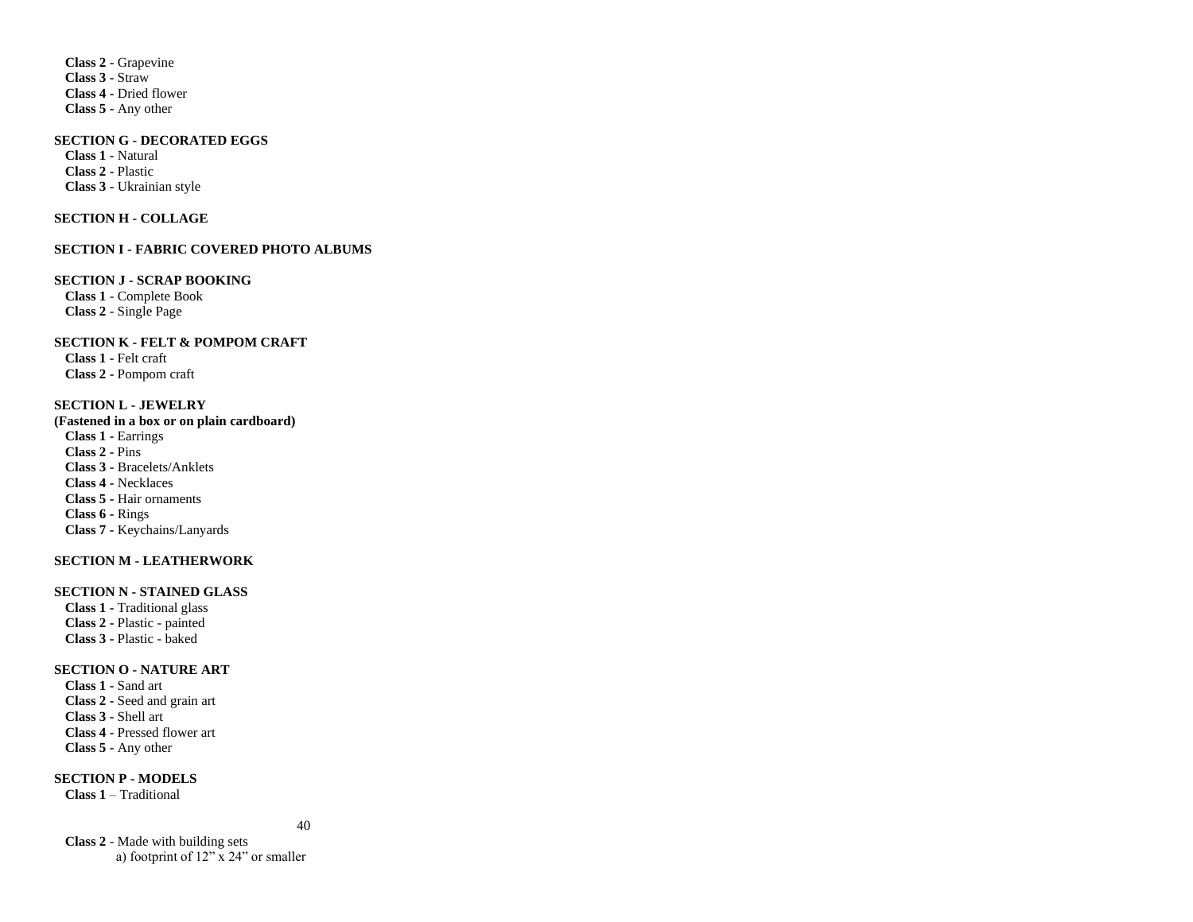**Class 2** - Grapevine
**Class 3** - Straw
**Class 4** - Dried flower
**Class 5** - Any other

**SECTION G - DECORATED EGGS**

**Class 1** - Natural
**Class 2** - Plastic
**Class 3** - Ukrainian style

**SECTION H - COLLAGE**

**SECTION I - FABRIC COVERED PHOTO ALBUMS**

**SECTION J - SCRAP BOOKING**

**Class 1** - Complete Book
**Class 2** - Single Page

**SECTION K - FELT & POMPOM CRAFT**

**Class 1** - Felt craft
**Class 2** - Pompom craft

**SECTION L - JEWELRY**
**(Fastened in a box or on plain cardboard)**

**Class 1** - Earrings
**Class 2** - Pins
**Class 3** - Bracelets/Anklets
**Class 4** - Necklaces
**Class 5** - Hair ornaments
**Class 6** - Rings
**Class 7** - Keychains/Lanyards

**SECTION M - LEATHERWORK**

**SECTION N - STAINED GLASS**

**Class 1** - Traditional glass
**Class 2** - Plastic - painted
**Class 3** - Plastic - baked

**SECTION O - NATURE ART**

**Class 1** - Sand art
**Class 2** - Seed and grain art
**Class 3** - Shell art
**Class 4** - Pressed flower art
**Class 5** - Any other

**SECTION P - MODELS**

**Class 1** – Traditional

**Class 2** - Made with building sets
a) footprint of 12" x 24" or smaller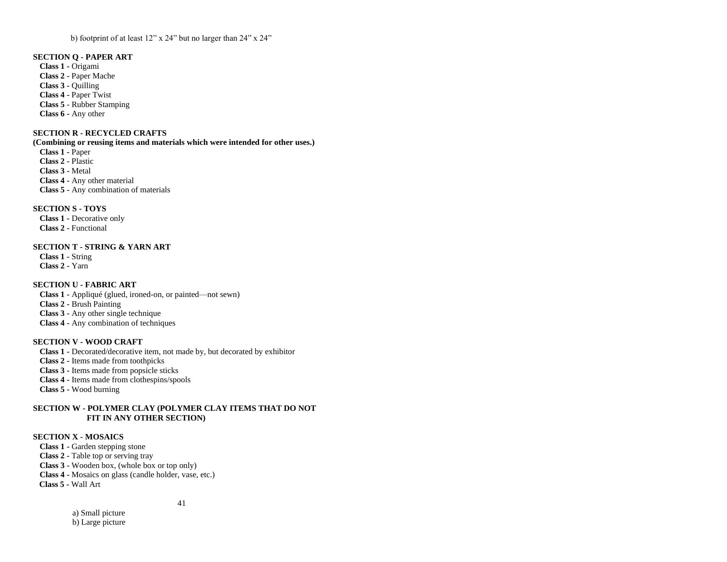b) footprint of at least 12" x 24" but no larger than 24" x 24"

**SECTION Q - PAPER ART**

**Class 1** - Origami
**Class 2** - Paper Mache
**Class 3** - Quilling
**Class 4** - Paper Twist
**Class 5** - Rubber Stamping
**Class 6** - Any other

**SECTION R - RECYCLED CRAFTS**
**(Combining or reusing items and materials which were intended for other uses.)**

**Class 1** - Paper
**Class 2** - Plastic
**Class 3** - Metal
**Class 4** - Any other material
**Class 5** - Any combination of materials

**SECTION S - TOYS**

**Class 1** - Decorative only
**Class 2** - Functional

**SECTION T - STRING & YARN ART**

**Class 1** - String
**Class 2** - Yarn

**SECTION U - FABRIC ART**

**Class 1** - Appliqué (glued, ironed-on, or painted—not sewn)
**Class 2** - Brush Painting
**Class 3** - Any other single technique
**Class 4** - Any combination of techniques

**SECTION V - WOOD CRAFT**

**Class 1** - Decorated/decorative item, not made by, but decorated by exhibitor
**Class 2** - Items made from toothpicks
**Class 3** - Items made from popsicle sticks
**Class 4** - Items made from clothespins/spools
**Class 5** - Wood burning

**SECTION W - POLYMER CLAY (POLYMER CLAY ITEMS THAT DO NOT FIT IN ANY OTHER SECTION)**

**SECTION X - MOSAICS**

**Class 1** - Garden stepping stone
**Class 2** - Table top or serving tray
**Class 3** - Wooden box, (whole box or top only)
**Class 4** - Mosaics on glass (candle holder, vase, etc.)
**Class 5** - Wall Art

a) Small picture
b) Large picture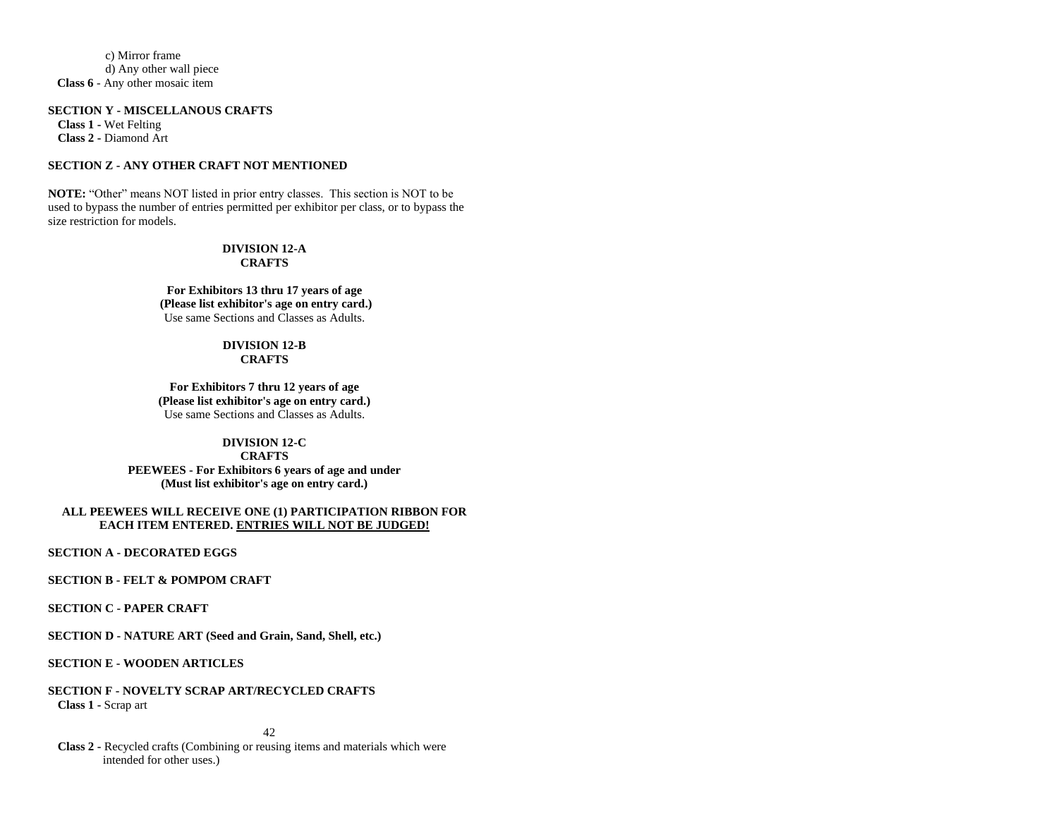c) Mirror frame
d) Any other wall piece

**Class 6** - Any other mosaic item

**SECTION Y - MISCELLANOUS CRAFTS**

**Class 1 -** Wet Felting
**Class 2 -** Diamond Art

**SECTION Z - ANY OTHER CRAFT NOT MENTIONED**

**NOTE:** "Other" means NOT listed in prior entry classes. This section is NOT to be used to bypass the number of entries permitted per exhibitor per class, or to bypass the size restriction for models.

## DIVISION 12-A
## CRAFTS

**For Exhibitors 13 thru 17 years of age**
**(Please list exhibitor's age on entry card.)**
Use same Sections and Classes as Adults.

## DIVISION 12-B
## CRAFTS

**For Exhibitors 7 thru 12 years of age**
**(Please list exhibitor's age on entry card.)**
Use same Sections and Classes as Adults.

## DIVISION 12-C
## CRAFTS

**PEEWEES - For Exhibitors 6 years of age and under**
**(Must list exhibitor's age on entry card.)**

**ALL PEEWEES WILL RECEIVE ONE (1) PARTICIPATION RIBBON FOR EACH ITEM ENTERED. ENTRIES WILL NOT BE JUDGED!**

**SECTION A - DECORATED EGGS**

**SECTION B - FELT & POMPOM CRAFT**

**SECTION C - PAPER CRAFT**

**SECTION D - NATURE ART (Seed and Grain, Sand, Shell, etc.)**

**SECTION E - WOODEN ARTICLES**

**SECTION F - NOVELTY SCRAP ART/RECYCLED CRAFTS**

**Class 1 -** Scrap art
**Class 2 -** Recycled crafts (Combining or reusing items and materials which were intended for other uses.)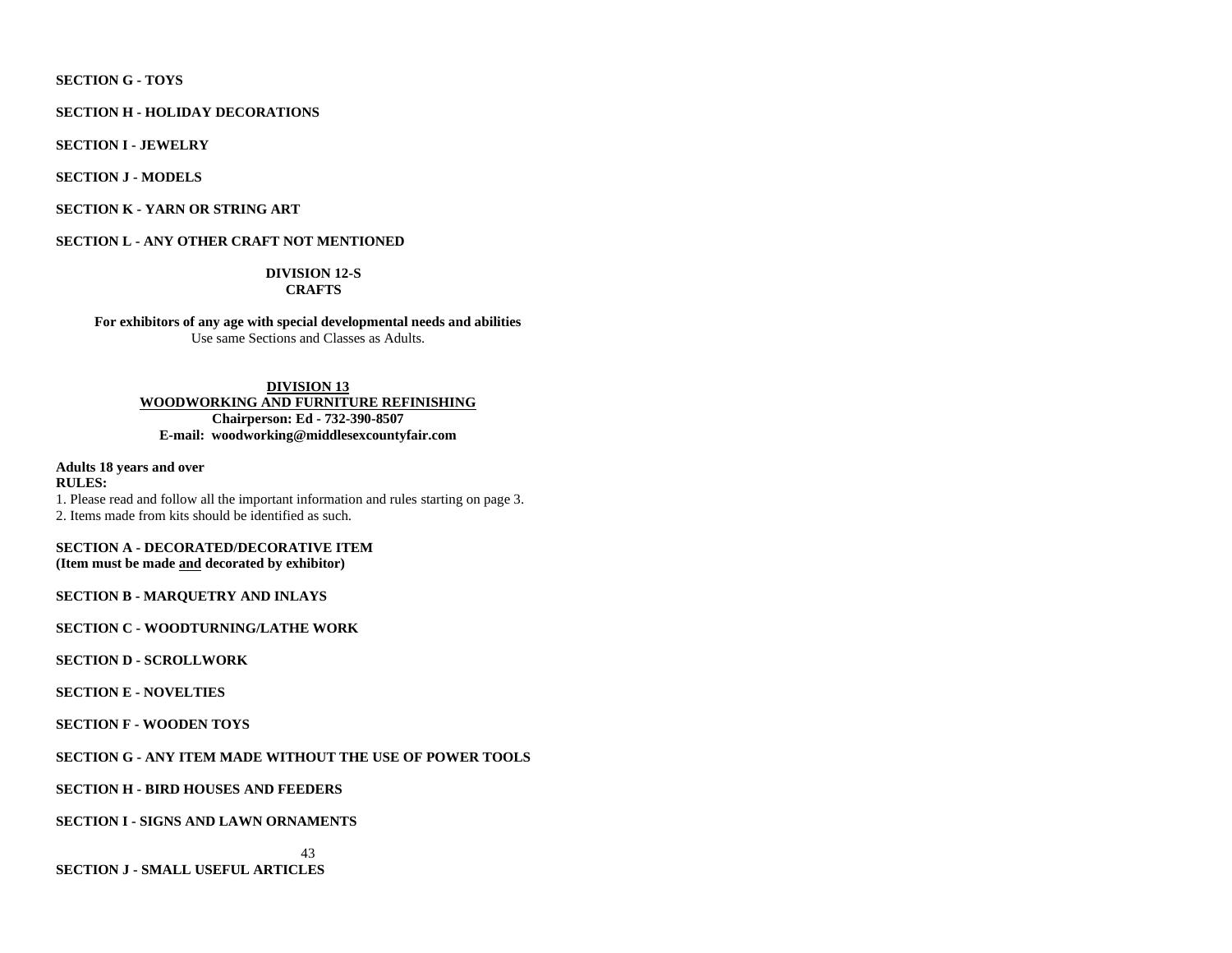**SECTION G - TOYS**

**SECTION H - HOLIDAY DECORATIONS**

**SECTION I - JEWELRY**

**SECTION J - MODELS**

**SECTION K - YARN OR STRING ART**

**SECTION L - ANY OTHER CRAFT NOT MENTIONED**

## DIVISION 12-S
## CRAFTS

**For exhibitors of any age with special developmental needs and abilities**
Use same Sections and Classes as Adults.

## DIVISION 13
## WOODWORKING AND FURNITURE REFINISHING

**Chairperson: Ed - 732-390-8507**
**E-mail: woodworking@middlesexcountyfair.com**

**Adults 18 years and over**
**RULES:**

1. Please read and follow all the important information and rules starting on page 3.
2. Items made from kits should be identified as such.

**SECTION A - DECORATED/DECORATIVE ITEM**
**(Item must be made and decorated by exhibitor)**

**SECTION B - MARQUETRY AND INLAYS**

**SECTION C - WOODTURNING/LATHE WORK**

**SECTION D - SCROLLWORK**

**SECTION E - NOVELTIES**

**SECTION F - WOODEN TOYS**

**SECTION G - ANY ITEM MADE WITHOUT THE USE OF POWER TOOLS**

**SECTION H - BIRD HOUSES AND FEEDERS**

**SECTION I - SIGNS AND LAWN ORNAMENTS**

**SECTION J - SMALL USEFUL ARTICLES**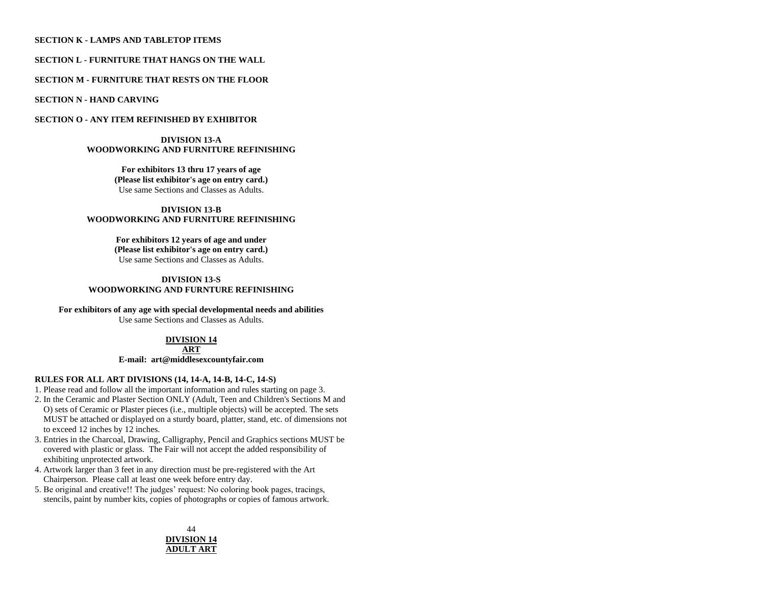**SECTION K - LAMPS AND TABLETOP ITEMS**

**SECTION L - FURNITURE THAT HANGS ON THE WALL**

**SECTION M - FURNITURE THAT RESTS ON THE FLOOR**

**SECTION N - HAND CARVING**

**SECTION O - ANY ITEM REFINISHED BY EXHIBITOR**

## DIVISION 13-A
## WOODWORKING AND FURNITURE REFINISHING

**For exhibitors 13 thru 17 years of age**
**(Please list exhibitor's age on entry card.)**
Use same Sections and Classes as Adults.

## DIVISION 13-B
## WOODWORKING AND FURNITURE REFINISHING

**For exhibitors 12 years of age and under**
**(Please list exhibitor's age on entry card.)**
Use same Sections and Classes as Adults.

## DIVISION 13-S
## WOODWORKING AND FURNTURE REFINISHING

**For exhibitors of any age with special developmental needs and abilities**
Use same Sections and Classes as Adults.

## DIVISION 14
## ART

**E-mail: art@middlesexcountyfair.com**

**RULES FOR ALL ART DIVISIONS (14, 14-A, 14-B, 14-C, 14-S)**

1. Please read and follow all the important information and rules starting on page 3.
2. In the Ceramic and Plaster Section ONLY (Adult, Teen and Children's Sections M and O) sets of Ceramic or Plaster pieces (i.e., multiple objects) will be accepted. The sets MUST be attached or displayed on a sturdy board, platter, stand, etc. of dimensions not to exceed 12 inches by 12 inches.
3. Entries in the Charcoal, Drawing, Calligraphy, Pencil and Graphics sections MUST be covered with plastic or glass. The Fair will not accept the added responsibility of exhibiting unprotected artwork.
4. Artwork larger than 3 feet in any direction must be pre-registered with the Art Chairperson. Please call at least one week before entry day.
5. Be original and creative!! The judges' request: No coloring book pages, tracings, stencils, paint by number kits, copies of photographs or copies of famous artwork.

## DIVISION 14
## ADULT ART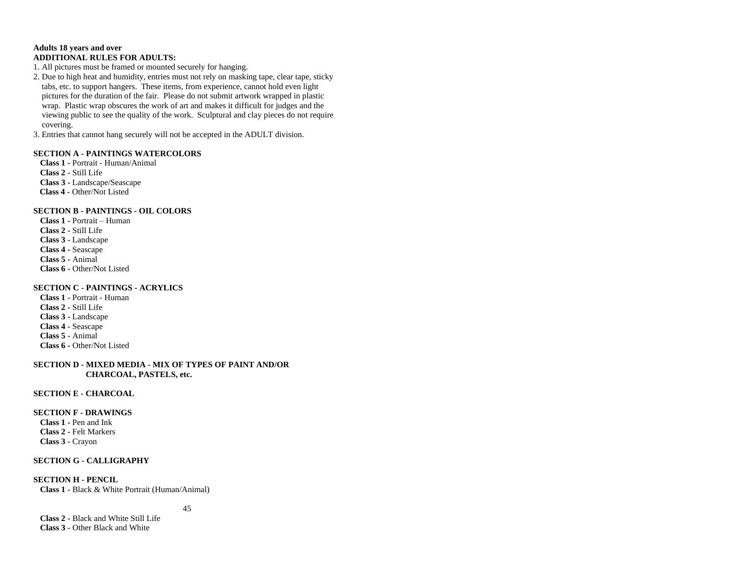**Adults 18 years and over**

**ADDITIONAL RULES FOR ADULTS:**

1. All pictures must be framed or mounted securely for hanging.
2. Due to high heat and humidity, entries must not rely on masking tape, clear tape, sticky tabs, etc. to support hangers. These items, from experience, cannot hold even light pictures for the duration of the fair. Please do not submit artwork wrapped in plastic wrap. Plastic wrap obscures the work of art and makes it difficult for judges and the viewing public to see the quality of the work. Sculptural and clay pieces do not require covering.
3. Entries that cannot hang securely will not be accepted in the ADULT division.

**SECTION A - PAINTINGS WATERCOLORS**

- **Class 1** - Portrait - Human/Animal
- **Class 2** - Still Life
- **Class 3** - Landscape/Seascape
- **Class 4** - Other/Not Listed

**SECTION B - PAINTINGS - OIL COLORS**

- **Class 1** - Portrait – Human
- **Class 2** - Still Life
- **Class 3** - Landscape
- **Class 4** - Seascape
- **Class 5** - Animal
- **Class 6** - Other/Not Listed

**SECTION C - PAINTINGS - ACRYLICS**

- **Class 1** - Portrait - Human
- **Class 2** - Still Life
- **Class 3** - Landscape
- **Class 4** - Seascape
- **Class 5** - Animal
- **Class 6** - Other/Not Listed

**SECTION D - MIXED MEDIA - MIX OF TYPES OF PAINT AND/OR CHARCOAL, PASTELS, etc.**

**SECTION E - CHARCOAL**

**SECTION F - DRAWINGS**

- **Class 1** - Pen and Ink
- **Class 2** - Felt Markers
- **Class 3** - Crayon

**SECTION G - CALLIGRAPHY**

**SECTION H - PENCIL**

- **Class 1** - Black & White Portrait (Human/Animal)
- **Class 2** - Black and White Still Life
- **Class 3** - Other Black and White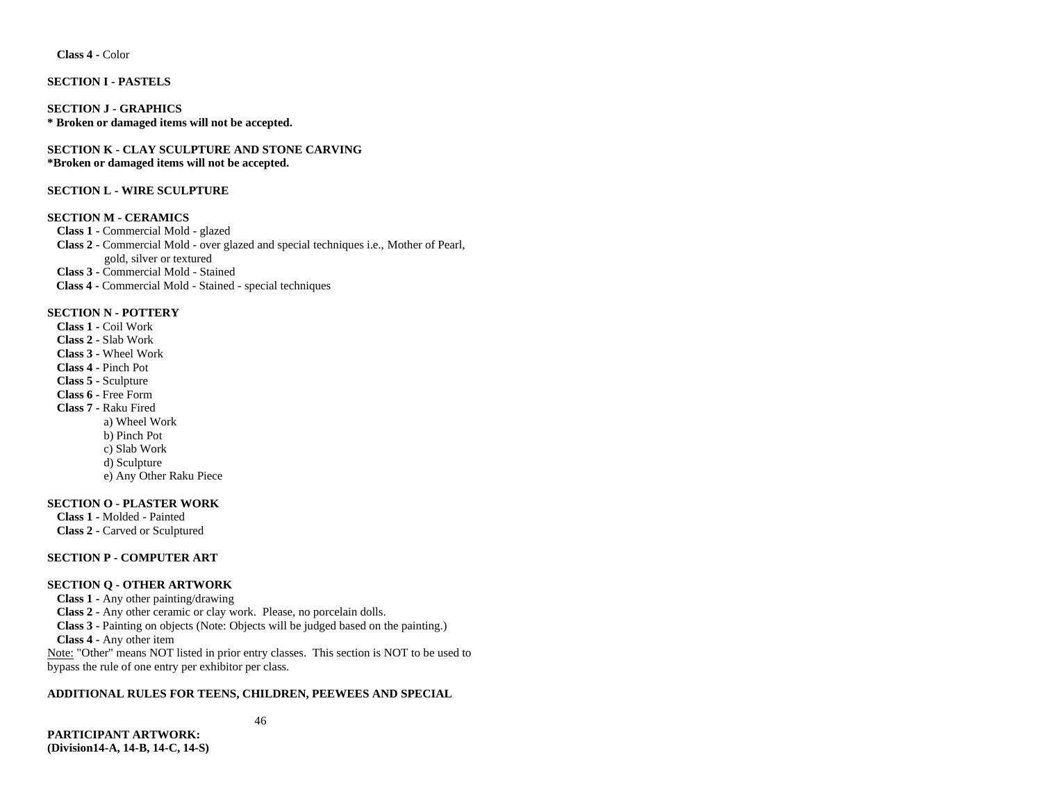**Class 4** - Color

**SECTION I - PASTELS**

**SECTION J - GRAPHICS**
**\* Broken or damaged items will not be accepted.**

**SECTION K - CLAY SCULPTURE AND STONE CARVING**
**\*Broken or damaged items will not be accepted.**

**SECTION L - WIRE SCULPTURE**

**SECTION M - CERAMICS**

- **Class 1** - Commercial Mold - glazed
- **Class 2** - Commercial Mold - over glazed and special techniques i.e., Mother of Pearl, gold, silver or textured
- **Class 3** - Commercial Mold - Stained
- **Class 4** - Commercial Mold - Stained - special techniques

**SECTION N - POTTERY**

- **Class 1** - Coil Work
- **Class 2** - Slab Work
- **Class 3** - Wheel Work
- **Class 4** - Pinch Pot
- **Class 5** - Sculpture
- **Class 6** - Free Form
- **Class 7** - Raku Fired
    - a) Wheel Work
    - b) Pinch Pot
    - c) Slab Work
    - d) Sculpture
    - e) Any Other Raku Piece

**SECTION O - PLASTER WORK**

- **Class 1** - Molded - Painted
- **Class 2** - Carved or Sculptured

**SECTION P - COMPUTER ART**

**SECTION Q - OTHER ARTWORK**

- **Class 1** - Any other painting/drawing
- **Class 2** - Any other ceramic or clay work. Please, no porcelain dolls.
- **Class 3** - Painting on objects (Note: Objects will be judged based on the painting.)
- **Class 4** - Any other item

Note: "Other" means NOT listed in prior entry classes. This section is NOT to be used to bypass the rule of one entry per exhibitor per class.

**ADDITIONAL RULES FOR TEENS, CHILDREN, PEEWEES AND SPECIAL PARTICIPANT ARTWORK:**
**(Division14-A, 14-B, 14-C, 14-S)**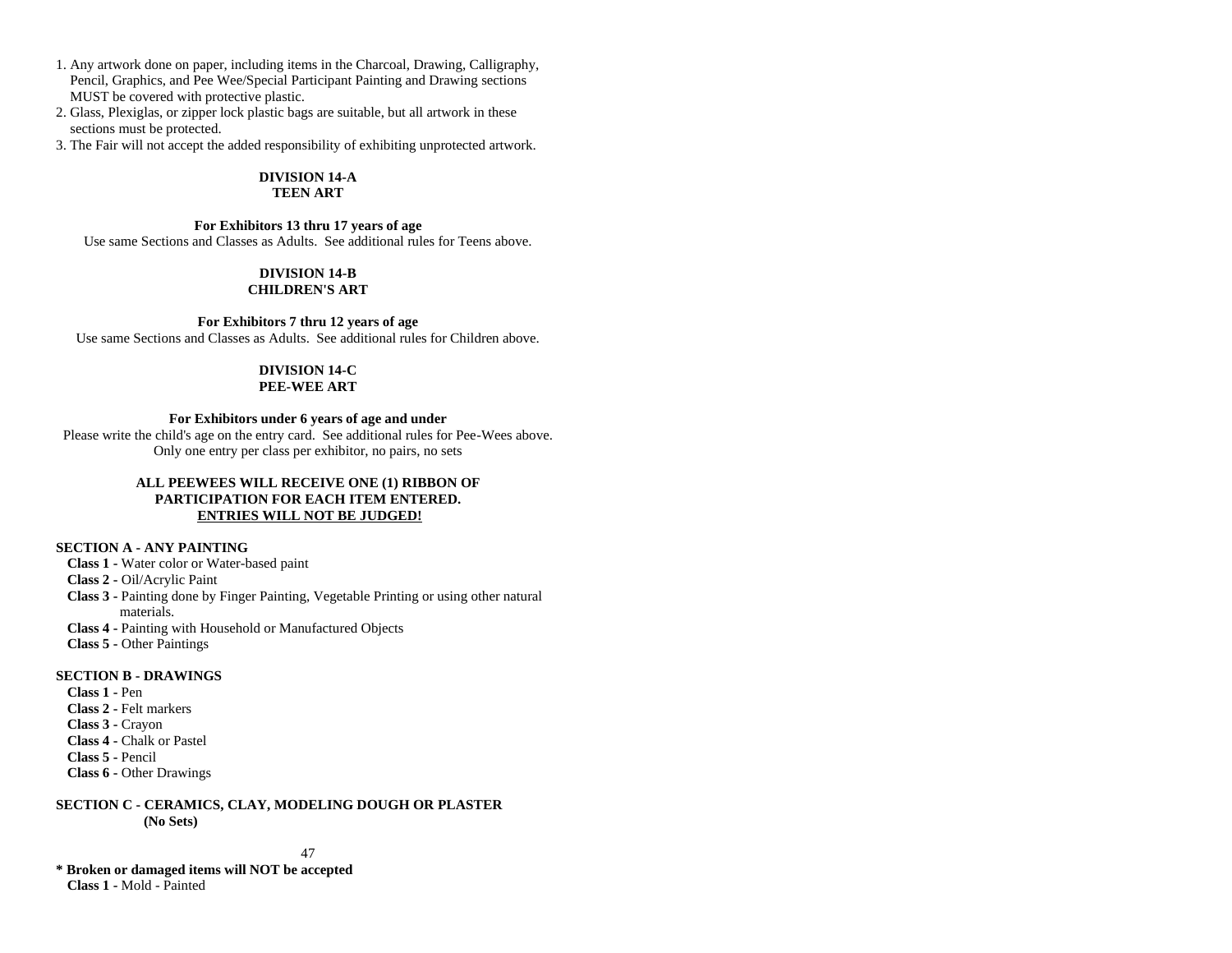1. Any artwork done on paper, including items in the Charcoal, Drawing, Calligraphy, Pencil, Graphics, and Pee Wee/Special Participant Painting and Drawing sections MUST be covered with protective plastic.
2. Glass, Plexiglas, or zipper lock plastic bags are suitable, but all artwork in these sections must be protected.
3. The Fair will not accept the added responsibility of exhibiting unprotected artwork.

## DIVISION 14-A
## TEEN ART

**For Exhibitors 13 thru 17 years of age**

Use same Sections and Classes as Adults. See additional rules for Teens above.

## DIVISION 14-B
## CHILDREN'S ART

**For Exhibitors 7 thru 12 years of age**

Use same Sections and Classes as Adults. See additional rules for Children above.

## DIVISION 14-C
## PEE-WEE ART

**For Exhibitors under 6 years of age and under**

Please write the child's age on the entry card. See additional rules for Pee-Wees above.
Only one entry per class per exhibitor, no pairs, no sets

**ALL PEEWEES WILL RECEIVE ONE (1) RIBBON OF PARTICIPATION FOR EACH ITEM ENTERED.**
**<u>ENTRIES WILL NOT BE JUDGED!</u>**

### SECTION A - ANY PAINTING

- **Class 1 -** Water color or Water-based paint
- **Class 2 -** Oil/Acrylic Paint
- **Class 3 -** Painting done by Finger Painting, Vegetable Printing or using other natural materials.
- **Class 4 -** Painting with Household or Manufactured Objects
- **Class 5 -** Other Paintings

### SECTION B - DRAWINGS

- **Class 1 -** Pen
- **Class 2 -** Felt markers
- **Class 3 -** Crayon
- **Class 4 -** Chalk or Pastel
- **Class 5 -** Pencil
- **Class 6 -** Other Drawings

### SECTION C - CERAMICS, CLAY, MODELING DOUGH OR PLASTER (No Sets)

**\* Broken or damaged items will NOT be accepted**

- **Class 1 -** Mold - Painted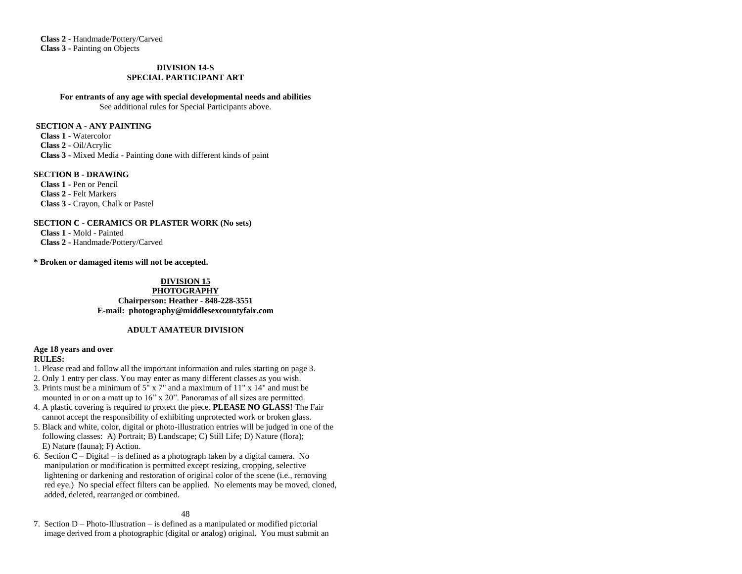**Class 2 -** Handmade/Pottery/Carved
**Class 3 -** Painting on Objects

## DIVISION 14-S
## SPECIAL PARTICIPANT ART

**For entrants of any age with special developmental needs and abilities**
See additional rules for Special Participants above.

### SECTION A - ANY PAINTING

**Class 1 -** Watercolor
**Class 2 -** Oil/Acrylic
**Class 3 -** Mixed Media - Painting done with different kinds of paint

### SECTION B - DRAWING

**Class 1 -** Pen or Pencil
**Class 2 -** Felt Markers
**Class 3 -** Crayon, Chalk or Pastel

### SECTION C - CERAMICS OR PLASTER WORK (No sets)

**Class 1 -** Mold - Painted
**Class 2 -** Handmade/Pottery/Carved

**\* Broken or damaged items will not be accepted.**

## DIVISION 15
## PHOTOGRAPHY

**Chairperson: Heather - 848-228-3551**
**E-mail: photography@middlesexcountyfair.com**

### ADULT AMATEUR DIVISION

**Age 18 years and over**
**RULES:**

1. Please read and follow all the important information and rules starting on page 3.
2. Only 1 entry per class. You may enter as many different classes as you wish.
3. Prints must be a minimum of 5" x 7" and a maximum of 11" x 14" and must be mounted in or on a matt up to 16" x 20". Panoramas of all sizes are permitted.
4. A plastic covering is required to protect the piece. **PLEASE NO GLASS!** The Fair cannot accept the responsibility of exhibiting unprotected work or broken glass.
5. Black and white, color, digital or photo-illustration entries will be judged in one of the following classes: A) Portrait; B) Landscape; C) Still Life; D) Nature (flora); E) Nature (fauna); F) Action.
6. Section C – Digital – is defined as a photograph taken by a digital camera. No manipulation or modification is permitted except resizing, cropping, selective lightening or darkening and restoration of original color of the scene (i.e., removing red eye.) No special effect filters can be applied. No elements may be moved, cloned, added, deleted, rearranged or combined.
7. Section D – Photo-Illustration – is defined as a manipulated or modified pictorial image derived from a photographic (digital or analog) original. You must submit an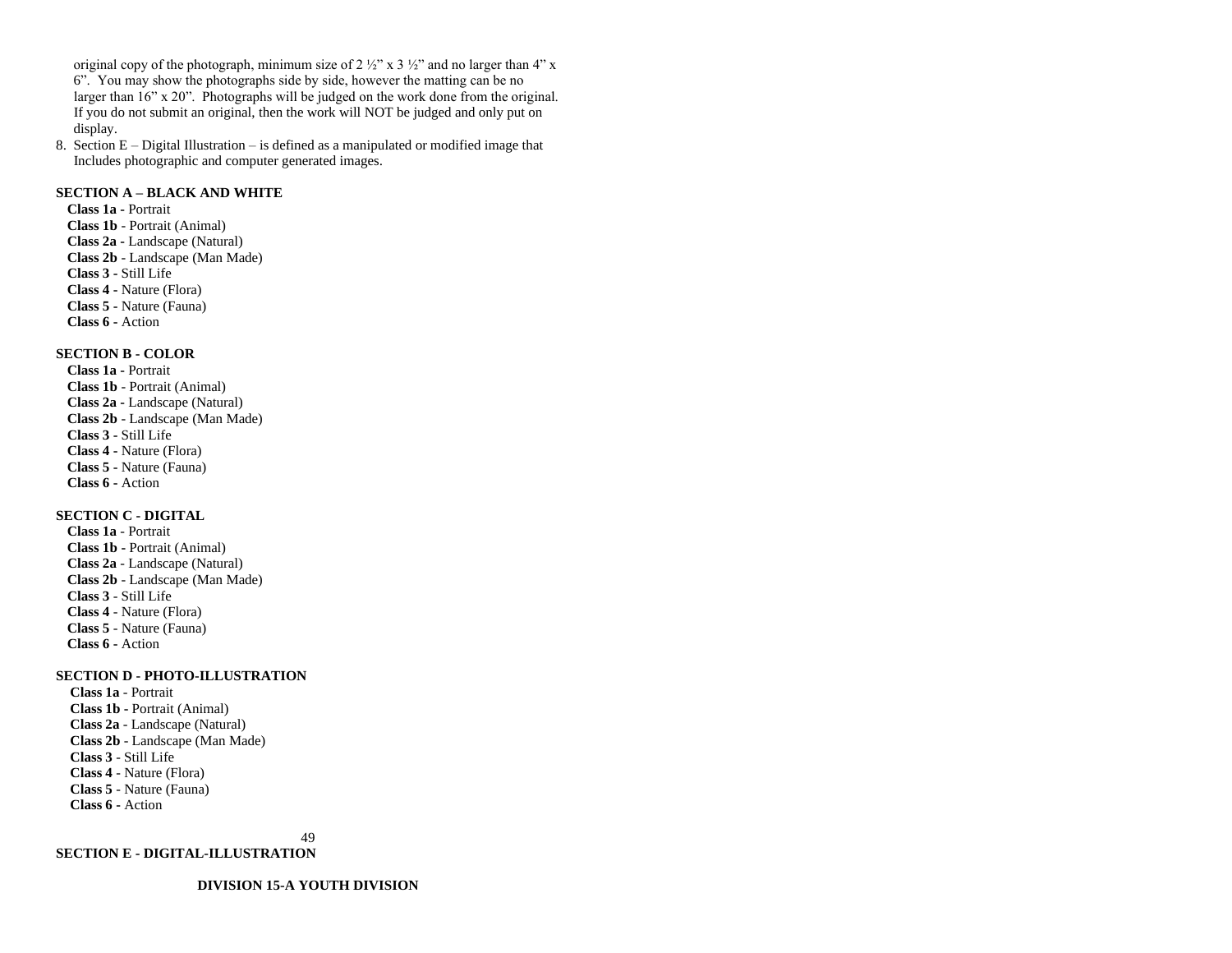original copy of the photograph, minimum size of 2 ½" x 3 ½" and no larger than 4" x 6". You may show the photographs side by side, however the matting can be no larger than 16" x 20". Photographs will be judged on the work done from the original. If you do not submit an original, then the work will NOT be judged and only put on display.

8. Section E – Digital Illustration – is defined as a manipulated or modified image that Includes photographic and computer generated images.

**SECTION A – BLACK AND WHITE**

- **Class 1a -** Portrait
- **Class 1b** - Portrait (Animal)
- **Class 2a -** Landscape (Natural)
- **Class 2b** - Landscape (Man Made)
- **Class 3** - Still Life
- **Class 4** - Nature (Flora)
- **Class 5** - Nature (Fauna)
- **Class 6** - Action

**SECTION B - COLOR**

- **Class 1a -** Portrait
- **Class 1b** - Portrait (Animal)
- **Class 2a -** Landscape (Natural)
- **Class 2b** - Landscape (Man Made)
- **Class 3** - Still Life
- **Class 4** - Nature (Flora)
- **Class 5** - Nature (Fauna)
- **Class 6** - Action

**SECTION C - DIGITAL**

- **Class 1a** - Portrait
- **Class 1b** - Portrait (Animal)
- **Class 2a** - Landscape (Natural)
- **Class 2b** - Landscape (Man Made)
- **Class 3** - Still Life
- **Class 4** - Nature (Flora)
- **Class 5** - Nature (Fauna)
- **Class 6** - Action

**SECTION D - PHOTO-ILLUSTRATION**

- **Class 1a** - Portrait
- **Class 1b** - Portrait (Animal)
- **Class 2a** - Landscape (Natural)
- **Class 2b** - Landscape (Man Made)
- **Class 3** - Still Life
- **Class 4** - Nature (Flora)
- **Class 5** - Nature (Fauna)
- **Class 6 -** Action

**SECTION E - DIGITAL-ILLUSTRATION**

## DIVISION 15-A YOUTH DIVISION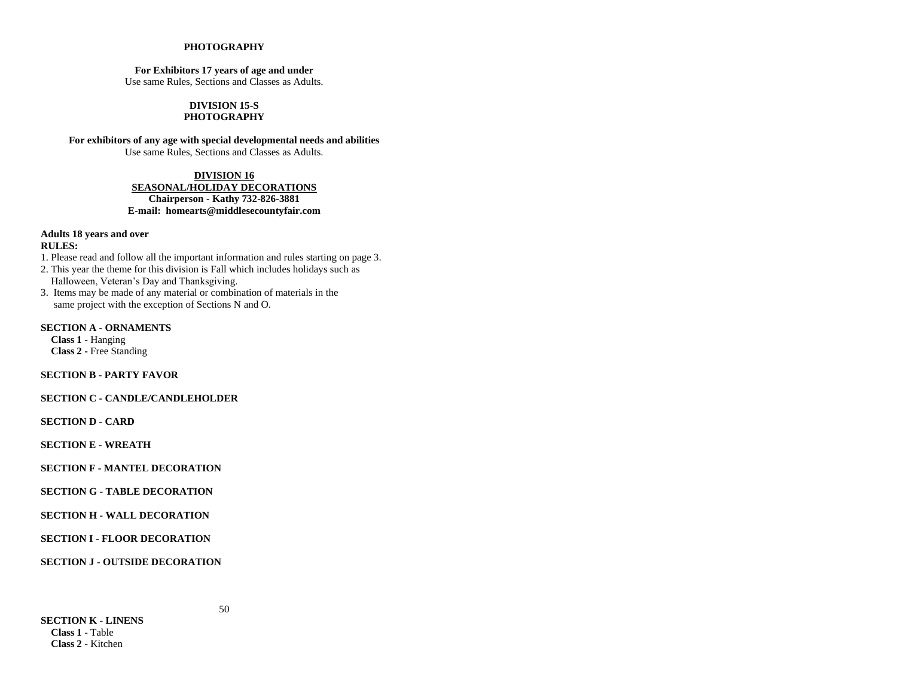**PHOTOGRAPHY**

**For Exhibitors 17 years of age and under**
Use same Rules, Sections and Classes as Adults.

**DIVISION 15-S**
**PHOTOGRAPHY**

**For exhibitors of any age with special developmental needs and abilities**
Use same Rules, Sections and Classes as Adults.

## DIVISION 16
## SEASONAL/HOLIDAY DECORATIONS

**Chairperson - Kathy 732-826-3881**
**E-mail: homearts@middlesecountyfair.com**

**Adults 18 years and over**
**RULES:**

1. Please read and follow all the important information and rules starting on page 3.
2. This year the theme for this division is Fall which includes holidays such as Halloween, Veteran's Day and Thanksgiving.
3. Items may be made of any material or combination of materials in the same project with the exception of Sections N and O.

**SECTION A - ORNAMENTS**
- **Class 1 -** Hanging
- **Class 2 -** Free Standing

**SECTION B - PARTY FAVOR**

**SECTION C - CANDLE/CANDLEHOLDER**

**SECTION D - CARD**

**SECTION E - WREATH**

**SECTION F - MANTEL DECORATION**

**SECTION G - TABLE DECORATION**

**SECTION H - WALL DECORATION**

**SECTION I - FLOOR DECORATION**

**SECTION J - OUTSIDE DECORATION**

**SECTION K - LINENS**
- **Class 1 -** Table
- **Class 2 -** Kitchen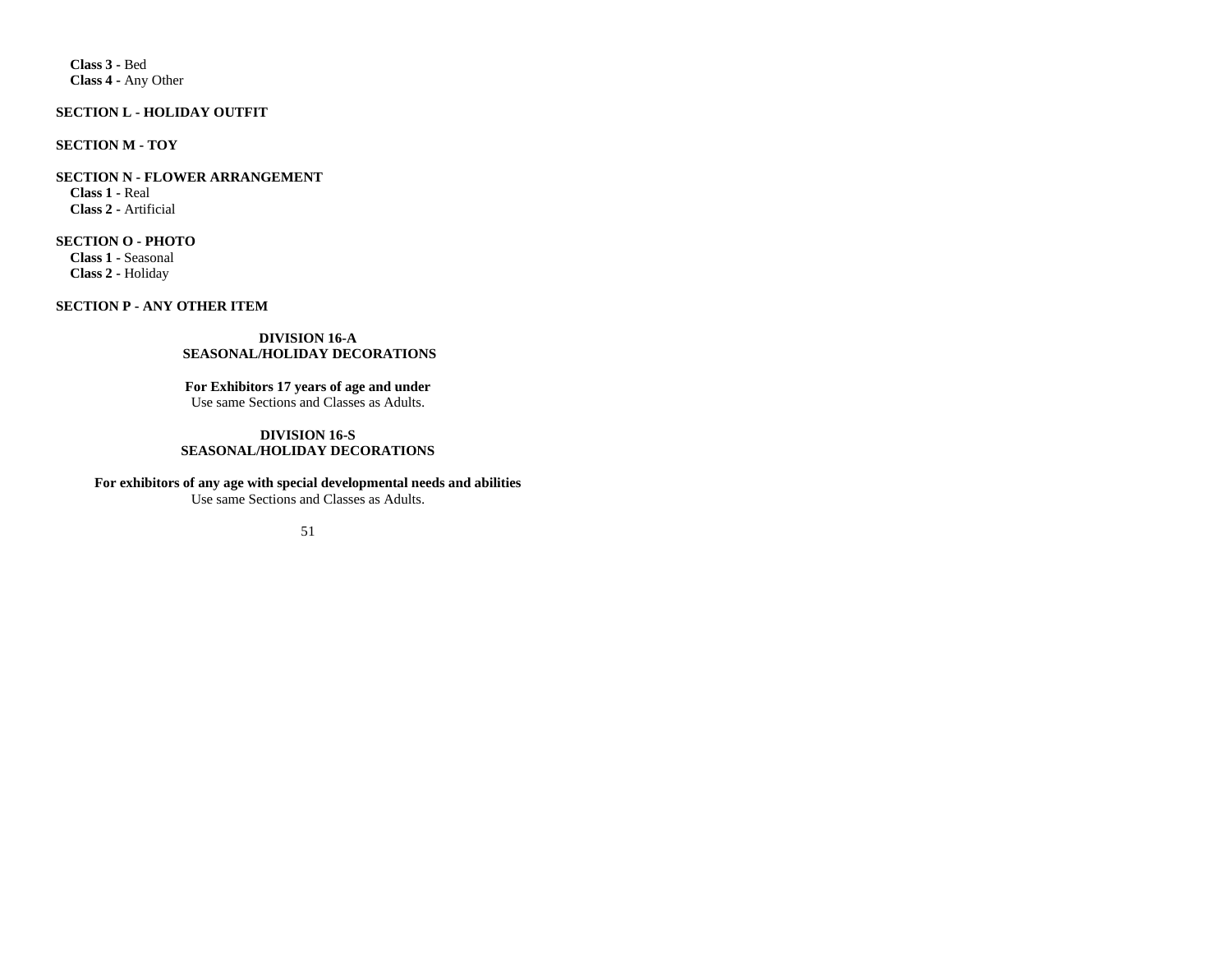**Class 3 -** Bed
**Class 4 -** Any Other

**SECTION L - HOLIDAY OUTFIT**

**SECTION M - TOY**

**SECTION N - FLOWER ARRANGEMENT**
**Class 1 -** Real
**Class 2 -** Artificial

**SECTION O - PHOTO**
**Class 1 -** Seasonal
**Class 2 -** Holiday

**SECTION P - ANY OTHER ITEM**

## DIVISION 16-A
## SEASONAL/HOLIDAY DECORATIONS

**For Exhibitors 17 years of age and under**
Use same Sections and Classes as Adults.

## DIVISION 16-S
## SEASONAL/HOLIDAY DECORATIONS

**For exhibitors of any age with special developmental needs and abilities**
Use same Sections and Classes as Adults.